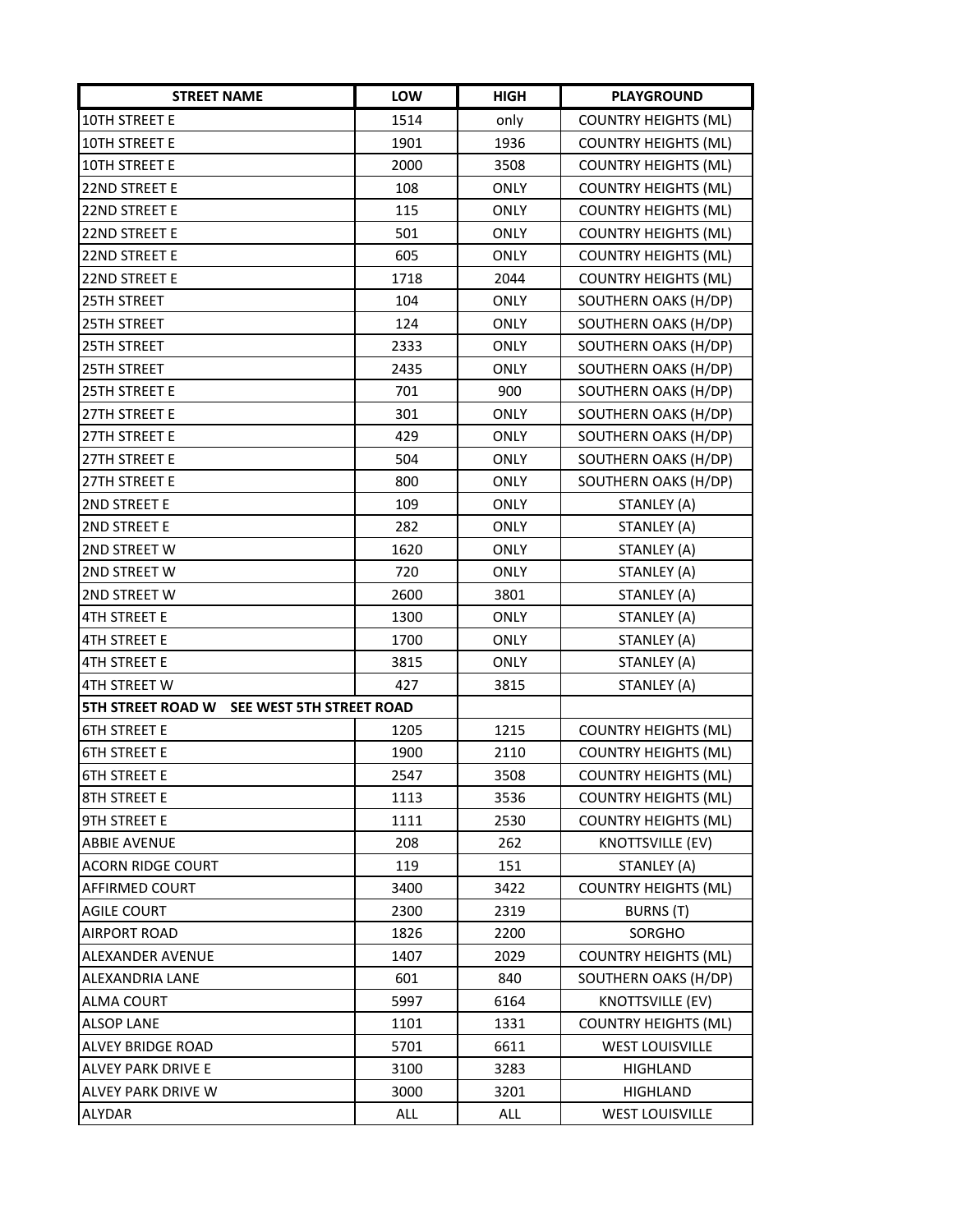| STREET NAME | LOW | HIGH | PLAYGROUND |
|---|---|---|---|
| 10TH STREET E | 1514 | only | COUNTRY HEIGHTS (ML) |
| 10TH STREET E | 1901 | 1936 | COUNTRY HEIGHTS (ML) |
| 10TH STREET E | 2000 | 3508 | COUNTRY HEIGHTS (ML) |
| 22ND STREET E | 108 | ONLY | COUNTRY HEIGHTS (ML) |
| 22ND STREET E | 115 | ONLY | COUNTRY HEIGHTS (ML) |
| 22ND STREET E | 501 | ONLY | COUNTRY HEIGHTS (ML) |
| 22ND STREET E | 605 | ONLY | COUNTRY HEIGHTS (ML) |
| 22ND STREET E | 1718 | 2044 | COUNTRY HEIGHTS (ML) |
| 25TH STREET | 104 | ONLY | SOUTHERN OAKS (H/DP) |
| 25TH STREET | 124 | ONLY | SOUTHERN OAKS (H/DP) |
| 25TH STREET | 2333 | ONLY | SOUTHERN OAKS (H/DP) |
| 25TH STREET | 2435 | ONLY | SOUTHERN OAKS (H/DP) |
| 25TH STREET E | 701 | 900 | SOUTHERN OAKS (H/DP) |
| 27TH STREET E | 301 | ONLY | SOUTHERN OAKS (H/DP) |
| 27TH STREET E | 429 | ONLY | SOUTHERN OAKS (H/DP) |
| 27TH STREET E | 504 | ONLY | SOUTHERN OAKS (H/DP) |
| 27TH STREET E | 800 | ONLY | SOUTHERN OAKS (H/DP) |
| 2ND STREET E | 109 | ONLY | STANLEY (A) |
| 2ND STREET E | 282 | ONLY | STANLEY (A) |
| 2ND STREET W | 1620 | ONLY | STANLEY (A) |
| 2ND STREET W | 720 | ONLY | STANLEY (A) |
| 2ND STREET W | 2600 | 3801 | STANLEY (A) |
| 4TH STREET E | 1300 | ONLY | STANLEY (A) |
| 4TH STREET E | 1700 | ONLY | STANLEY (A) |
| 4TH STREET E | 3815 | ONLY | STANLEY (A) |
| 4TH STREET W | 427 | 3815 | STANLEY (A) |
| **5TH STREET ROAD W    SEE WEST 5TH STREET ROAD** | | | |
| 6TH STREET E | 1205 | 1215 | COUNTRY HEIGHTS (ML) |
| 6TH STREET E | 1900 | 2110 | COUNTRY HEIGHTS (ML) |
| 6TH STREET E | 2547 | 3508 | COUNTRY HEIGHTS (ML) |
| 8TH STREET E | 1113 | 3536 | COUNTRY HEIGHTS (ML) |
| 9TH STREET E | 1111 | 2530 | COUNTRY HEIGHTS (ML) |
| ABBIE AVENUE | 208 | 262 | KNOTTSVILLE (EV) |
| ACORN RIDGE COURT | 119 | 151 | STANLEY (A) |
| AFFIRMED COURT | 3400 | 3422 | COUNTRY HEIGHTS (ML) |
| AGILE COURT | 2300 | 2319 | BURNS (T) |
| AIRPORT ROAD | 1826 | 2200 | SORGHO |
| ALEXANDER AVENUE | 1407 | 2029 | COUNTRY HEIGHTS (ML) |
| ALEXANDRIA LANE | 601 | 840 | SOUTHERN OAKS (H/DP) |
| ALMA COURT | 5997 | 6164 | KNOTTSVILLE (EV) |
| ALSOP LANE | 1101 | 1331 | COUNTRY HEIGHTS (ML) |
| ALVEY BRIDGE ROAD | 5701 | 6611 | WEST LOUISVILLE |
| ALVEY PARK DRIVE E | 3100 | 3283 | HIGHLAND |
| ALVEY PARK DRIVE W | 3000 | 3201 | HIGHLAND |
| ALYDAR | ALL | ALL | WEST LOUISVILLE |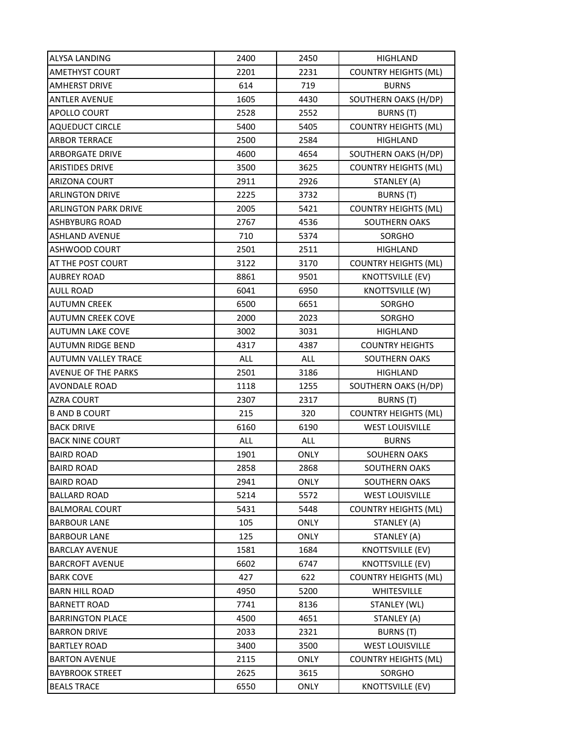| ALYSA LANDING | 2400 | 2450 | HIGHLAND |
|---|---|---|---|
| AMETHYST COURT | 2201 | 2231 | COUNTRY HEIGHTS (ML) |
| AMHERST DRIVE | 614 | 719 | BURNS |
| ANTLER AVENUE | 1605 | 4430 | SOUTHERN OAKS (H/DP) |
| APOLLO COURT | 2528 | 2552 | BURNS (T) |
| AQUEDUCT CIRCLE | 5400 | 5405 | COUNTRY HEIGHTS (ML) |
| ARBOR TERRACE | 2500 | 2584 | HIGHLAND |
| ARBORGATE DRIVE | 4600 | 4654 | SOUTHERN OAKS (H/DP) |
| ARISTIDES DRIVE | 3500 | 3625 | COUNTRY HEIGHTS (ML) |
| ARIZONA COURT | 2911 | 2926 | STANLEY (A) |
| ARLINGTON DRIVE | 2225 | 3732 | BURNS (T) |
| ARLINGTON PARK DRIVE | 2005 | 5421 | COUNTRY HEIGHTS (ML) |
| ASHBYBURG ROAD | 2767 | 4536 | SOUTHERN OAKS |
| ASHLAND AVENUE | 710 | 5374 | SORGHO |
| ASHWOOD COURT | 2501 | 2511 | HIGHLAND |
| AT THE POST COURT | 3122 | 3170 | COUNTRY HEIGHTS (ML) |
| AUBREY ROAD | 8861 | 9501 | KNOTTSVILLE (EV) |
| AULL ROAD | 6041 | 6950 | KNOTTSVILLE (W) |
| AUTUMN CREEK | 6500 | 6651 | SORGHO |
| AUTUMN CREEK COVE | 2000 | 2023 | SORGHO |
| AUTUMN LAKE COVE | 3002 | 3031 | HIGHLAND |
| AUTUMN RIDGE BEND | 4317 | 4387 | COUNTRY HEIGHTS |
| AUTUMN VALLEY TRACE | ALL | ALL | SOUTHERN OAKS |
| AVENUE OF THE PARKS | 2501 | 3186 | HIGHLAND |
| AVONDALE ROAD | 1118 | 1255 | SOUTHERN OAKS (H/DP) |
| AZRA COURT | 2307 | 2317 | BURNS (T) |
| B AND B COURT | 215 | 320 | COUNTRY HEIGHTS (ML) |
| BACK DRIVE | 6160 | 6190 | WEST LOUISVILLE |
| BACK NINE COURT | ALL | ALL | BURNS |
| BAIRD ROAD | 1901 | ONLY | SOUHERN OAKS |
| BAIRD ROAD | 2858 | 2868 | SOUTHERN OAKS |
| BAIRD ROAD | 2941 | ONLY | SOUTHERN OAKS |
| BALLARD ROAD | 5214 | 5572 | WEST LOUISVILLE |
| BALMORAL COURT | 5431 | 5448 | COUNTRY HEIGHTS (ML) |
| BARBOUR LANE | 105 | ONLY | STANLEY (A) |
| BARBOUR LANE | 125 | ONLY | STANLEY (A) |
| BARCLAY AVENUE | 1581 | 1684 | KNOTTSVILLE (EV) |
| BARCROFT AVENUE | 6602 | 6747 | KNOTTSVILLE (EV) |
| BARK COVE | 427 | 622 | COUNTRY HEIGHTS (ML) |
| BARN HILL ROAD | 4950 | 5200 | WHITESVILLE |
| BARNETT ROAD | 7741 | 8136 | STANLEY (WL) |
| BARRINGTON PLACE | 4500 | 4651 | STANLEY (A) |
| BARRON DRIVE | 2033 | 2321 | BURNS (T) |
| BARTLEY ROAD | 3400 | 3500 | WEST LOUISVILLE |
| BARTON AVENUE | 2115 | ONLY | COUNTRY HEIGHTS (ML) |
| BAYBROOK STREET | 2625 | 3615 | SORGHO |
| BEALS TRACE | 6550 | ONLY | KNOTTSVILLE (EV) |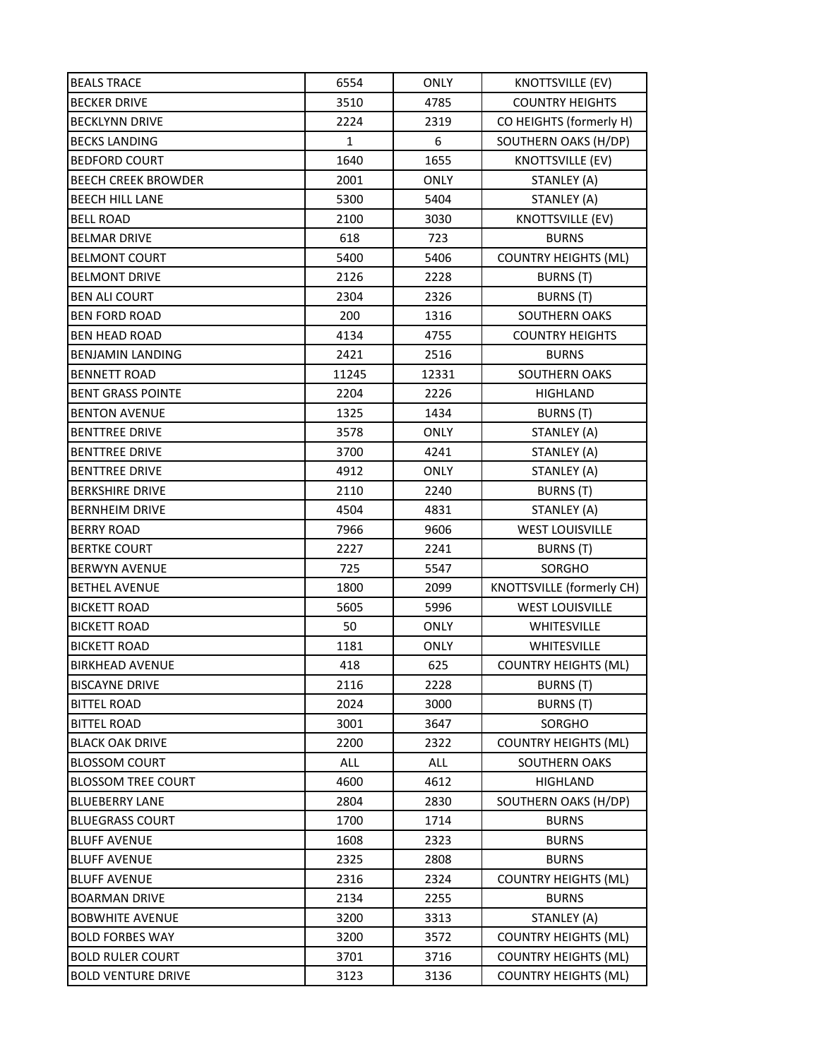| | | | |
|---|---|---|---|
| BEALS TRACE | 6554 | ONLY | KNOTTSVILLE (EV) |
| BECKER DRIVE | 3510 | 4785 | COUNTRY HEIGHTS |
| BECKLYNN DRIVE | 2224 | 2319 | CO HEIGHTS (formerly H) |
| BECKS LANDING | 1 | 6 | SOUTHERN OAKS (H/DP) |
| BEDFORD COURT | 1640 | 1655 | KNOTTSVILLE (EV) |
| BEECH CREEK BROWDER | 2001 | ONLY | STANLEY (A) |
| BEECH HILL LANE | 5300 | 5404 | STANLEY (A) |
| BELL ROAD | 2100 | 3030 | KNOTTSVILLE (EV) |
| BELMAR DRIVE | 618 | 723 | BURNS |
| BELMONT COURT | 5400 | 5406 | COUNTRY HEIGHTS (ML) |
| BELMONT DRIVE | 2126 | 2228 | BURNS (T) |
| BEN ALI COURT | 2304 | 2326 | BURNS (T) |
| BEN FORD ROAD | 200 | 1316 | SOUTHERN OAKS |
| BEN HEAD ROAD | 4134 | 4755 | COUNTRY HEIGHTS |
| BENJAMIN LANDING | 2421 | 2516 | BURNS |
| BENNETT ROAD | 11245 | 12331 | SOUTHERN OAKS |
| BENT GRASS POINTE | 2204 | 2226 | HIGHLAND |
| BENTON AVENUE | 1325 | 1434 | BURNS (T) |
| BENTTREE DRIVE | 3578 | ONLY | STANLEY (A) |
| BENTTREE DRIVE | 3700 | 4241 | STANLEY (A) |
| BENTTREE DRIVE | 4912 | ONLY | STANLEY (A) |
| BERKSHIRE DRIVE | 2110 | 2240 | BURNS (T) |
| BERNHEIM DRIVE | 4504 | 4831 | STANLEY (A) |
| BERRY ROAD | 7966 | 9606 | WEST LOUISVILLE |
| BERTKE COURT | 2227 | 2241 | BURNS (T) |
| BERWYN AVENUE | 725 | 5547 | SORGHO |
| BETHEL AVENUE | 1800 | 2099 | KNOTTSVILLE (formerly CH) |
| BICKETT ROAD | 5605 | 5996 | WEST LOUISVILLE |
| BICKETT ROAD | 50 | ONLY | WHITESVILLE |
| BICKETT ROAD | 1181 | ONLY | WHITESVILLE |
| BIRKHEAD AVENUE | 418 | 625 | COUNTRY HEIGHTS (ML) |
| BISCAYNE DRIVE | 2116 | 2228 | BURNS (T) |
| BITTEL ROAD | 2024 | 3000 | BURNS (T) |
| BITTEL ROAD | 3001 | 3647 | SORGHO |
| BLACK OAK DRIVE | 2200 | 2322 | COUNTRY HEIGHTS (ML) |
| BLOSSOM COURT | ALL | ALL | SOUTHERN OAKS |
| BLOSSOM TREE COURT | 4600 | 4612 | HIGHLAND |
| BLUEBERRY LANE | 2804 | 2830 | SOUTHERN OAKS (H/DP) |
| BLUEGRASS COURT | 1700 | 1714 | BURNS |
| BLUFF AVENUE | 1608 | 2323 | BURNS |
| BLUFF AVENUE | 2325 | 2808 | BURNS |
| BLUFF AVENUE | 2316 | 2324 | COUNTRY HEIGHTS (ML) |
| BOARMAN DRIVE | 2134 | 2255 | BURNS |
| BOBWHITE AVENUE | 3200 | 3313 | STANLEY (A) |
| BOLD FORBES WAY | 3200 | 3572 | COUNTRY HEIGHTS (ML) |
| BOLD RULER COURT | 3701 | 3716 | COUNTRY HEIGHTS (ML) |
| BOLD VENTURE DRIVE | 3123 | 3136 | COUNTRY HEIGHTS (ML) |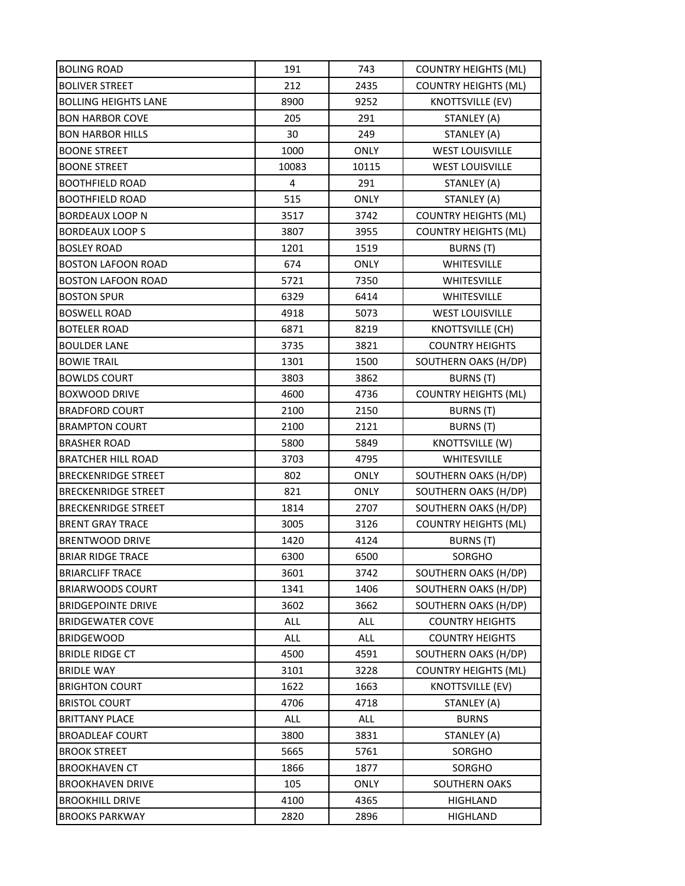| | | | |
|---|---|---|---|
| BOLING ROAD | 191 | 743 | COUNTRY HEIGHTS (ML) |
| BOLIVER STREET | 212 | 2435 | COUNTRY HEIGHTS (ML) |
| BOLLING HEIGHTS LANE | 8900 | 9252 | KNOTTSVILLE (EV) |
| BON HARBOR COVE | 205 | 291 | STANLEY (A) |
| BON HARBOR HILLS | 30 | 249 | STANLEY (A) |
| BOONE STREET | 1000 | ONLY | WEST LOUISVILLE |
| BOONE STREET | 10083 | 10115 | WEST LOUISVILLE |
| BOOTHFIELD ROAD | 4 | 291 | STANLEY (A) |
| BOOTHFIELD ROAD | 515 | ONLY | STANLEY (A) |
| BORDEAUX LOOP N | 3517 | 3742 | COUNTRY HEIGHTS (ML) |
| BORDEAUX LOOP S | 3807 | 3955 | COUNTRY HEIGHTS (ML) |
| BOSLEY ROAD | 1201 | 1519 | BURNS (T) |
| BOSTON LAFOON ROAD | 674 | ONLY | WHITESVILLE |
| BOSTON LAFOON ROAD | 5721 | 7350 | WHITESVILLE |
| BOSTON SPUR | 6329 | 6414 | WHITESVILLE |
| BOSWELL ROAD | 4918 | 5073 | WEST LOUISVILLE |
| BOTELER ROAD | 6871 | 8219 | KNOTTSVILLE (CH) |
| BOULDER LANE | 3735 | 3821 | COUNTRY HEIGHTS |
| BOWIE TRAIL | 1301 | 1500 | SOUTHERN OAKS (H/DP) |
| BOWLDS COURT | 3803 | 3862 | BURNS (T) |
| BOXWOOD DRIVE | 4600 | 4736 | COUNTRY HEIGHTS (ML) |
| BRADFORD COURT | 2100 | 2150 | BURNS (T) |
| BRAMPTON COURT | 2100 | 2121 | BURNS (T) |
| BRASHER ROAD | 5800 | 5849 | KNOTTSVILLE (W) |
| BRATCHER HILL ROAD | 3703 | 4795 | WHITESVILLE |
| BRECKENRIDGE STREET | 802 | ONLY | SOUTHERN OAKS (H/DP) |
| BRECKENRIDGE STREET | 821 | ONLY | SOUTHERN OAKS (H/DP) |
| BRECKENRIDGE STREET | 1814 | 2707 | SOUTHERN OAKS (H/DP) |
| BRENT GRAY TRACE | 3005 | 3126 | COUNTRY HEIGHTS (ML) |
| BRENTWOOD DRIVE | 1420 | 4124 | BURNS (T) |
| BRIAR RIDGE TRACE | 6300 | 6500 | SORGHO |
| BRIARCLIFF TRACE | 3601 | 3742 | SOUTHERN OAKS (H/DP) |
| BRIARWOODS COURT | 1341 | 1406 | SOUTHERN OAKS (H/DP) |
| BRIDGEPOINTE DRIVE | 3602 | 3662 | SOUTHERN OAKS (H/DP) |
| BRIDGEWATER COVE | ALL | ALL | COUNTRY HEIGHTS |
| BRIDGEWOOD | ALL | ALL | COUNTRY HEIGHTS |
| BRIDLE RIDGE CT | 4500 | 4591 | SOUTHERN OAKS (H/DP) |
| BRIDLE WAY | 3101 | 3228 | COUNTRY HEIGHTS (ML) |
| BRIGHTON COURT | 1622 | 1663 | KNOTTSVILLE (EV) |
| BRISTOL COURT | 4706 | 4718 | STANLEY (A) |
| BRITTANY PLACE | ALL | ALL | BURNS |
| BROADLEAF COURT | 3800 | 3831 | STANLEY (A) |
| BROOK STREET | 5665 | 5761 | SORGHO |
| BROOKHAVEN CT | 1866 | 1877 | SORGHO |
| BROOKHAVEN DRIVE | 105 | ONLY | SOUTHERN OAKS |
| BROOKHILL DRIVE | 4100 | 4365 | HIGHLAND |
| BROOKS PARKWAY | 2820 | 2896 | HIGHLAND |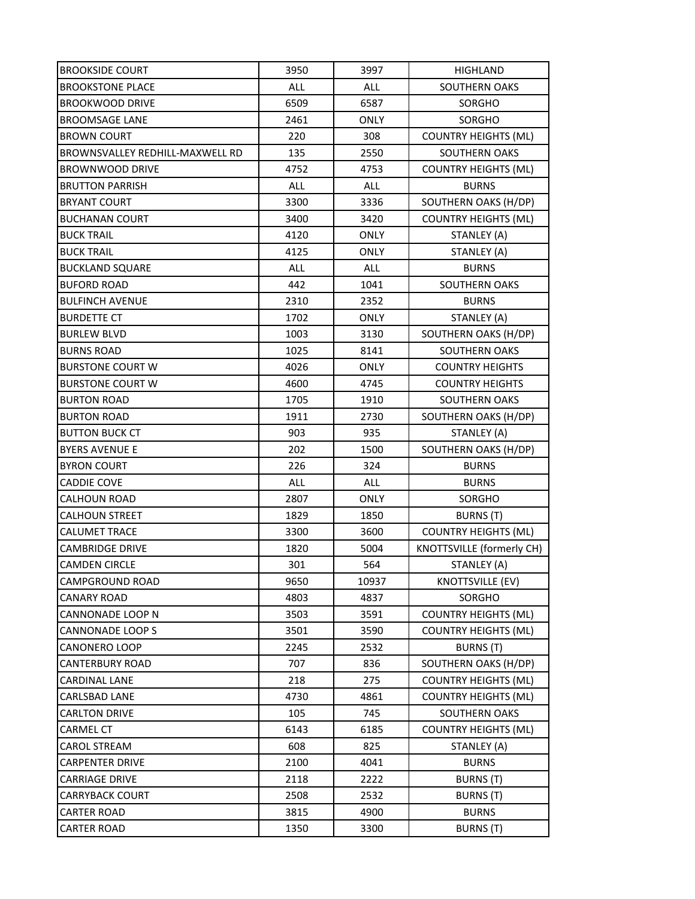| BROOKSIDE COURT | 3950 | 3997 | HIGHLAND |
|---|---|---|---|
| BROOKSTONE PLACE | ALL | ALL | SOUTHERN OAKS |
| BROOKWOOD DRIVE | 6509 | 6587 | SORGHO |
| BROOMSAGE LANE | 2461 | ONLY | SORGHO |
| BROWN COURT | 220 | 308 | COUNTRY HEIGHTS (ML) |
| BROWNSVALLEY REDHILL-MAXWELL RD | 135 | 2550 | SOUTHERN OAKS |
| BROWNWOOD DRIVE | 4752 | 4753 | COUNTRY HEIGHTS (ML) |
| BRUTTON PARRISH | ALL | ALL | BURNS |
| BRYANT COURT | 3300 | 3336 | SOUTHERN OAKS (H/DP) |
| BUCHANAN COURT | 3400 | 3420 | COUNTRY HEIGHTS (ML) |
| BUCK TRAIL | 4120 | ONLY | STANLEY (A) |
| BUCK TRAIL | 4125 | ONLY | STANLEY (A) |
| BUCKLAND SQUARE | ALL | ALL | BURNS |
| BUFORD ROAD | 442 | 1041 | SOUTHERN OAKS |
| BULFINCH AVENUE | 2310 | 2352 | BURNS |
| BURDETTE CT | 1702 | ONLY | STANLEY (A) |
| BURLEW BLVD | 1003 | 3130 | SOUTHERN OAKS (H/DP) |
| BURNS ROAD | 1025 | 8141 | SOUTHERN OAKS |
| BURSTONE COURT W | 4026 | ONLY | COUNTRY HEIGHTS |
| BURSTONE COURT W | 4600 | 4745 | COUNTRY HEIGHTS |
| BURTON ROAD | 1705 | 1910 | SOUTHERN OAKS |
| BURTON ROAD | 1911 | 2730 | SOUTHERN OAKS (H/DP) |
| BUTTON BUCK CT | 903 | 935 | STANLEY (A) |
| BYERS AVENUE E | 202 | 1500 | SOUTHERN OAKS (H/DP) |
| BYRON COURT | 226 | 324 | BURNS |
| CADDIE COVE | ALL | ALL | BURNS |
| CALHOUN ROAD | 2807 | ONLY | SORGHO |
| CALHOUN STREET | 1829 | 1850 | BURNS (T) |
| CALUMET TRACE | 3300 | 3600 | COUNTRY HEIGHTS (ML) |
| CAMBRIDGE DRIVE | 1820 | 5004 | KNOTTSVILLE (formerly CH) |
| CAMDEN CIRCLE | 301 | 564 | STANLEY (A) |
| CAMPGROUND ROAD | 9650 | 10937 | KNOTTSVILLE (EV) |
| CANARY ROAD | 4803 | 4837 | SORGHO |
| CANNONADE LOOP N | 3503 | 3591 | COUNTRY HEIGHTS (ML) |
| CANNONADE LOOP S | 3501 | 3590 | COUNTRY HEIGHTS (ML) |
| CANONERO LOOP | 2245 | 2532 | BURNS (T) |
| CANTERBURY ROAD | 707 | 836 | SOUTHERN OAKS (H/DP) |
| CARDINAL LANE | 218 | 275 | COUNTRY HEIGHTS (ML) |
| CARLSBAD LANE | 4730 | 4861 | COUNTRY HEIGHTS (ML) |
| CARLTON DRIVE | 105 | 745 | SOUTHERN OAKS |
| CARMEL CT | 6143 | 6185 | COUNTRY HEIGHTS (ML) |
| CAROL STREAM | 608 | 825 | STANLEY (A) |
| CARPENTER DRIVE | 2100 | 4041 | BURNS |
| CARRIAGE DRIVE | 2118 | 2222 | BURNS (T) |
| CARRYBACK COURT | 2508 | 2532 | BURNS (T) |
| CARTER ROAD | 3815 | 4900 | BURNS |
| CARTER ROAD | 1350 | 3300 | BURNS (T) |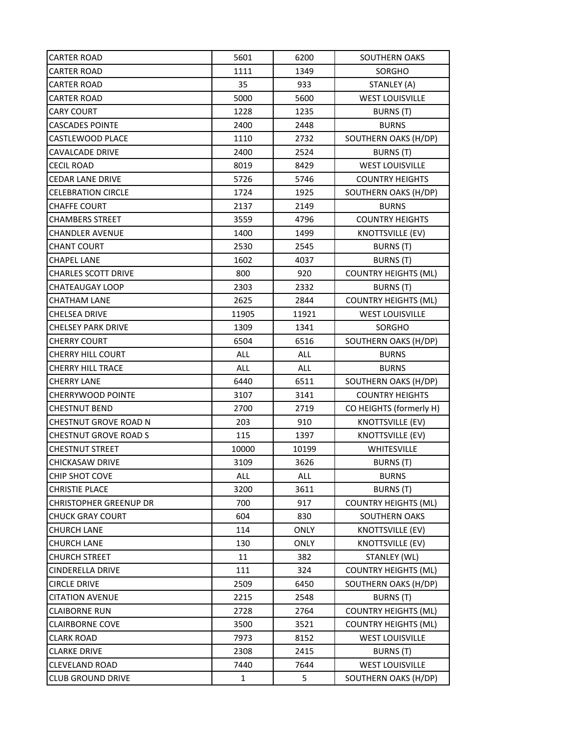| CARTER ROAD | 5601 | 6200 | SOUTHERN OAKS |
|---|---|---|---|
| CARTER ROAD | 1111 | 1349 | SORGHO |
| CARTER ROAD | 35 | 933 | STANLEY (A) |
| CARTER ROAD | 5000 | 5600 | WEST LOUISVILLE |
| CARY COURT | 1228 | 1235 | BURNS (T) |
| CASCADES POINTE | 2400 | 2448 | BURNS |
| CASTLEWOOD PLACE | 1110 | 2732 | SOUTHERN OAKS (H/DP) |
| CAVALCADE DRIVE | 2400 | 2524 | BURNS (T) |
| CECIL ROAD | 8019 | 8429 | WEST LOUISVILLE |
| CEDAR LANE DRIVE | 5726 | 5746 | COUNTRY HEIGHTS |
| CELEBRATION CIRCLE | 1724 | 1925 | SOUTHERN OAKS (H/DP) |
| CHAFFE COURT | 2137 | 2149 | BURNS |
| CHAMBERS STREET | 3559 | 4796 | COUNTRY HEIGHTS |
| CHANDLER AVENUE | 1400 | 1499 | KNOTTSVILLE (EV) |
| CHANT COURT | 2530 | 2545 | BURNS (T) |
| CHAPEL LANE | 1602 | 4037 | BURNS (T) |
| CHARLES SCOTT DRIVE | 800 | 920 | COUNTRY HEIGHTS (ML) |
| CHATEAUGAY LOOP | 2303 | 2332 | BURNS (T) |
| CHATHAM LANE | 2625 | 2844 | COUNTRY HEIGHTS (ML) |
| CHELSEA DRIVE | 11905 | 11921 | WEST LOUISVILLE |
| CHELSEY PARK DRIVE | 1309 | 1341 | SORGHO |
| CHERRY COURT | 6504 | 6516 | SOUTHERN OAKS (H/DP) |
| CHERRY HILL COURT | ALL | ALL | BURNS |
| CHERRY HILL TRACE | ALL | ALL | BURNS |
| CHERRY LANE | 6440 | 6511 | SOUTHERN OAKS (H/DP) |
| CHERRYWOOD POINTE | 3107 | 3141 | COUNTRY HEIGHTS |
| CHESTNUT BEND | 2700 | 2719 | CO HEIGHTS (formerly H) |
| CHESTNUT GROVE ROAD N | 203 | 910 | KNOTTSVILLE (EV) |
| CHESTNUT GROVE ROAD S | 115 | 1397 | KNOTTSVILLE (EV) |
| CHESTNUT STREET | 10000 | 10199 | WHITESVILLE |
| CHICKASAW DRIVE | 3109 | 3626 | BURNS (T) |
| CHIP SHOT COVE | ALL | ALL | BURNS |
| CHRISTIE PLACE | 3200 | 3611 | BURNS (T) |
| CHRISTOPHER GREENUP DR | 700 | 917 | COUNTRY HEIGHTS (ML) |
| CHUCK GRAY COURT | 604 | 830 | SOUTHERN OAKS |
| CHURCH LANE | 114 | ONLY | KNOTTSVILLE (EV) |
| CHURCH LANE | 130 | ONLY | KNOTTSVILLE (EV) |
| CHURCH STREET | 11 | 382 | STANLEY (WL) |
| CINDERELLA DRIVE | 111 | 324 | COUNTRY HEIGHTS (ML) |
| CIRCLE DRIVE | 2509 | 6450 | SOUTHERN OAKS (H/DP) |
| CITATION AVENUE | 2215 | 2548 | BURNS (T) |
| CLAIBORNE RUN | 2728 | 2764 | COUNTRY HEIGHTS (ML) |
| CLAIRBORNE COVE | 3500 | 3521 | COUNTRY HEIGHTS (ML) |
| CLARK ROAD | 7973 | 8152 | WEST LOUISVILLE |
| CLARKE DRIVE | 2308 | 2415 | BURNS (T) |
| CLEVELAND ROAD | 7440 | 7644 | WEST LOUISVILLE |
| CLUB GROUND DRIVE | 1 | 5 | SOUTHERN OAKS (H/DP) |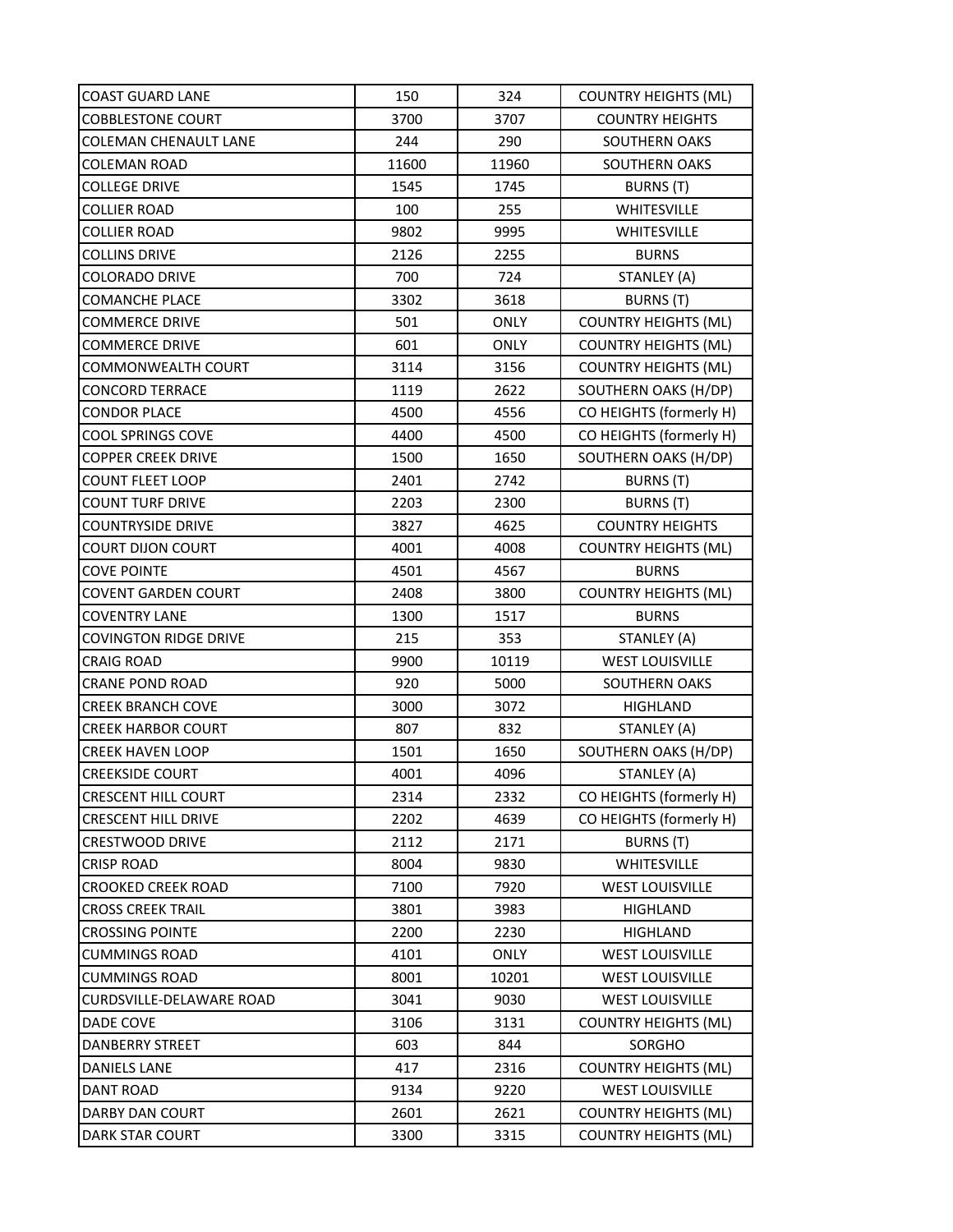| COAST GUARD LANE | 150 | 324 | COUNTRY HEIGHTS (ML) |
|---|---|---|---|
| COBBLESTONE COURT | 3700 | 3707 | COUNTRY HEIGHTS |
| COLEMAN CHENAULT LANE | 244 | 290 | SOUTHERN OAKS |
| COLEMAN ROAD | 11600 | 11960 | SOUTHERN OAKS |
| COLLEGE DRIVE | 1545 | 1745 | BURNS (T) |
| COLLIER ROAD | 100 | 255 | WHITESVILLE |
| COLLIER ROAD | 9802 | 9995 | WHITESVILLE |
| COLLINS DRIVE | 2126 | 2255 | BURNS |
| COLORADO DRIVE | 700 | 724 | STANLEY (A) |
| COMANCHE PLACE | 3302 | 3618 | BURNS (T) |
| COMMERCE DRIVE | 501 | ONLY | COUNTRY HEIGHTS (ML) |
| COMMERCE DRIVE | 601 | ONLY | COUNTRY HEIGHTS (ML) |
| COMMONWEALTH COURT | 3114 | 3156 | COUNTRY HEIGHTS (ML) |
| CONCORD TERRACE | 1119 | 2622 | SOUTHERN OAKS (H/DP) |
| CONDOR PLACE | 4500 | 4556 | CO HEIGHTS (formerly H) |
| COOL SPRINGS COVE | 4400 | 4500 | CO HEIGHTS (formerly H) |
| COPPER CREEK DRIVE | 1500 | 1650 | SOUTHERN OAKS (H/DP) |
| COUNT FLEET LOOP | 2401 | 2742 | BURNS (T) |
| COUNT TURF DRIVE | 2203 | 2300 | BURNS (T) |
| COUNTRYSIDE DRIVE | 3827 | 4625 | COUNTRY HEIGHTS |
| COURT DIJON COURT | 4001 | 4008 | COUNTRY HEIGHTS (ML) |
| COVE POINTE | 4501 | 4567 | BURNS |
| COVENT GARDEN COURT | 2408 | 3800 | COUNTRY HEIGHTS (ML) |
| COVENTRY LANE | 1300 | 1517 | BURNS |
| COVINGTON RIDGE DRIVE | 215 | 353 | STANLEY (A) |
| CRAIG ROAD | 9900 | 10119 | WEST LOUISVILLE |
| CRANE POND ROAD | 920 | 5000 | SOUTHERN OAKS |
| CREEK BRANCH COVE | 3000 | 3072 | HIGHLAND |
| CREEK HARBOR COURT | 807 | 832 | STANLEY (A) |
| CREEK HAVEN LOOP | 1501 | 1650 | SOUTHERN OAKS (H/DP) |
| CREEKSIDE COURT | 4001 | 4096 | STANLEY (A) |
| CRESCENT HILL COURT | 2314 | 2332 | CO HEIGHTS (formerly H) |
| CRESCENT HILL DRIVE | 2202 | 4639 | CO HEIGHTS (formerly H) |
| CRESTWOOD DRIVE | 2112 | 2171 | BURNS (T) |
| CRISP ROAD | 8004 | 9830 | WHITESVILLE |
| CROOKED CREEK ROAD | 7100 | 7920 | WEST LOUISVILLE |
| CROSS CREEK TRAIL | 3801 | 3983 | HIGHLAND |
| CROSSING POINTE | 2200 | 2230 | HIGHLAND |
| CUMMINGS ROAD | 4101 | ONLY | WEST LOUISVILLE |
| CUMMINGS ROAD | 8001 | 10201 | WEST LOUISVILLE |
| CURDSVILLE-DELAWARE ROAD | 3041 | 9030 | WEST LOUISVILLE |
| DADE COVE | 3106 | 3131 | COUNTRY HEIGHTS (ML) |
| DANBERRY STREET | 603 | 844 | SORGHO |
| DANIELS LANE | 417 | 2316 | COUNTRY HEIGHTS (ML) |
| DANT ROAD | 9134 | 9220 | WEST LOUISVILLE |
| DARBY DAN COURT | 2601 | 2621 | COUNTRY HEIGHTS (ML) |
| DARK STAR COURT | 3300 | 3315 | COUNTRY HEIGHTS (ML) |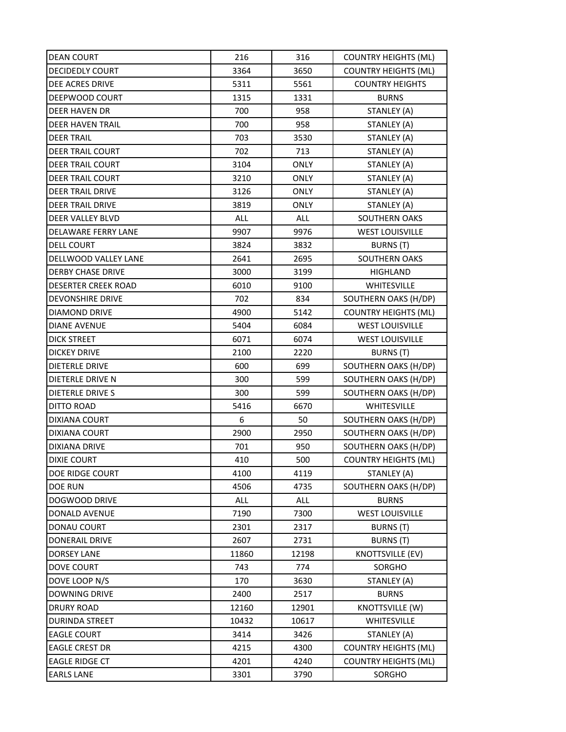| DEAN COURT | 216 | 316 | COUNTRY HEIGHTS (ML) |
|---|---|---|---|
| DECIDEDLY COURT | 3364 | 3650 | COUNTRY HEIGHTS (ML) |
| DEE ACRES DRIVE | 5311 | 5561 | COUNTRY HEIGHTS |
| DEEPWOOD COURT | 1315 | 1331 | BURNS |
| DEER HAVEN DR | 700 | 958 | STANLEY (A) |
| DEER HAVEN TRAIL | 700 | 958 | STANLEY (A) |
| DEER TRAIL | 703 | 3530 | STANLEY (A) |
| DEER TRAIL COURT | 702 | 713 | STANLEY (A) |
| DEER TRAIL COURT | 3104 | ONLY | STANLEY (A) |
| DEER TRAIL COURT | 3210 | ONLY | STANLEY (A) |
| DEER TRAIL DRIVE | 3126 | ONLY | STANLEY (A) |
| DEER TRAIL DRIVE | 3819 | ONLY | STANLEY (A) |
| DEER VALLEY BLVD | ALL | ALL | SOUTHERN OAKS |
| DELAWARE FERRY LANE | 9907 | 9976 | WEST LOUISVILLE |
| DELL COURT | 3824 | 3832 | BURNS (T) |
| DELLWOOD VALLEY LANE | 2641 | 2695 | SOUTHERN OAKS |
| DERBY CHASE DRIVE | 3000 | 3199 | HIGHLAND |
| DESERTER CREEK ROAD | 6010 | 9100 | WHITESVILLE |
| DEVONSHIRE DRIVE | 702 | 834 | SOUTHERN OAKS (H/DP) |
| DIAMOND DRIVE | 4900 | 5142 | COUNTRY HEIGHTS (ML) |
| DIANE AVENUE | 5404 | 6084 | WEST LOUISVILLE |
| DICK STREET | 6071 | 6074 | WEST LOUISVILLE |
| DICKEY DRIVE | 2100 | 2220 | BURNS (T) |
| DIETERLE DRIVE | 600 | 699 | SOUTHERN OAKS (H/DP) |
| DIETERLE DRIVE N | 300 | 599 | SOUTHERN OAKS (H/DP) |
| DIETERLE DRIVE S | 300 | 599 | SOUTHERN OAKS (H/DP) |
| DITTO ROAD | 5416 | 6670 | WHITESVILLE |
| DIXIANA COURT | 6 | 50 | SOUTHERN OAKS (H/DP) |
| DIXIANA COURT | 2900 | 2950 | SOUTHERN OAKS (H/DP) |
| DIXIANA DRIVE | 701 | 950 | SOUTHERN OAKS (H/DP) |
| DIXIE COURT | 410 | 500 | COUNTRY HEIGHTS (ML) |
| DOE RIDGE COURT | 4100 | 4119 | STANLEY (A) |
| DOE RUN | 4506 | 4735 | SOUTHERN OAKS (H/DP) |
| DOGWOOD DRIVE | ALL | ALL | BURNS |
| DONALD AVENUE | 7190 | 7300 | WEST LOUISVILLE |
| DONAU COURT | 2301 | 2317 | BURNS (T) |
| DONERAIL DRIVE | 2607 | 2731 | BURNS (T) |
| DORSEY LANE | 11860 | 12198 | KNOTTSVILLE (EV) |
| DOVE COURT | 743 | 774 | SORGHO |
| DOVE LOOP N/S | 170 | 3630 | STANLEY (A) |
| DOWNING DRIVE | 2400 | 2517 | BURNS |
| DRURY ROAD | 12160 | 12901 | KNOTTSVILLE (W) |
| DURINDA STREET | 10432 | 10617 | WHITESVILLE |
| EAGLE COURT | 3414 | 3426 | STANLEY (A) |
| EAGLE CREST DR | 4215 | 4300 | COUNTRY HEIGHTS (ML) |
| EAGLE RIDGE CT | 4201 | 4240 | COUNTRY HEIGHTS (ML) |
| EARLS LANE | 3301 | 3790 | SORGHO |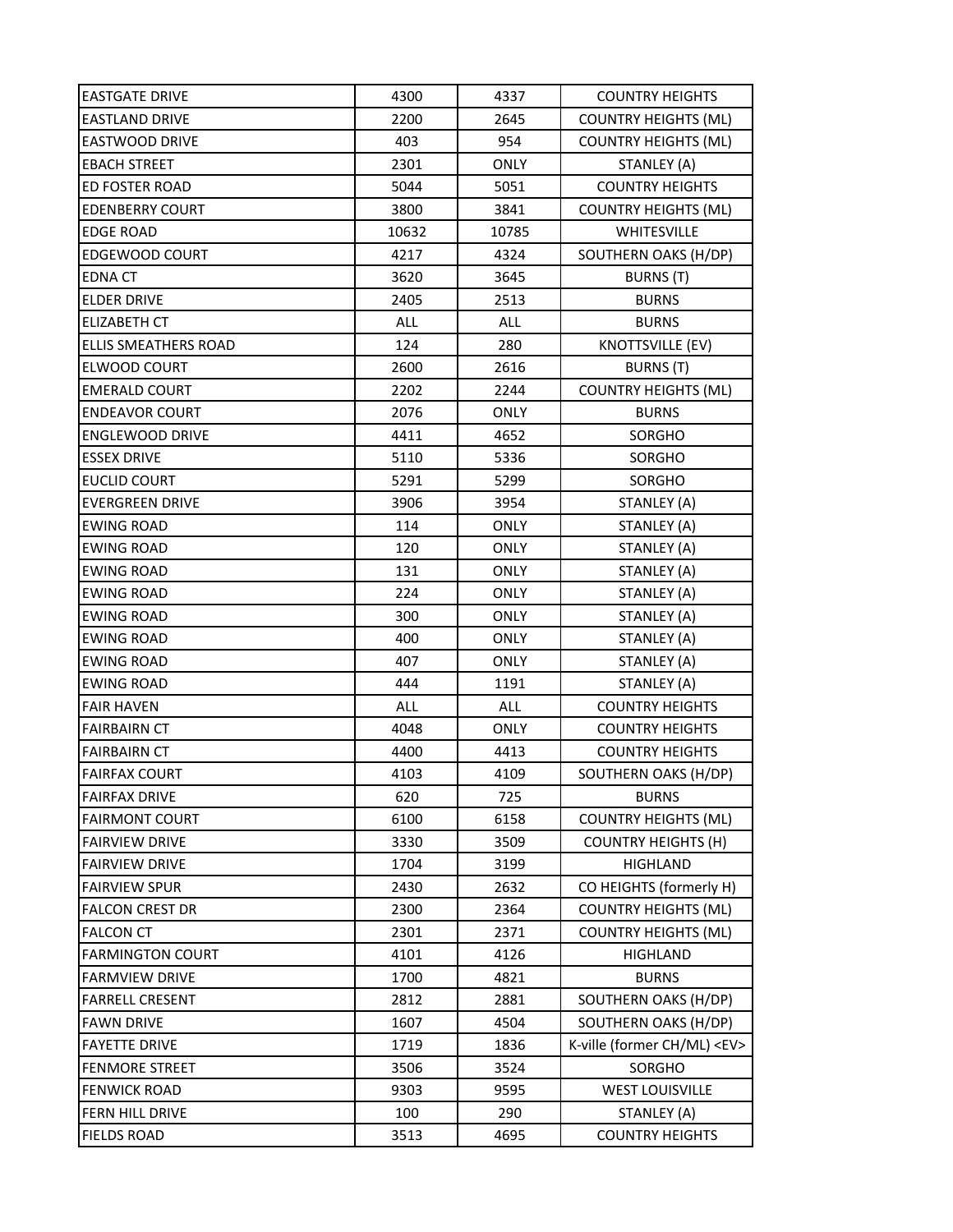| | | | |
|---|---|---|---|
| EASTGATE DRIVE | 4300 | 4337 | COUNTRY HEIGHTS |
| EASTLAND DRIVE | 2200 | 2645 | COUNTRY HEIGHTS (ML) |
| EASTWOOD DRIVE | 403 | 954 | COUNTRY HEIGHTS (ML) |
| EBACH STREET | 2301 | ONLY | STANLEY (A) |
| ED FOSTER ROAD | 5044 | 5051 | COUNTRY HEIGHTS |
| EDENBERRY COURT | 3800 | 3841 | COUNTRY HEIGHTS (ML) |
| EDGE ROAD | 10632 | 10785 | WHITESVILLE |
| EDGEWOOD COURT | 4217 | 4324 | SOUTHERN OAKS (H/DP) |
| EDNA CT | 3620 | 3645 | BURNS (T) |
| ELDER DRIVE | 2405 | 2513 | BURNS |
| ELIZABETH CT | ALL | ALL | BURNS |
| ELLIS SMEATHERS ROAD | 124 | 280 | KNOTTSVILLE (EV) |
| ELWOOD COURT | 2600 | 2616 | BURNS (T) |
| EMERALD COURT | 2202 | 2244 | COUNTRY HEIGHTS (ML) |
| ENDEAVOR COURT | 2076 | ONLY | BURNS |
| ENGLEWOOD DRIVE | 4411 | 4652 | SORGHO |
| ESSEX DRIVE | 5110 | 5336 | SORGHO |
| EUCLID COURT | 5291 | 5299 | SORGHO |
| EVERGREEN DRIVE | 3906 | 3954 | STANLEY (A) |
| EWING ROAD | 114 | ONLY | STANLEY (A) |
| EWING ROAD | 120 | ONLY | STANLEY (A) |
| EWING ROAD | 131 | ONLY | STANLEY (A) |
| EWING ROAD | 224 | ONLY | STANLEY (A) |
| EWING ROAD | 300 | ONLY | STANLEY (A) |
| EWING ROAD | 400 | ONLY | STANLEY (A) |
| EWING ROAD | 407 | ONLY | STANLEY (A) |
| EWING ROAD | 444 | 1191 | STANLEY (A) |
| FAIR HAVEN | ALL | ALL | COUNTRY HEIGHTS |
| FAIRBAIRN CT | 4048 | ONLY | COUNTRY HEIGHTS |
| FAIRBAIRN CT | 4400 | 4413 | COUNTRY HEIGHTS |
| FAIRFAX COURT | 4103 | 4109 | SOUTHERN OAKS (H/DP) |
| FAIRFAX DRIVE | 620 | 725 | BURNS |
| FAIRMONT COURT | 6100 | 6158 | COUNTRY HEIGHTS (ML) |
| FAIRVIEW DRIVE | 3330 | 3509 | COUNTRY HEIGHTS (H) |
| FAIRVIEW DRIVE | 1704 | 3199 | HIGHLAND |
| FAIRVIEW SPUR | 2430 | 2632 | CO HEIGHTS (formerly H) |
| FALCON CREST DR | 2300 | 2364 | COUNTRY HEIGHTS (ML) |
| FALCON CT | 2301 | 2371 | COUNTRY HEIGHTS (ML) |
| FARMINGTON COURT | 4101 | 4126 | HIGHLAND |
| FARMVIEW DRIVE | 1700 | 4821 | BURNS |
| FARRELL CRESENT | 2812 | 2881 | SOUTHERN OAKS (H/DP) |
| FAWN DRIVE | 1607 | 4504 | SOUTHERN OAKS (H/DP) |
| FAYETTE DRIVE | 1719 | 1836 | K-ville (former CH/ML) <EV> |
| FENMORE STREET | 3506 | 3524 | SORGHO |
| FENWICK ROAD | 9303 | 9595 | WEST LOUISVILLE |
| FERN HILL DRIVE | 100 | 290 | STANLEY (A) |
| FIELDS ROAD | 3513 | 4695 | COUNTRY HEIGHTS |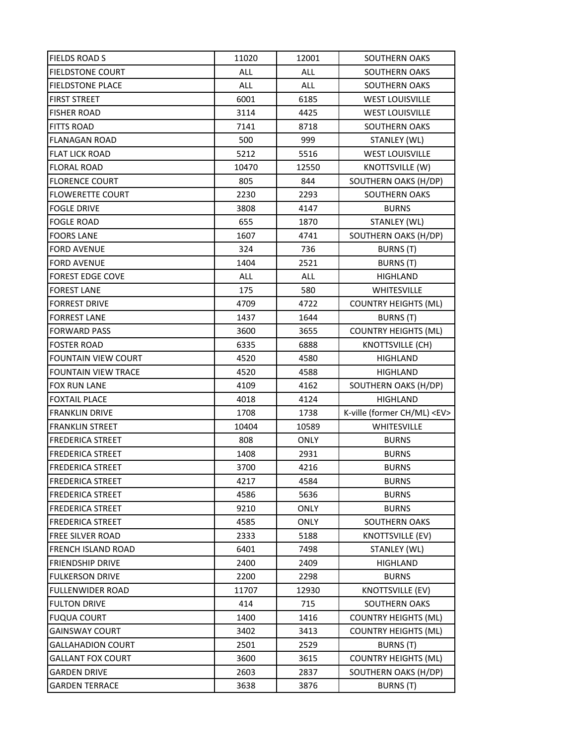| | | | |
|---|---|---|---|
| FIELDS ROAD S | 11020 | 12001 | SOUTHERN OAKS |
| FIELDSTONE COURT | ALL | ALL | SOUTHERN OAKS |
| FIELDSTONE PLACE | ALL | ALL | SOUTHERN OAKS |
| FIRST STREET | 6001 | 6185 | WEST LOUISVILLE |
| FISHER ROAD | 3114 | 4425 | WEST LOUISVILLE |
| FITTS ROAD | 7141 | 8718 | SOUTHERN OAKS |
| FLANAGAN ROAD | 500 | 999 | STANLEY (WL) |
| FLAT LICK ROAD | 5212 | 5516 | WEST LOUISVILLE |
| FLORAL ROAD | 10470 | 12550 | KNOTTSVILLE (W) |
| FLORENCE COURT | 805 | 844 | SOUTHERN OAKS (H/DP) |
| FLOWERETTE COURT | 2230 | 2293 | SOUTHERN OAKS |
| FOGLE DRIVE | 3808 | 4147 | BURNS |
| FOGLE ROAD | 655 | 1870 | STANLEY (WL) |
| FOORS LANE | 1607 | 4741 | SOUTHERN OAKS (H/DP) |
| FORD AVENUE | 324 | 736 | BURNS (T) |
| FORD AVENUE | 1404 | 2521 | BURNS (T) |
| FOREST EDGE COVE | ALL | ALL | HIGHLAND |
| FOREST LANE | 175 | 580 | WHITESVILLE |
| FORREST DRIVE | 4709 | 4722 | COUNTRY HEIGHTS (ML) |
| FORREST LANE | 1437 | 1644 | BURNS (T) |
| FORWARD PASS | 3600 | 3655 | COUNTRY HEIGHTS (ML) |
| FOSTER ROAD | 6335 | 6888 | KNOTTSVILLE (CH) |
| FOUNTAIN VIEW COURT | 4520 | 4580 | HIGHLAND |
| FOUNTAIN VIEW TRACE | 4520 | 4588 | HIGHLAND |
| FOX RUN LANE | 4109 | 4162 | SOUTHERN OAKS (H/DP) |
| FOXTAIL PLACE | 4018 | 4124 | HIGHLAND |
| FRANKLIN DRIVE | 1708 | 1738 | K-ville (former CH/ML) <EV> |
| FRANKLIN STREET | 10404 | 10589 | WHITESVILLE |
| FREDERICA STREET | 808 | ONLY | BURNS |
| FREDERICA STREET | 1408 | 2931 | BURNS |
| FREDERICA STREET | 3700 | 4216 | BURNS |
| FREDERICA STREET | 4217 | 4584 | BURNS |
| FREDERICA STREET | 4586 | 5636 | BURNS |
| FREDERICA STREET | 9210 | ONLY | BURNS |
| FREDERICA STREET | 4585 | ONLY | SOUTHERN OAKS |
| FREE SILVER ROAD | 2333 | 5188 | KNOTTSVILLE (EV) |
| FRENCH ISLAND ROAD | 6401 | 7498 | STANLEY (WL) |
| FRIENDSHIP DRIVE | 2400 | 2409 | HIGHLAND |
| FULKERSON DRIVE | 2200 | 2298 | BURNS |
| FULLENWIDER ROAD | 11707 | 12930 | KNOTTSVILLE (EV) |
| FULTON DRIVE | 414 | 715 | SOUTHERN OAKS |
| FUQUA COURT | 1400 | 1416 | COUNTRY HEIGHTS (ML) |
| GAINSWAY COURT | 3402 | 3413 | COUNTRY HEIGHTS (ML) |
| GALLAHADION COURT | 2501 | 2529 | BURNS (T) |
| GALLANT FOX COURT | 3600 | 3615 | COUNTRY HEIGHTS (ML) |
| GARDEN DRIVE | 2603 | 2837 | SOUTHERN OAKS (H/DP) |
| GARDEN TERRACE | 3638 | 3876 | BURNS (T) |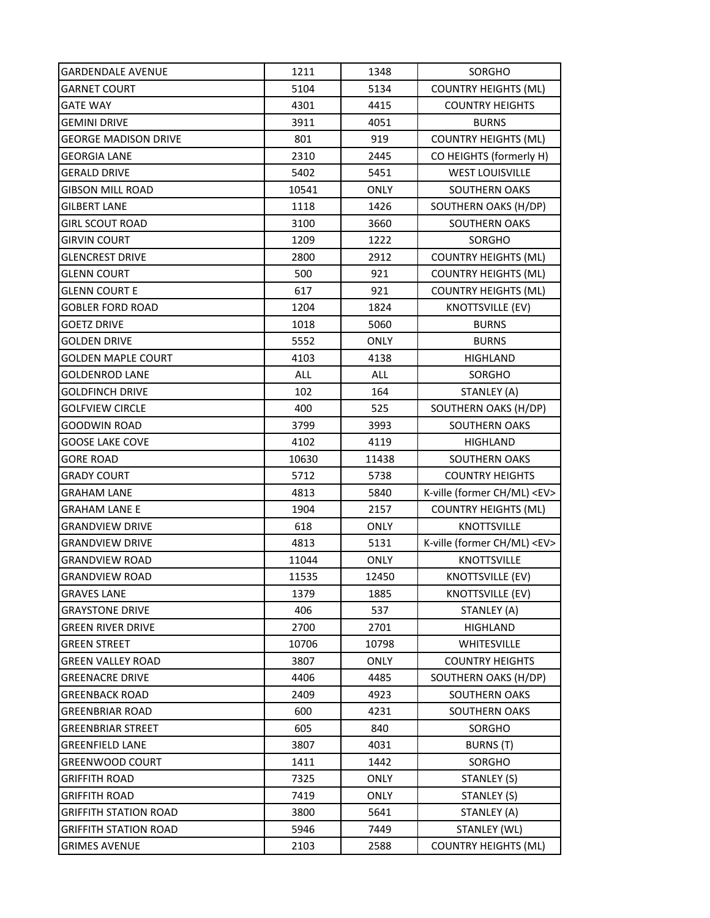| GARDENDALE AVENUE | 1211 | 1348 | SORGHO |
|---|---|---|---|
| GARNET COURT | 5104 | 5134 | COUNTRY HEIGHTS (ML) |
| GATE WAY | 4301 | 4415 | COUNTRY HEIGHTS |
| GEMINI DRIVE | 3911 | 4051 | BURNS |
| GEORGE MADISON DRIVE | 801 | 919 | COUNTRY HEIGHTS (ML) |
| GEORGIA LANE | 2310 | 2445 | CO HEIGHTS (formerly H) |
| GERALD DRIVE | 5402 | 5451 | WEST LOUISVILLE |
| GIBSON MILL ROAD | 10541 | ONLY | SOUTHERN OAKS |
| GILBERT LANE | 1118 | 1426 | SOUTHERN OAKS (H/DP) |
| GIRL SCOUT ROAD | 3100 | 3660 | SOUTHERN OAKS |
| GIRVIN COURT | 1209 | 1222 | SORGHO |
| GLENCREST DRIVE | 2800 | 2912 | COUNTRY HEIGHTS (ML) |
| GLENN COURT | 500 | 921 | COUNTRY HEIGHTS (ML) |
| GLENN COURT E | 617 | 921 | COUNTRY HEIGHTS (ML) |
| GOBLER FORD ROAD | 1204 | 1824 | KNOTTSVILLE (EV) |
| GOETZ DRIVE | 1018 | 5060 | BURNS |
| GOLDEN DRIVE | 5552 | ONLY | BURNS |
| GOLDEN MAPLE COURT | 4103 | 4138 | HIGHLAND |
| GOLDENROD LANE | ALL | ALL | SORGHO |
| GOLDFINCH DRIVE | 102 | 164 | STANLEY (A) |
| GOLFVIEW CIRCLE | 400 | 525 | SOUTHERN OAKS (H/DP) |
| GOODWIN ROAD | 3799 | 3993 | SOUTHERN OAKS |
| GOOSE LAKE COVE | 4102 | 4119 | HIGHLAND |
| GORE ROAD | 10630 | 11438 | SOUTHERN OAKS |
| GRADY COURT | 5712 | 5738 | COUNTRY HEIGHTS |
| GRAHAM LANE | 4813 | 5840 | K-ville (former CH/ML) <EV> |
| GRAHAM LANE E | 1904 | 2157 | COUNTRY HEIGHTS (ML) |
| GRANDVIEW DRIVE | 618 | ONLY | KNOTTSVILLE |
| GRANDVIEW DRIVE | 4813 | 5131 | K-ville (former CH/ML) <EV> |
| GRANDVIEW ROAD | 11044 | ONLY | KNOTTSVILLE |
| GRANDVIEW ROAD | 11535 | 12450 | KNOTTSVILLE (EV) |
| GRAVES LANE | 1379 | 1885 | KNOTTSVILLE (EV) |
| GRAYSTONE DRIVE | 406 | 537 | STANLEY (A) |
| GREEN RIVER DRIVE | 2700 | 2701 | HIGHLAND |
| GREEN STREET | 10706 | 10798 | WHITESVILLE |
| GREEN VALLEY ROAD | 3807 | ONLY | COUNTRY HEIGHTS |
| GREENACRE DRIVE | 4406 | 4485 | SOUTHERN OAKS (H/DP) |
| GREENBACK ROAD | 2409 | 4923 | SOUTHERN OAKS |
| GREENBRIAR ROAD | 600 | 4231 | SOUTHERN OAKS |
| GREENBRIAR STREET | 605 | 840 | SORGHO |
| GREENFIELD LANE | 3807 | 4031 | BURNS (T) |
| GREENWOOD COURT | 1411 | 1442 | SORGHO |
| GRIFFITH ROAD | 7325 | ONLY | STANLEY (S) |
| GRIFFITH ROAD | 7419 | ONLY | STANLEY (S) |
| GRIFFITH STATION ROAD | 3800 | 5641 | STANLEY (A) |
| GRIFFITH STATION ROAD | 5946 | 7449 | STANLEY (WL) |
| GRIMES AVENUE | 2103 | 2588 | COUNTRY HEIGHTS (ML) |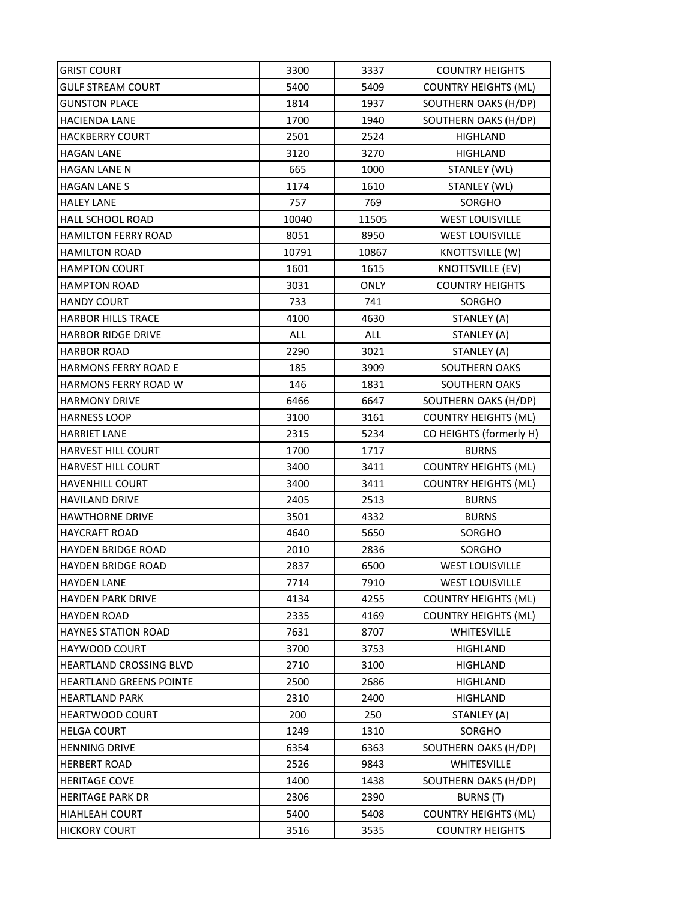| | | | |
|---|---|---|---|
| GRIST COURT | 3300 | 3337 | COUNTRY HEIGHTS |
| GULF STREAM COURT | 5400 | 5409 | COUNTRY HEIGHTS (ML) |
| GUNSTON PLACE | 1814 | 1937 | SOUTHERN OAKS (H/DP) |
| HACIENDA LANE | 1700 | 1940 | SOUTHERN OAKS (H/DP) |
| HACKBERRY COURT | 2501 | 2524 | HIGHLAND |
| HAGAN LANE | 3120 | 3270 | HIGHLAND |
| HAGAN LANE N | 665 | 1000 | STANLEY (WL) |
| HAGAN LANE S | 1174 | 1610 | STANLEY (WL) |
| HALEY LANE | 757 | 769 | SORGHO |
| HALL SCHOOL ROAD | 10040 | 11505 | WEST LOUISVILLE |
| HAMILTON FERRY ROAD | 8051 | 8950 | WEST LOUISVILLE |
| HAMILTON ROAD | 10791 | 10867 | KNOTTSVILLE (W) |
| HAMPTON COURT | 1601 | 1615 | KNOTTSVILLE (EV) |
| HAMPTON ROAD | 3031 | ONLY | COUNTRY HEIGHTS |
| HANDY COURT | 733 | 741 | SORGHO |
| HARBOR HILLS TRACE | 4100 | 4630 | STANLEY (A) |
| HARBOR RIDGE DRIVE | ALL | ALL | STANLEY (A) |
| HARBOR ROAD | 2290 | 3021 | STANLEY (A) |
| HARMONS FERRY ROAD E | 185 | 3909 | SOUTHERN OAKS |
| HARMONS FERRY ROAD W | 146 | 1831 | SOUTHERN OAKS |
| HARMONY DRIVE | 6466 | 6647 | SOUTHERN OAKS (H/DP) |
| HARNESS LOOP | 3100 | 3161 | COUNTRY HEIGHTS (ML) |
| HARRIET LANE | 2315 | 5234 | CO HEIGHTS (formerly H) |
| HARVEST HILL COURT | 1700 | 1717 | BURNS |
| HARVEST HILL COURT | 3400 | 3411 | COUNTRY HEIGHTS (ML) |
| HAVENHILL COURT | 3400 | 3411 | COUNTRY HEIGHTS (ML) |
| HAVILAND DRIVE | 2405 | 2513 | BURNS |
| HAWTHORNE DRIVE | 3501 | 4332 | BURNS |
| HAYCRAFT ROAD | 4640 | 5650 | SORGHO |
| HAYDEN BRIDGE ROAD | 2010 | 2836 | SORGHO |
| HAYDEN BRIDGE ROAD | 2837 | 6500 | WEST LOUISVILLE |
| HAYDEN LANE | 7714 | 7910 | WEST LOUISVILLE |
| HAYDEN PARK DRIVE | 4134 | 4255 | COUNTRY HEIGHTS (ML) |
| HAYDEN ROAD | 2335 | 4169 | COUNTRY HEIGHTS (ML) |
| HAYNES STATION ROAD | 7631 | 8707 | WHITESVILLE |
| HAYWOOD COURT | 3700 | 3753 | HIGHLAND |
| HEARTLAND CROSSING BLVD | 2710 | 3100 | HIGHLAND |
| HEARTLAND GREENS POINTE | 2500 | 2686 | HIGHLAND |
| HEARTLAND PARK | 2310 | 2400 | HIGHLAND |
| HEARTWOOD COURT | 200 | 250 | STANLEY (A) |
| HELGA COURT | 1249 | 1310 | SORGHO |
| HENNING DRIVE | 6354 | 6363 | SOUTHERN OAKS (H/DP) |
| HERBERT ROAD | 2526 | 9843 | WHITESVILLE |
| HERITAGE COVE | 1400 | 1438 | SOUTHERN OAKS (H/DP) |
| HERITAGE PARK DR | 2306 | 2390 | BURNS (T) |
| HIAHLEAH COURT | 5400 | 5408 | COUNTRY HEIGHTS (ML) |
| HICKORY COURT | 3516 | 3535 | COUNTRY HEIGHTS |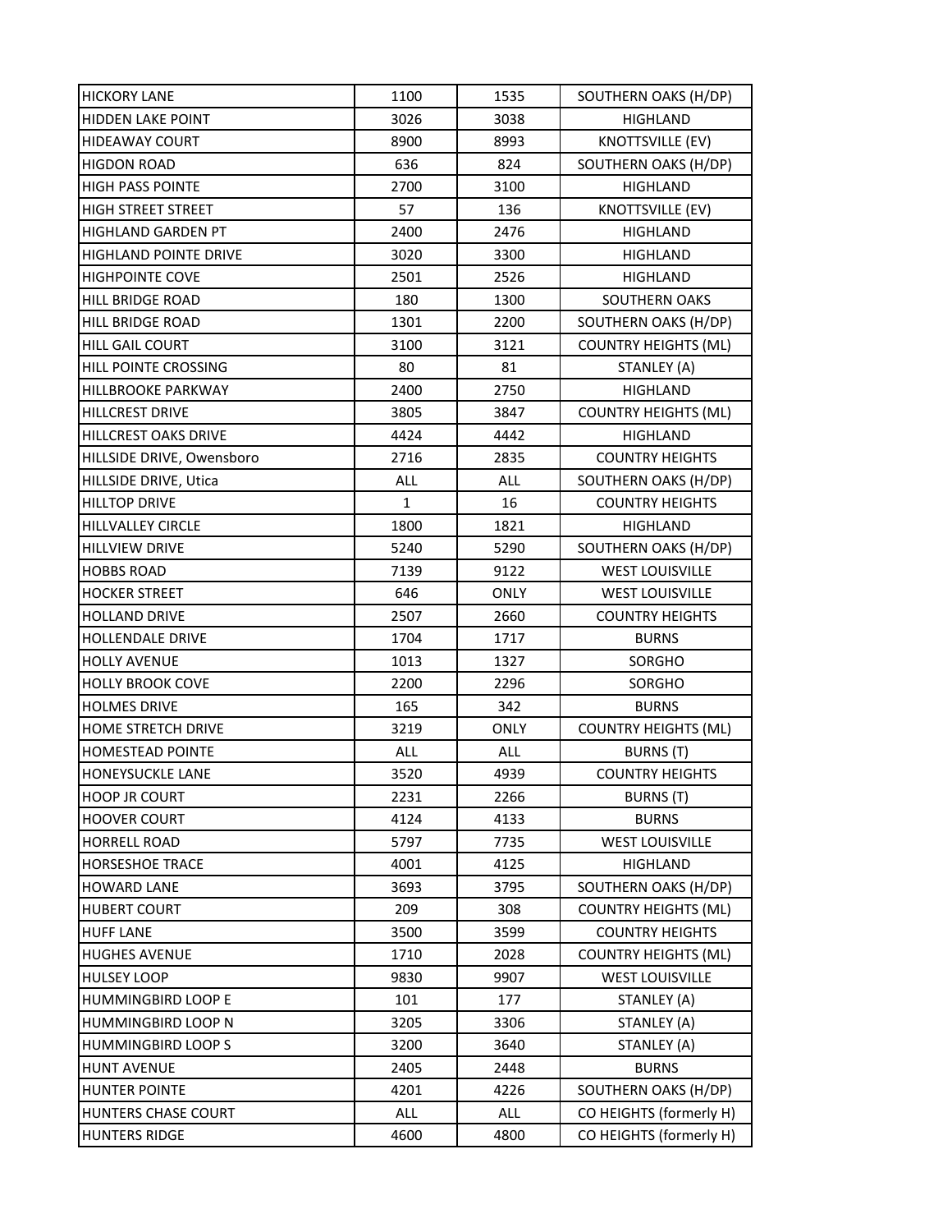| | | | |
|---|---|---|---|
| HICKORY LANE | 1100 | 1535 | SOUTHERN OAKS (H/DP) |
| HIDDEN LAKE POINT | 3026 | 3038 | HIGHLAND |
| HIDEAWAY COURT | 8900 | 8993 | KNOTTSVILLE (EV) |
| HIGDON ROAD | 636 | 824 | SOUTHERN OAKS (H/DP) |
| HIGH PASS POINTE | 2700 | 3100 | HIGHLAND |
| HIGH STREET STREET | 57 | 136 | KNOTTSVILLE (EV) |
| HIGHLAND GARDEN PT | 2400 | 2476 | HIGHLAND |
| HIGHLAND POINTE DRIVE | 3020 | 3300 | HIGHLAND |
| HIGHPOINTE COVE | 2501 | 2526 | HIGHLAND |
| HILL BRIDGE ROAD | 180 | 1300 | SOUTHERN OAKS |
| HILL BRIDGE ROAD | 1301 | 2200 | SOUTHERN OAKS (H/DP) |
| HILL GAIL COURT | 3100 | 3121 | COUNTRY HEIGHTS (ML) |
| HILL POINTE CROSSING | 80 | 81 | STANLEY (A) |
| HILLBROOKE PARKWAY | 2400 | 2750 | HIGHLAND |
| HILLCREST DRIVE | 3805 | 3847 | COUNTRY HEIGHTS (ML) |
| HILLCREST OAKS DRIVE | 4424 | 4442 | HIGHLAND |
| HILLSIDE DRIVE, Owensboro | 2716 | 2835 | COUNTRY HEIGHTS |
| HILLSIDE DRIVE, Utica | ALL | ALL | SOUTHERN OAKS (H/DP) |
| HILLTOP DRIVE | 1 | 16 | COUNTRY HEIGHTS |
| HILLVALLEY CIRCLE | 1800 | 1821 | HIGHLAND |
| HILLVIEW DRIVE | 5240 | 5290 | SOUTHERN OAKS (H/DP) |
| HOBBS ROAD | 7139 | 9122 | WEST LOUISVILLE |
| HOCKER STREET | 646 | ONLY | WEST LOUISVILLE |
| HOLLAND DRIVE | 2507 | 2660 | COUNTRY HEIGHTS |
| HOLLENDALE DRIVE | 1704 | 1717 | BURNS |
| HOLLY AVENUE | 1013 | 1327 | SORGHO |
| HOLLY BROOK COVE | 2200 | 2296 | SORGHO |
| HOLMES DRIVE | 165 | 342 | BURNS |
| HOME STRETCH DRIVE | 3219 | ONLY | COUNTRY HEIGHTS (ML) |
| HOMESTEAD POINTE | ALL | ALL | BURNS (T) |
| HONEYSUCKLE LANE | 3520 | 4939 | COUNTRY HEIGHTS |
| HOOP JR COURT | 2231 | 2266 | BURNS (T) |
| HOOVER COURT | 4124 | 4133 | BURNS |
| HORRELL ROAD | 5797 | 7735 | WEST LOUISVILLE |
| HORSESHOE TRACE | 4001 | 4125 | HIGHLAND |
| HOWARD LANE | 3693 | 3795 | SOUTHERN OAKS (H/DP) |
| HUBERT COURT | 209 | 308 | COUNTRY HEIGHTS (ML) |
| HUFF LANE | 3500 | 3599 | COUNTRY HEIGHTS |
| HUGHES AVENUE | 1710 | 2028 | COUNTRY HEIGHTS (ML) |
| HULSEY LOOP | 9830 | 9907 | WEST LOUISVILLE |
| HUMMINGBIRD LOOP E | 101 | 177 | STANLEY (A) |
| HUMMINGBIRD LOOP N | 3205 | 3306 | STANLEY (A) |
| HUMMINGBIRD LOOP S | 3200 | 3640 | STANLEY (A) |
| HUNT AVENUE | 2405 | 2448 | BURNS |
| HUNTER POINTE | 4201 | 4226 | SOUTHERN OAKS (H/DP) |
| HUNTERS CHASE COURT | ALL | ALL | CO HEIGHTS (formerly H) |
| HUNTERS RIDGE | 4600 | 4800 | CO HEIGHTS (formerly H) |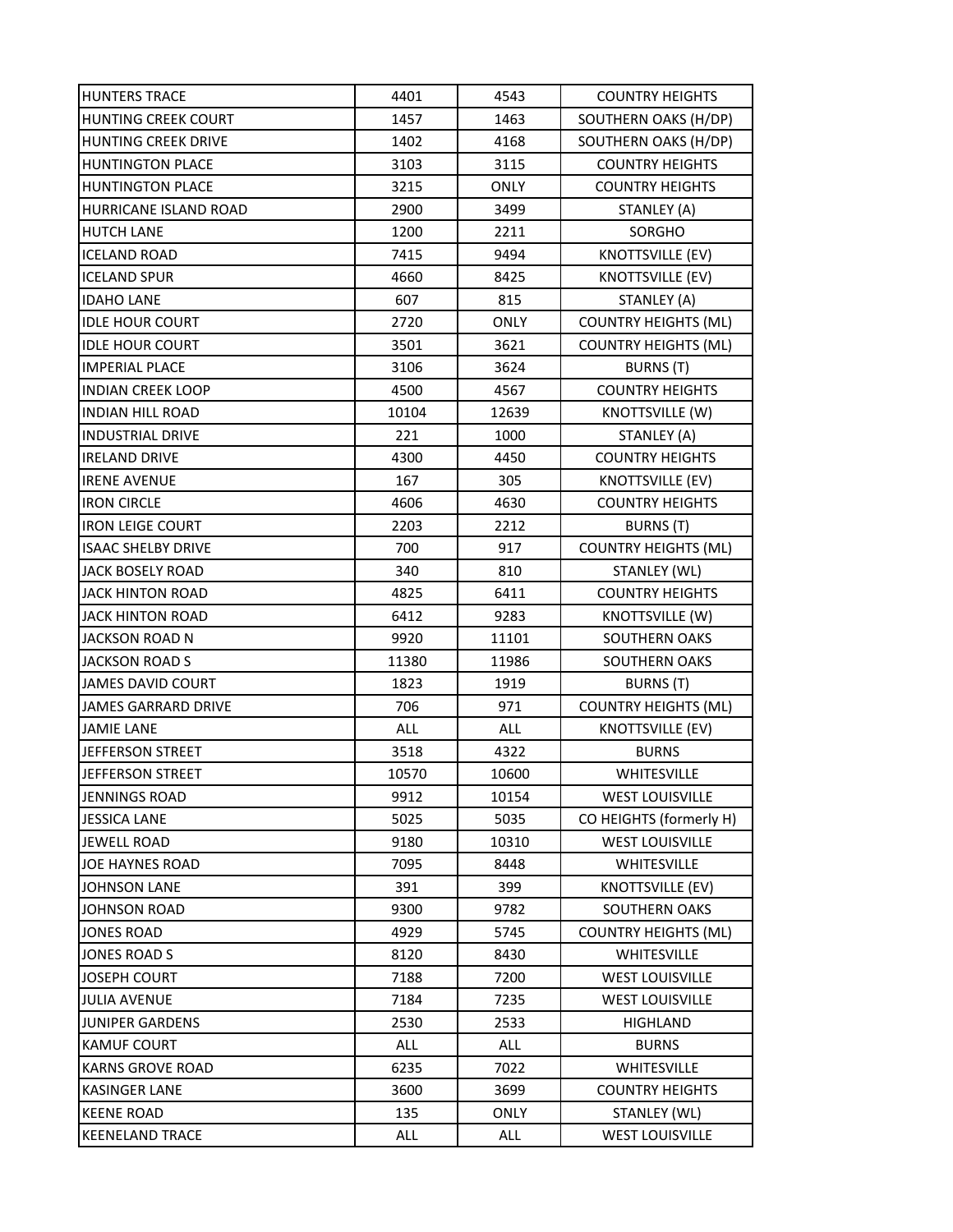| | | | |
|---|---|---|---|
| HUNTERS TRACE | 4401 | 4543 | COUNTRY HEIGHTS |
| HUNTING CREEK COURT | 1457 | 1463 | SOUTHERN OAKS (H/DP) |
| HUNTING CREEK DRIVE | 1402 | 4168 | SOUTHERN OAKS (H/DP) |
| HUNTINGTON PLACE | 3103 | 3115 | COUNTRY HEIGHTS |
| HUNTINGTON PLACE | 3215 | ONLY | COUNTRY HEIGHTS |
| HURRICANE ISLAND ROAD | 2900 | 3499 | STANLEY (A) |
| HUTCH LANE | 1200 | 2211 | SORGHO |
| ICELAND ROAD | 7415 | 9494 | KNOTTSVILLE (EV) |
| ICELAND SPUR | 4660 | 8425 | KNOTTSVILLE (EV) |
| IDAHO LANE | 607 | 815 | STANLEY (A) |
| IDLE HOUR COURT | 2720 | ONLY | COUNTRY HEIGHTS (ML) |
| IDLE HOUR COURT | 3501 | 3621 | COUNTRY HEIGHTS (ML) |
| IMPERIAL PLACE | 3106 | 3624 | BURNS (T) |
| INDIAN CREEK LOOP | 4500 | 4567 | COUNTRY HEIGHTS |
| INDIAN HILL ROAD | 10104 | 12639 | KNOTTSVILLE (W) |
| INDUSTRIAL DRIVE | 221 | 1000 | STANLEY (A) |
| IRELAND DRIVE | 4300 | 4450 | COUNTRY HEIGHTS |
| IRENE AVENUE | 167 | 305 | KNOTTSVILLE (EV) |
| IRON CIRCLE | 4606 | 4630 | COUNTRY HEIGHTS |
| IRON LEIGE COURT | 2203 | 2212 | BURNS (T) |
| ISAAC SHELBY DRIVE | 700 | 917 | COUNTRY HEIGHTS (ML) |
| JACK BOSELY ROAD | 340 | 810 | STANLEY (WL) |
| JACK HINTON ROAD | 4825 | 6411 | COUNTRY HEIGHTS |
| JACK HINTON ROAD | 6412 | 9283 | KNOTTSVILLE (W) |
| JACKSON ROAD N | 9920 | 11101 | SOUTHERN OAKS |
| JACKSON ROAD S | 11380 | 11986 | SOUTHERN OAKS |
| JAMES DAVID COURT | 1823 | 1919 | BURNS (T) |
| JAMES GARRARD DRIVE | 706 | 971 | COUNTRY HEIGHTS (ML) |
| JAMIE LANE | ALL | ALL | KNOTTSVILLE (EV) |
| JEFFERSON STREET | 3518 | 4322 | BURNS |
| JEFFERSON STREET | 10570 | 10600 | WHITESVILLE |
| JENNINGS ROAD | 9912 | 10154 | WEST LOUISVILLE |
| JESSICA LANE | 5025 | 5035 | CO HEIGHTS (formerly H) |
| JEWELL ROAD | 9180 | 10310 | WEST LOUISVILLE |
| JOE HAYNES ROAD | 7095 | 8448 | WHITESVILLE |
| JOHNSON LANE | 391 | 399 | KNOTTSVILLE (EV) |
| JOHNSON ROAD | 9300 | 9782 | SOUTHERN OAKS |
| JONES ROAD | 4929 | 5745 | COUNTRY HEIGHTS (ML) |
| JONES ROAD S | 8120 | 8430 | WHITESVILLE |
| JOSEPH COURT | 7188 | 7200 | WEST LOUISVILLE |
| JULIA AVENUE | 7184 | 7235 | WEST LOUISVILLE |
| JUNIPER GARDENS | 2530 | 2533 | HIGHLAND |
| KAMUF COURT | ALL | ALL | BURNS |
| KARNS GROVE ROAD | 6235 | 7022 | WHITESVILLE |
| KASINGER LANE | 3600 | 3699 | COUNTRY HEIGHTS |
| KEENE ROAD | 135 | ONLY | STANLEY (WL) |
| KEENELAND TRACE | ALL | ALL | WEST LOUISVILLE |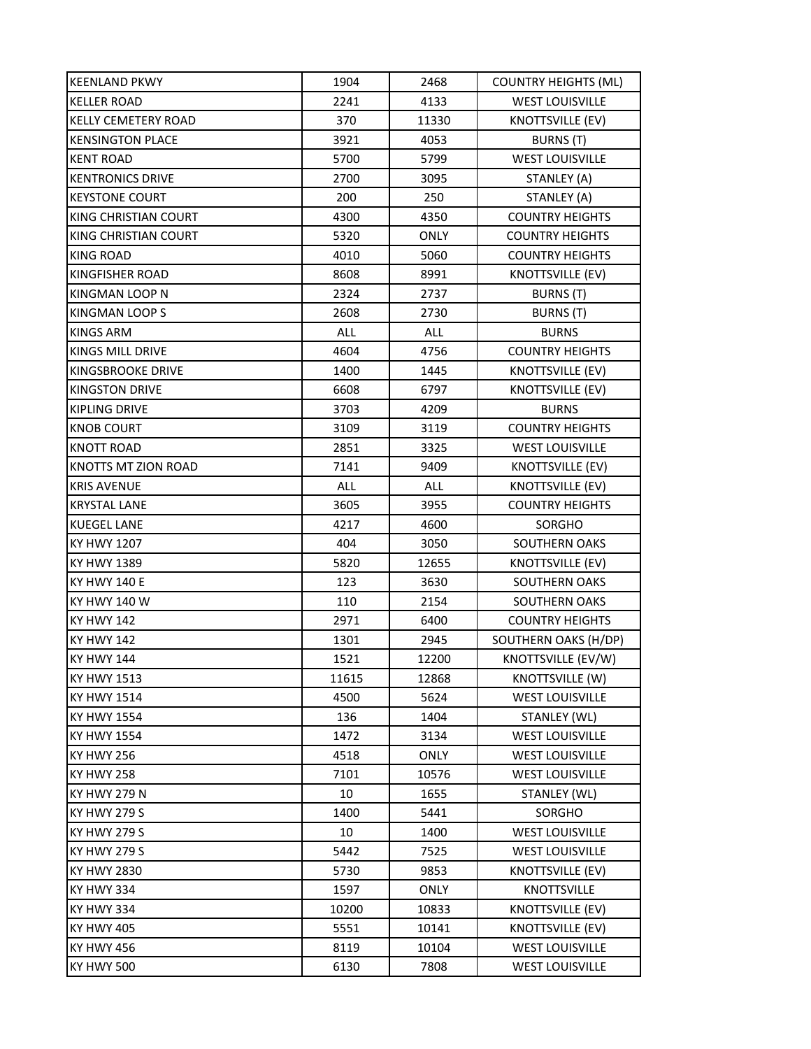| KEENLAND PKWY | 1904 | 2468 | COUNTRY HEIGHTS (ML) |
|---|---|---|---|
| KELLER ROAD | 2241 | 4133 | WEST LOUISVILLE |
| KELLY CEMETERY ROAD | 370 | 11330 | KNOTTSVILLE (EV) |
| KENSINGTON PLACE | 3921 | 4053 | BURNS (T) |
| KENT ROAD | 5700 | 5799 | WEST LOUISVILLE |
| KENTRONICS DRIVE | 2700 | 3095 | STANLEY (A) |
| KEYSTONE COURT | 200 | 250 | STANLEY (A) |
| KING CHRISTIAN COURT | 4300 | 4350 | COUNTRY HEIGHTS |
| KING CHRISTIAN COURT | 5320 | ONLY | COUNTRY HEIGHTS |
| KING ROAD | 4010 | 5060 | COUNTRY HEIGHTS |
| KINGFISHER ROAD | 8608 | 8991 | KNOTTSVILLE (EV) |
| KINGMAN LOOP N | 2324 | 2737 | BURNS (T) |
| KINGMAN LOOP S | 2608 | 2730 | BURNS (T) |
| KINGS ARM | ALL | ALL | BURNS |
| KINGS MILL DRIVE | 4604 | 4756 | COUNTRY HEIGHTS |
| KINGSBROOKE DRIVE | 1400 | 1445 | KNOTTSVILLE (EV) |
| KINGSTON DRIVE | 6608 | 6797 | KNOTTSVILLE (EV) |
| KIPLING DRIVE | 3703 | 4209 | BURNS |
| KNOB COURT | 3109 | 3119 | COUNTRY HEIGHTS |
| KNOTT ROAD | 2851 | 3325 | WEST LOUISVILLE |
| KNOTTS MT ZION ROAD | 7141 | 9409 | KNOTTSVILLE (EV) |
| KRIS AVENUE | ALL | ALL | KNOTTSVILLE (EV) |
| KRYSTAL LANE | 3605 | 3955 | COUNTRY HEIGHTS |
| KUEGEL LANE | 4217 | 4600 | SORGHO |
| KY HWY 1207 | 404 | 3050 | SOUTHERN OAKS |
| KY HWY 1389 | 5820 | 12655 | KNOTTSVILLE (EV) |
| KY HWY 140 E | 123 | 3630 | SOUTHERN OAKS |
| KY HWY 140 W | 110 | 2154 | SOUTHERN OAKS |
| KY HWY 142 | 2971 | 6400 | COUNTRY HEIGHTS |
| KY HWY 142 | 1301 | 2945 | SOUTHERN OAKS (H/DP) |
| KY HWY 144 | 1521 | 12200 | KNOTTSVILLE (EV/W) |
| KY HWY 1513 | 11615 | 12868 | KNOTTSVILLE (W) |
| KY HWY 1514 | 4500 | 5624 | WEST LOUISVILLE |
| KY HWY 1554 | 136 | 1404 | STANLEY (WL) |
| KY HWY 1554 | 1472 | 3134 | WEST LOUISVILLE |
| KY HWY 256 | 4518 | ONLY | WEST LOUISVILLE |
| KY HWY 258 | 7101 | 10576 | WEST LOUISVILLE |
| KY HWY 279 N | 10 | 1655 | STANLEY (WL) |
| KY HWY 279 S | 1400 | 5441 | SORGHO |
| KY HWY 279 S | 10 | 1400 | WEST LOUISVILLE |
| KY HWY 279 S | 5442 | 7525 | WEST LOUISVILLE |
| KY HWY 2830 | 5730 | 9853 | KNOTTSVILLE (EV) |
| KY HWY 334 | 1597 | ONLY | KNOTTSVILLE |
| KY HWY 334 | 10200 | 10833 | KNOTTSVILLE (EV) |
| KY HWY 405 | 5551 | 10141 | KNOTTSVILLE (EV) |
| KY HWY 456 | 8119 | 10104 | WEST LOUISVILLE |
| KY HWY 500 | 6130 | 7808 | WEST LOUISVILLE |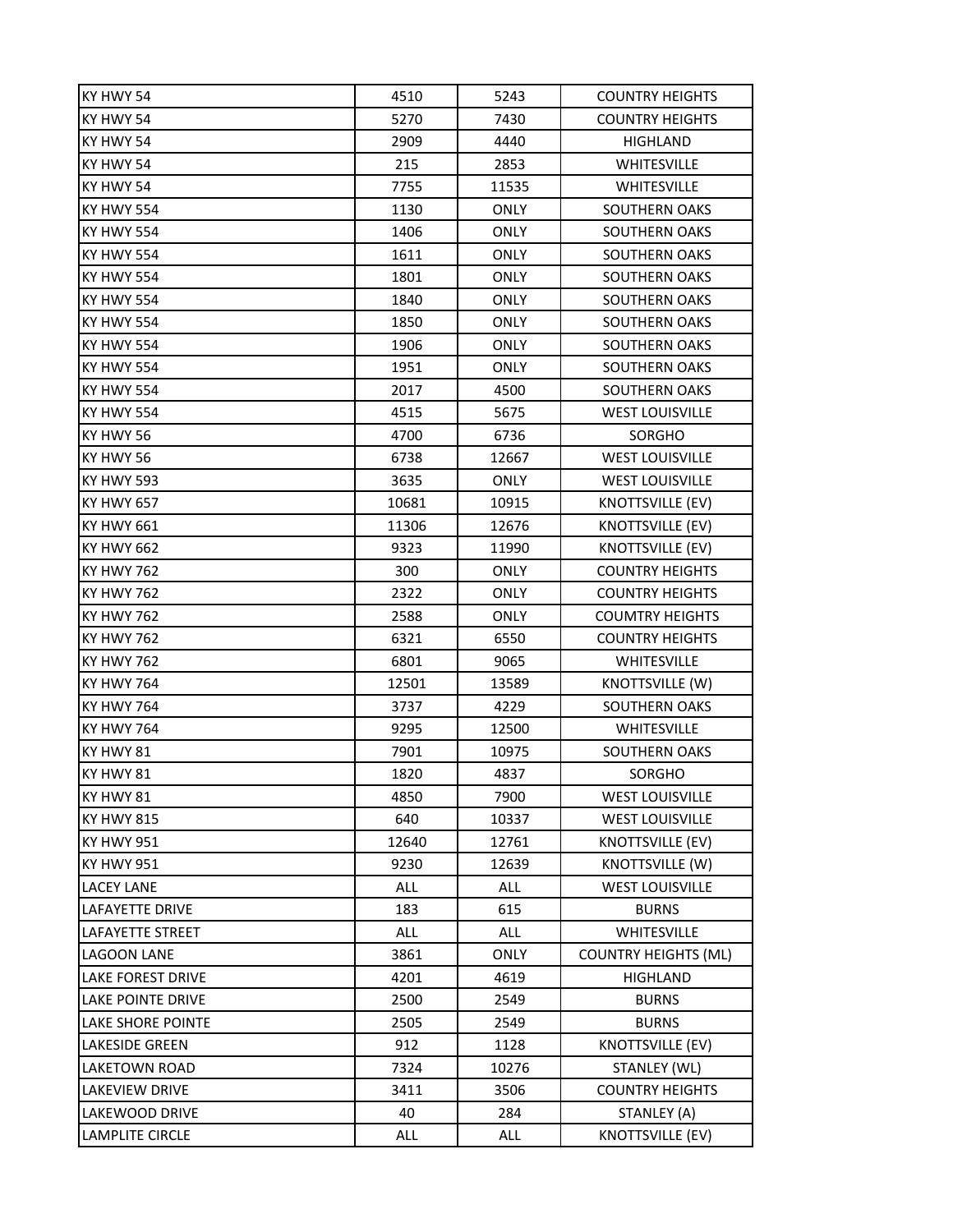| | | | |
|---|---|---|---|
| KY HWY 54 | 4510 | 5243 | COUNTRY HEIGHTS |
| KY HWY 54 | 5270 | 7430 | COUNTRY HEIGHTS |
| KY HWY 54 | 2909 | 4440 | HIGHLAND |
| KY HWY 54 | 215 | 2853 | WHITESVILLE |
| KY HWY 54 | 7755 | 11535 | WHITESVILLE |
| KY HWY 554 | 1130 | ONLY | SOUTHERN OAKS |
| KY HWY 554 | 1406 | ONLY | SOUTHERN OAKS |
| KY HWY 554 | 1611 | ONLY | SOUTHERN OAKS |
| KY HWY 554 | 1801 | ONLY | SOUTHERN OAKS |
| KY HWY 554 | 1840 | ONLY | SOUTHERN OAKS |
| KY HWY 554 | 1850 | ONLY | SOUTHERN OAKS |
| KY HWY 554 | 1906 | ONLY | SOUTHERN OAKS |
| KY HWY 554 | 1951 | ONLY | SOUTHERN OAKS |
| KY HWY 554 | 2017 | 4500 | SOUTHERN OAKS |
| KY HWY 554 | 4515 | 5675 | WEST LOUISVILLE |
| KY HWY 56 | 4700 | 6736 | SORGHO |
| KY HWY 56 | 6738 | 12667 | WEST LOUISVILLE |
| KY HWY 593 | 3635 | ONLY | WEST LOUISVILLE |
| KY HWY 657 | 10681 | 10915 | KNOTTSVILLE (EV) |
| KY HWY 661 | 11306 | 12676 | KNOTTSVILLE (EV) |
| KY HWY 662 | 9323 | 11990 | KNOTTSVILLE (EV) |
| KY HWY 762 | 300 | ONLY | COUNTRY HEIGHTS |
| KY HWY 762 | 2322 | ONLY | COUNTRY HEIGHTS |
| KY HWY 762 | 2588 | ONLY | COUMTRY HEIGHTS |
| KY HWY 762 | 6321 | 6550 | COUNTRY HEIGHTS |
| KY HWY 762 | 6801 | 9065 | WHITESVILLE |
| KY HWY 764 | 12501 | 13589 | KNOTTSVILLE (W) |
| KY HWY 764 | 3737 | 4229 | SOUTHERN OAKS |
| KY HWY 764 | 9295 | 12500 | WHITESVILLE |
| KY HWY 81 | 7901 | 10975 | SOUTHERN OAKS |
| KY HWY 81 | 1820 | 4837 | SORGHO |
| KY HWY 81 | 4850 | 7900 | WEST LOUISVILLE |
| KY HWY 815 | 640 | 10337 | WEST LOUISVILLE |
| KY HWY 951 | 12640 | 12761 | KNOTTSVILLE (EV) |
| KY HWY 951 | 9230 | 12639 | KNOTTSVILLE (W) |
| LACEY LANE | ALL | ALL | WEST LOUISVILLE |
| LAFAYETTE DRIVE | 183 | 615 | BURNS |
| LAFAYETTE STREET | ALL | ALL | WHITESVILLE |
| LAGOON LANE | 3861 | ONLY | COUNTRY HEIGHTS (ML) |
| LAKE FOREST DRIVE | 4201 | 4619 | HIGHLAND |
| LAKE POINTE DRIVE | 2500 | 2549 | BURNS |
| LAKE SHORE POINTE | 2505 | 2549 | BURNS |
| LAKESIDE GREEN | 912 | 1128 | KNOTTSVILLE (EV) |
| LAKETOWN ROAD | 7324 | 10276 | STANLEY (WL) |
| LAKEVIEW DRIVE | 3411 | 3506 | COUNTRY HEIGHTS |
| LAKEWOOD DRIVE | 40 | 284 | STANLEY (A) |
| LAMPLITE CIRCLE | ALL | ALL | KNOTTSVILLE (EV) |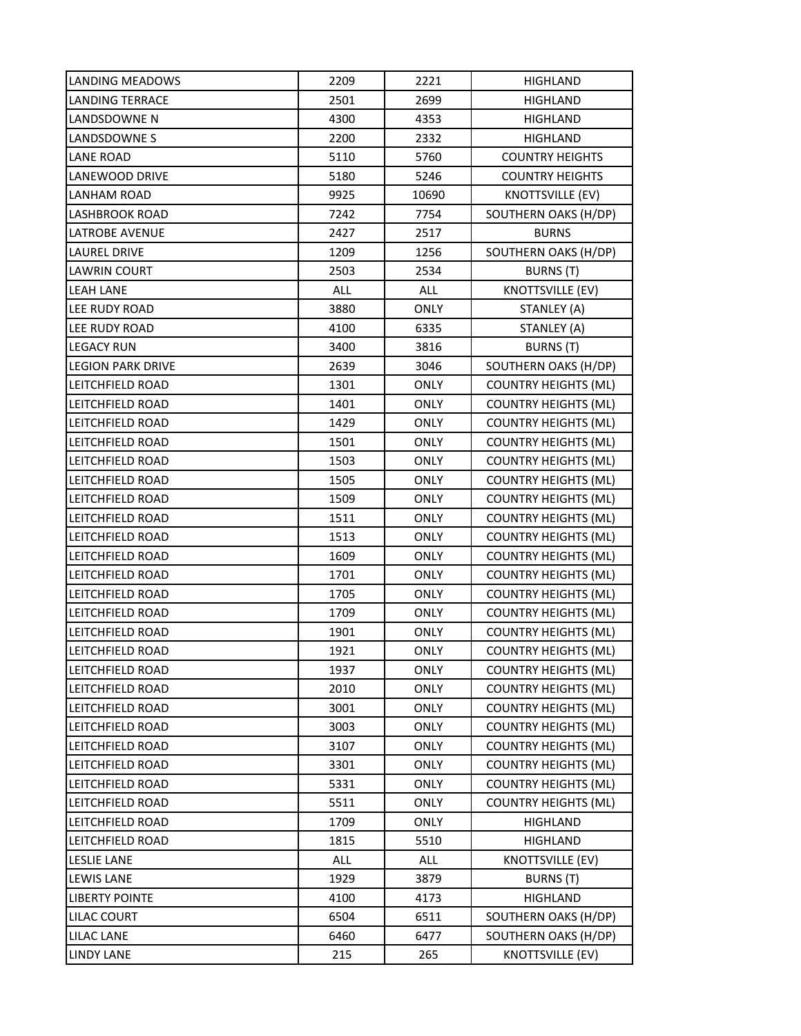| LANDING MEADOWS | 2209 | 2221 | HIGHLAND |
|---|---|---|---|
| LANDING TERRACE | 2501 | 2699 | HIGHLAND |
| LANDSDOWNE N | 4300 | 4353 | HIGHLAND |
| LANDSDOWNE S | 2200 | 2332 | HIGHLAND |
| LANE ROAD | 5110 | 5760 | COUNTRY HEIGHTS |
| LANEWOOD DRIVE | 5180 | 5246 | COUNTRY HEIGHTS |
| LANHAM ROAD | 9925 | 10690 | KNOTTSVILLE (EV) |
| LASHBROOK ROAD | 7242 | 7754 | SOUTHERN OAKS (H/DP) |
| LATROBE AVENUE | 2427 | 2517 | BURNS |
| LAUREL DRIVE | 1209 | 1256 | SOUTHERN OAKS (H/DP) |
| LAWRIN COURT | 2503 | 2534 | BURNS (T) |
| LEAH LANE | ALL | ALL | KNOTTSVILLE (EV) |
| LEE RUDY ROAD | 3880 | ONLY | STANLEY (A) |
| LEE RUDY ROAD | 4100 | 6335 | STANLEY (A) |
| LEGACY RUN | 3400 | 3816 | BURNS (T) |
| LEGION PARK DRIVE | 2639 | 3046 | SOUTHERN OAKS (H/DP) |
| LEITCHFIELD ROAD | 1301 | ONLY | COUNTRY HEIGHTS (ML) |
| LEITCHFIELD ROAD | 1401 | ONLY | COUNTRY HEIGHTS (ML) |
| LEITCHFIELD ROAD | 1429 | ONLY | COUNTRY HEIGHTS (ML) |
| LEITCHFIELD ROAD | 1501 | ONLY | COUNTRY HEIGHTS (ML) |
| LEITCHFIELD ROAD | 1503 | ONLY | COUNTRY HEIGHTS (ML) |
| LEITCHFIELD ROAD | 1505 | ONLY | COUNTRY HEIGHTS (ML) |
| LEITCHFIELD ROAD | 1509 | ONLY | COUNTRY HEIGHTS (ML) |
| LEITCHFIELD ROAD | 1511 | ONLY | COUNTRY HEIGHTS (ML) |
| LEITCHFIELD ROAD | 1513 | ONLY | COUNTRY HEIGHTS (ML) |
| LEITCHFIELD ROAD | 1609 | ONLY | COUNTRY HEIGHTS (ML) |
| LEITCHFIELD ROAD | 1701 | ONLY | COUNTRY HEIGHTS (ML) |
| LEITCHFIELD ROAD | 1705 | ONLY | COUNTRY HEIGHTS (ML) |
| LEITCHFIELD ROAD | 1709 | ONLY | COUNTRY HEIGHTS (ML) |
| LEITCHFIELD ROAD | 1901 | ONLY | COUNTRY HEIGHTS (ML) |
| LEITCHFIELD ROAD | 1921 | ONLY | COUNTRY HEIGHTS (ML) |
| LEITCHFIELD ROAD | 1937 | ONLY | COUNTRY HEIGHTS (ML) |
| LEITCHFIELD ROAD | 2010 | ONLY | COUNTRY HEIGHTS (ML) |
| LEITCHFIELD ROAD | 3001 | ONLY | COUNTRY HEIGHTS (ML) |
| LEITCHFIELD ROAD | 3003 | ONLY | COUNTRY HEIGHTS (ML) |
| LEITCHFIELD ROAD | 3107 | ONLY | COUNTRY HEIGHTS (ML) |
| LEITCHFIELD ROAD | 3301 | ONLY | COUNTRY HEIGHTS (ML) |
| LEITCHFIELD ROAD | 5331 | ONLY | COUNTRY HEIGHTS (ML) |
| LEITCHFIELD ROAD | 5511 | ONLY | COUNTRY HEIGHTS (ML) |
| LEITCHFIELD ROAD | 1709 | ONLY | HIGHLAND |
| LEITCHFIELD ROAD | 1815 | 5510 | HIGHLAND |
| LESLIE LANE | ALL | ALL | KNOTTSVILLE (EV) |
| LEWIS LANE | 1929 | 3879 | BURNS (T) |
| LIBERTY POINTE | 4100 | 4173 | HIGHLAND |
| LILAC COURT | 6504 | 6511 | SOUTHERN OAKS (H/DP) |
| LILAC LANE | 6460 | 6477 | SOUTHERN OAKS (H/DP) |
| LINDY LANE | 215 | 265 | KNOTTSVILLE (EV) |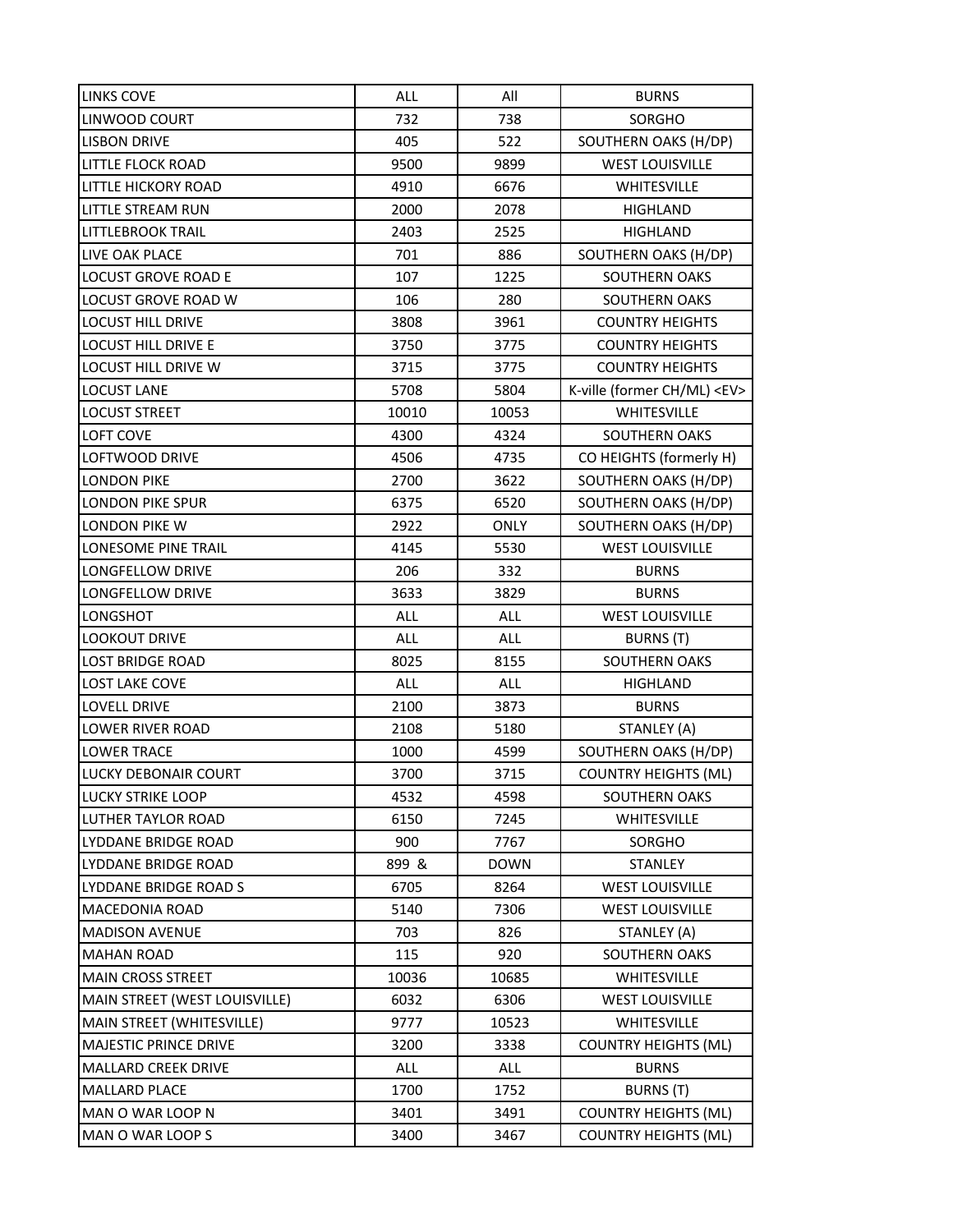| LINKS COVE | ALL | All | BURNS |
|---|---|---|---|
| LINWOOD COURT | 732 | 738 | SORGHO |
| LISBON DRIVE | 405 | 522 | SOUTHERN OAKS (H/DP) |
| LITTLE FLOCK ROAD | 9500 | 9899 | WEST LOUISVILLE |
| LITTLE HICKORY ROAD | 4910 | 6676 | WHITESVILLE |
| LITTLE STREAM RUN | 2000 | 2078 | HIGHLAND |
| LITTLEBROOK TRAIL | 2403 | 2525 | HIGHLAND |
| LIVE OAK PLACE | 701 | 886 | SOUTHERN OAKS (H/DP) |
| LOCUST GROVE ROAD E | 107 | 1225 | SOUTHERN OAKS |
| LOCUST GROVE ROAD W | 106 | 280 | SOUTHERN OAKS |
| LOCUST HILL DRIVE | 3808 | 3961 | COUNTRY HEIGHTS |
| LOCUST HILL DRIVE E | 3750 | 3775 | COUNTRY HEIGHTS |
| LOCUST HILL DRIVE W | 3715 | 3775 | COUNTRY HEIGHTS |
| LOCUST LANE | 5708 | 5804 | K-ville (former CH/ML) <EV> |
| LOCUST STREET | 10010 | 10053 | WHITESVILLE |
| LOFT COVE | 4300 | 4324 | SOUTHERN OAKS |
| LOFTWOOD DRIVE | 4506 | 4735 | CO HEIGHTS (formerly H) |
| LONDON PIKE | 2700 | 3622 | SOUTHERN OAKS (H/DP) |
| LONDON PIKE SPUR | 6375 | 6520 | SOUTHERN OAKS (H/DP) |
| LONDON PIKE W | 2922 | ONLY | SOUTHERN OAKS (H/DP) |
| LONESOME PINE TRAIL | 4145 | 5530 | WEST LOUISVILLE |
| LONGFELLOW DRIVE | 206 | 332 | BURNS |
| LONGFELLOW DRIVE | 3633 | 3829 | BURNS |
| LONGSHOT | ALL | ALL | WEST LOUISVILLE |
| LOOKOUT DRIVE | ALL | ALL | BURNS (T) |
| LOST BRIDGE ROAD | 8025 | 8155 | SOUTHERN OAKS |
| LOST LAKE COVE | ALL | ALL | HIGHLAND |
| LOVELL DRIVE | 2100 | 3873 | BURNS |
| LOWER RIVER ROAD | 2108 | 5180 | STANLEY (A) |
| LOWER TRACE | 1000 | 4599 | SOUTHERN OAKS (H/DP) |
| LUCKY DEBONAIR COURT | 3700 | 3715 | COUNTRY HEIGHTS (ML) |
| LUCKY STRIKE LOOP | 4532 | 4598 | SOUTHERN OAKS |
| LUTHER TAYLOR ROAD | 6150 | 7245 | WHITESVILLE |
| LYDDANE BRIDGE ROAD | 900 | 7767 | SORGHO |
| LYDDANE BRIDGE ROAD | 899 & | DOWN | STANLEY |
| LYDDANE BRIDGE ROAD S | 6705 | 8264 | WEST LOUISVILLE |
| MACEDONIA ROAD | 5140 | 7306 | WEST LOUISVILLE |
| MADISON AVENUE | 703 | 826 | STANLEY (A) |
| MAHAN ROAD | 115 | 920 | SOUTHERN OAKS |
| MAIN CROSS STREET | 10036 | 10685 | WHITESVILLE |
| MAIN STREET (WEST LOUISVILLE) | 6032 | 6306 | WEST LOUISVILLE |
| MAIN STREET (WHITESVILLE) | 9777 | 10523 | WHITESVILLE |
| MAJESTIC PRINCE DRIVE | 3200 | 3338 | COUNTRY HEIGHTS (ML) |
| MALLARD CREEK DRIVE | ALL | ALL | BURNS |
| MALLARD PLACE | 1700 | 1752 | BURNS (T) |
| MAN O WAR LOOP N | 3401 | 3491 | COUNTRY HEIGHTS (ML) |
| MAN O WAR LOOP S | 3400 | 3467 | COUNTRY HEIGHTS (ML) |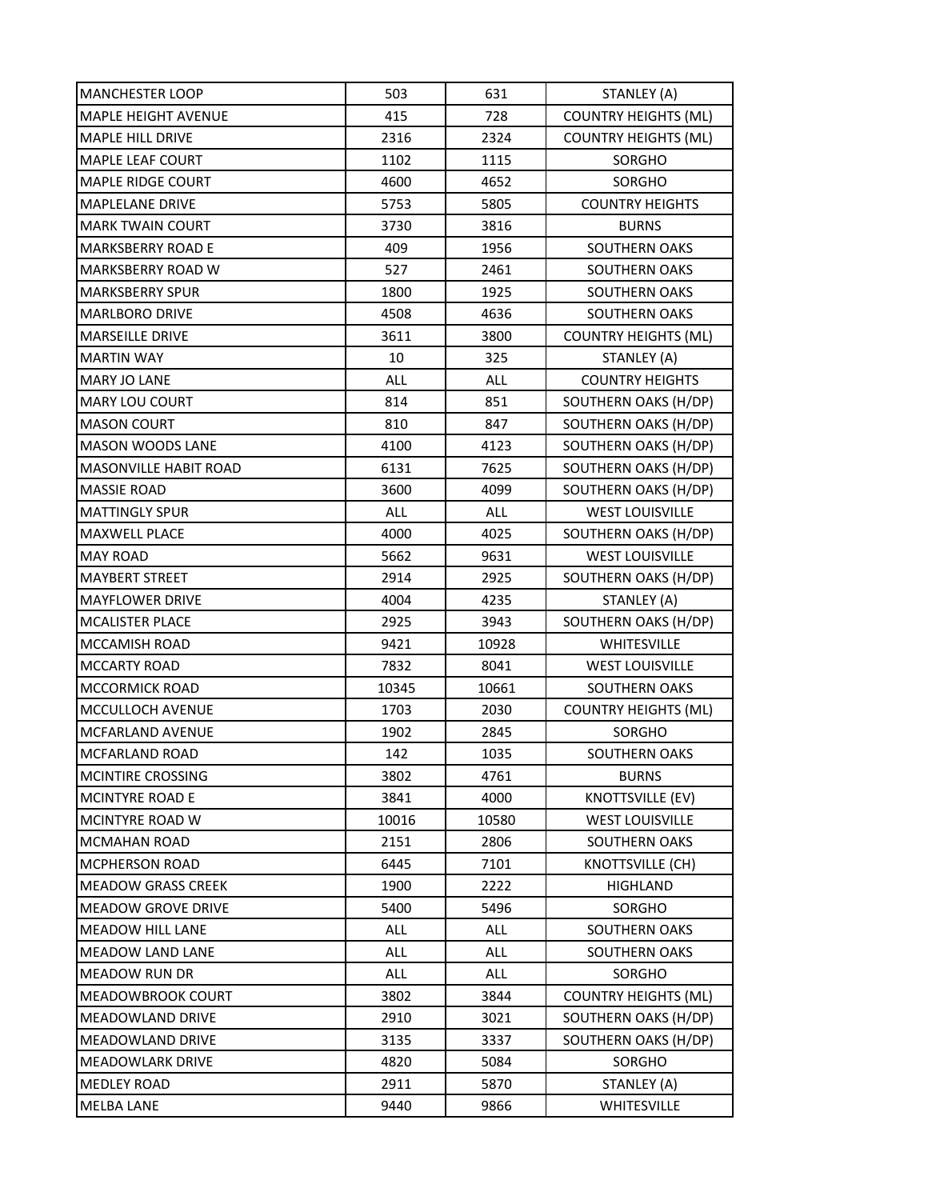| | | | |
|---|---|---|---|
| MANCHESTER LOOP | 503 | 631 | STANLEY (A) |
| MAPLE HEIGHT AVENUE | 415 | 728 | COUNTRY HEIGHTS (ML) |
| MAPLE HILL DRIVE | 2316 | 2324 | COUNTRY HEIGHTS (ML) |
| MAPLE LEAF COURT | 1102 | 1115 | SORGHO |
| MAPLE RIDGE COURT | 4600 | 4652 | SORGHO |
| MAPLELANE DRIVE | 5753 | 5805 | COUNTRY HEIGHTS |
| MARK TWAIN COURT | 3730 | 3816 | BURNS |
| MARKSBERRY ROAD E | 409 | 1956 | SOUTHERN OAKS |
| MARKSBERRY ROAD W | 527 | 2461 | SOUTHERN OAKS |
| MARKSBERRY SPUR | 1800 | 1925 | SOUTHERN OAKS |
| MARLBORO DRIVE | 4508 | 4636 | SOUTHERN OAKS |
| MARSEILLE DRIVE | 3611 | 3800 | COUNTRY HEIGHTS (ML) |
| MARTIN WAY | 10 | 325 | STANLEY (A) |
| MARY JO LANE | ALL | ALL | COUNTRY HEIGHTS |
| MARY LOU COURT | 814 | 851 | SOUTHERN OAKS (H/DP) |
| MASON COURT | 810 | 847 | SOUTHERN OAKS (H/DP) |
| MASON WOODS LANE | 4100 | 4123 | SOUTHERN OAKS (H/DP) |
| MASONVILLE HABIT ROAD | 6131 | 7625 | SOUTHERN OAKS (H/DP) |
| MASSIE ROAD | 3600 | 4099 | SOUTHERN OAKS (H/DP) |
| MATTINGLY SPUR | ALL | ALL | WEST LOUISVILLE |
| MAXWELL PLACE | 4000 | 4025 | SOUTHERN OAKS (H/DP) |
| MAY ROAD | 5662 | 9631 | WEST LOUISVILLE |
| MAYBERT STREET | 2914 | 2925 | SOUTHERN OAKS (H/DP) |
| MAYFLOWER DRIVE | 4004 | 4235 | STANLEY (A) |
| MCALISTER PLACE | 2925 | 3943 | SOUTHERN OAKS (H/DP) |
| MCCAMISH ROAD | 9421 | 10928 | WHITESVILLE |
| MCCARTY ROAD | 7832 | 8041 | WEST LOUISVILLE |
| MCCORMICK ROAD | 10345 | 10661 | SOUTHERN OAKS |
| MCCULLOCH AVENUE | 1703 | 2030 | COUNTRY HEIGHTS (ML) |
| MCFARLAND AVENUE | 1902 | 2845 | SORGHO |
| MCFARLAND ROAD | 142 | 1035 | SOUTHERN OAKS |
| MCINTIRE CROSSING | 3802 | 4761 | BURNS |
| MCINTYRE ROAD E | 3841 | 4000 | KNOTTSVILLE (EV) |
| MCINTYRE ROAD W | 10016 | 10580 | WEST LOUISVILLE |
| MCMAHAN ROAD | 2151 | 2806 | SOUTHERN OAKS |
| MCPHERSON ROAD | 6445 | 7101 | KNOTTSVILLE (CH) |
| MEADOW GRASS CREEK | 1900 | 2222 | HIGHLAND |
| MEADOW GROVE DRIVE | 5400 | 5496 | SORGHO |
| MEADOW HILL LANE | ALL | ALL | SOUTHERN OAKS |
| MEADOW LAND LANE | ALL | ALL | SOUTHERN OAKS |
| MEADOW RUN DR | ALL | ALL | SORGHO |
| MEADOWBROOK COURT | 3802 | 3844 | COUNTRY HEIGHTS (ML) |
| MEADOWLAND DRIVE | 2910 | 3021 | SOUTHERN OAKS (H/DP) |
| MEADOWLAND DRIVE | 3135 | 3337 | SOUTHERN OAKS (H/DP) |
| MEADOWLARK DRIVE | 4820 | 5084 | SORGHO |
| MEDLEY ROAD | 2911 | 5870 | STANLEY (A) |
| MELBA LANE | 9440 | 9866 | WHITESVILLE |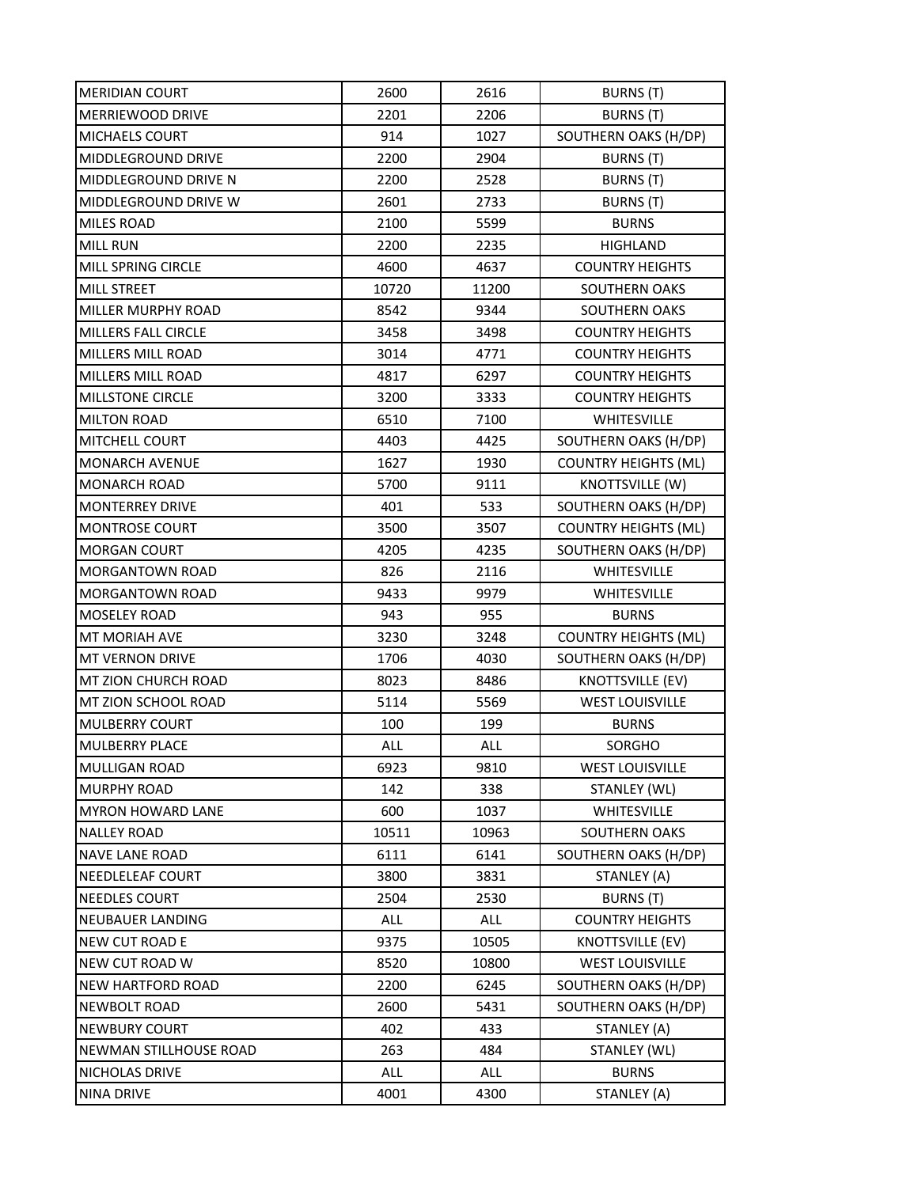| MERIDIAN COURT | 2600 | 2616 | BURNS (T) |
|---|---|---|---|
| MERRIEWOOD DRIVE | 2201 | 2206 | BURNS (T) |
| MICHAELS COURT | 914 | 1027 | SOUTHERN OAKS (H/DP) |
| MIDDLEGROUND DRIVE | 2200 | 2904 | BURNS (T) |
| MIDDLEGROUND DRIVE N | 2200 | 2528 | BURNS (T) |
| MIDDLEGROUND DRIVE W | 2601 | 2733 | BURNS (T) |
| MILES ROAD | 2100 | 5599 | BURNS |
| MILL RUN | 2200 | 2235 | HIGHLAND |
| MILL SPRING CIRCLE | 4600 | 4637 | COUNTRY HEIGHTS |
| MILL STREET | 10720 | 11200 | SOUTHERN OAKS |
| MILLER MURPHY ROAD | 8542 | 9344 | SOUTHERN OAKS |
| MILLERS FALL CIRCLE | 3458 | 3498 | COUNTRY HEIGHTS |
| MILLERS MILL ROAD | 3014 | 4771 | COUNTRY HEIGHTS |
| MILLERS MILL ROAD | 4817 | 6297 | COUNTRY HEIGHTS |
| MILLSTONE CIRCLE | 3200 | 3333 | COUNTRY HEIGHTS |
| MILTON ROAD | 6510 | 7100 | WHITESVILLE |
| MITCHELL COURT | 4403 | 4425 | SOUTHERN OAKS (H/DP) |
| MONARCH AVENUE | 1627 | 1930 | COUNTRY HEIGHTS (ML) |
| MONARCH ROAD | 5700 | 9111 | KNOTTSVILLE (W) |
| MONTERREY DRIVE | 401 | 533 | SOUTHERN OAKS (H/DP) |
| MONTROSE COURT | 3500 | 3507 | COUNTRY HEIGHTS (ML) |
| MORGAN COURT | 4205 | 4235 | SOUTHERN OAKS (H/DP) |
| MORGANTOWN ROAD | 826 | 2116 | WHITESVILLE |
| MORGANTOWN ROAD | 9433 | 9979 | WHITESVILLE |
| MOSELEY ROAD | 943 | 955 | BURNS |
| MT MORIAH AVE | 3230 | 3248 | COUNTRY HEIGHTS (ML) |
| MT VERNON DRIVE | 1706 | 4030 | SOUTHERN OAKS (H/DP) |
| MT ZION CHURCH ROAD | 8023 | 8486 | KNOTTSVILLE (EV) |
| MT ZION SCHOOL ROAD | 5114 | 5569 | WEST LOUISVILLE |
| MULBERRY COURT | 100 | 199 | BURNS |
| MULBERRY PLACE | ALL | ALL | SORGHO |
| MULLIGAN ROAD | 6923 | 9810 | WEST LOUISVILLE |
| MURPHY ROAD | 142 | 338 | STANLEY (WL) |
| MYRON HOWARD LANE | 600 | 1037 | WHITESVILLE |
| NALLEY ROAD | 10511 | 10963 | SOUTHERN OAKS |
| NAVE LANE ROAD | 6111 | 6141 | SOUTHERN OAKS (H/DP) |
| NEEDLELEAF COURT | 3800 | 3831 | STANLEY (A) |
| NEEDLES COURT | 2504 | 2530 | BURNS (T) |
| NEUBAUER LANDING | ALL | ALL | COUNTRY HEIGHTS |
| NEW CUT ROAD E | 9375 | 10505 | KNOTTSVILLE (EV) |
| NEW CUT ROAD W | 8520 | 10800 | WEST LOUISVILLE |
| NEW HARTFORD ROAD | 2200 | 6245 | SOUTHERN OAKS (H/DP) |
| NEWBOLT ROAD | 2600 | 5431 | SOUTHERN OAKS (H/DP) |
| NEWBURY COURT | 402 | 433 | STANLEY (A) |
| NEWMAN STILLHOUSE ROAD | 263 | 484 | STANLEY (WL) |
| NICHOLAS DRIVE | ALL | ALL | BURNS |
| NINA DRIVE | 4001 | 4300 | STANLEY (A) |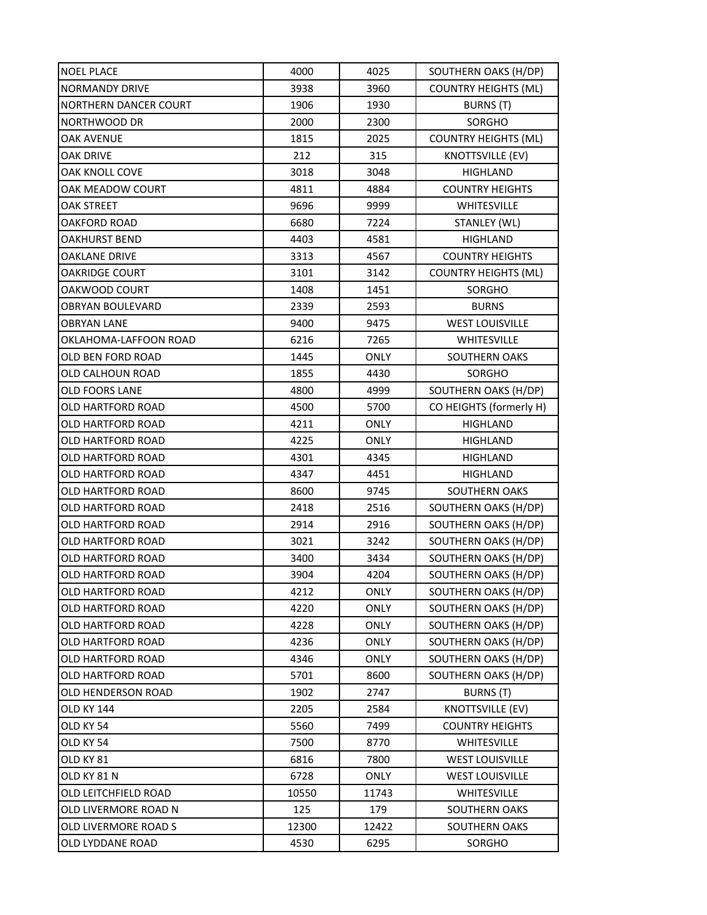| NOEL PLACE | 4000 | 4025 | SOUTHERN OAKS (H/DP) |
|---|---|---|---|
| NORMANDY DRIVE | 3938 | 3960 | COUNTRY HEIGHTS (ML) |
| NORTHERN DANCER COURT | 1906 | 1930 | BURNS (T) |
| NORTHWOOD DR | 2000 | 2300 | SORGHO |
| OAK AVENUE | 1815 | 2025 | COUNTRY HEIGHTS (ML) |
| OAK DRIVE | 212 | 315 | KNOTTSVILLE (EV) |
| OAK KNOLL COVE | 3018 | 3048 | HIGHLAND |
| OAK MEADOW COURT | 4811 | 4884 | COUNTRY HEIGHTS |
| OAK STREET | 9696 | 9999 | WHITESVILLE |
| OAKFORD ROAD | 6680 | 7224 | STANLEY (WL) |
| OAKHURST BEND | 4403 | 4581 | HIGHLAND |
| OAKLANE DRIVE | 3313 | 4567 | COUNTRY HEIGHTS |
| OAKRIDGE COURT | 3101 | 3142 | COUNTRY HEIGHTS (ML) |
| OAKWOOD COURT | 1408 | 1451 | SORGHO |
| OBRYAN BOULEVARD | 2339 | 2593 | BURNS |
| OBRYAN LANE | 9400 | 9475 | WEST LOUISVILLE |
| OKLAHOMA-LAFFOON ROAD | 6216 | 7265 | WHITESVILLE |
| OLD BEN FORD ROAD | 1445 | ONLY | SOUTHERN OAKS |
| OLD CALHOUN ROAD | 1855 | 4430 | SORGHO |
| OLD FOORS LANE | 4800 | 4999 | SOUTHERN OAKS (H/DP) |
| OLD HARTFORD ROAD | 4500 | 5700 | CO HEIGHTS (formerly H) |
| OLD HARTFORD ROAD | 4211 | ONLY | HIGHLAND |
| OLD HARTFORD ROAD | 4225 | ONLY | HIGHLAND |
| OLD HARTFORD ROAD | 4301 | 4345 | HIGHLAND |
| OLD HARTFORD ROAD | 4347 | 4451 | HIGHLAND |
| OLD HARTFORD ROAD | 8600 | 9745 | SOUTHERN OAKS |
| OLD HARTFORD ROAD | 2418 | 2516 | SOUTHERN OAKS (H/DP) |
| OLD HARTFORD ROAD | 2914 | 2916 | SOUTHERN OAKS (H/DP) |
| OLD HARTFORD ROAD | 3021 | 3242 | SOUTHERN OAKS (H/DP) |
| OLD HARTFORD ROAD | 3400 | 3434 | SOUTHERN OAKS (H/DP) |
| OLD HARTFORD ROAD | 3904 | 4204 | SOUTHERN OAKS (H/DP) |
| OLD HARTFORD ROAD | 4212 | ONLY | SOUTHERN OAKS (H/DP) |
| OLD HARTFORD ROAD | 4220 | ONLY | SOUTHERN OAKS (H/DP) |
| OLD HARTFORD ROAD | 4228 | ONLY | SOUTHERN OAKS (H/DP) |
| OLD HARTFORD ROAD | 4236 | ONLY | SOUTHERN OAKS (H/DP) |
| OLD HARTFORD ROAD | 4346 | ONLY | SOUTHERN OAKS (H/DP) |
| OLD HARTFORD ROAD | 5701 | 8600 | SOUTHERN OAKS (H/DP) |
| OLD HENDERSON ROAD | 1902 | 2747 | BURNS (T) |
| OLD KY 144 | 2205 | 2584 | KNOTTSVILLE (EV) |
| OLD KY 54 | 5560 | 7499 | COUNTRY HEIGHTS |
| OLD KY 54 | 7500 | 8770 | WHITESVILLE |
| OLD KY 81 | 6816 | 7800 | WEST LOUISVILLE |
| OLD KY 81 N | 6728 | ONLY | WEST LOUISVILLE |
| OLD LEITCHFIELD ROAD | 10550 | 11743 | WHITESVILLE |
| OLD LIVERMORE ROAD N | 125 | 179 | SOUTHERN OAKS |
| OLD LIVERMORE ROAD S | 12300 | 12422 | SOUTHERN OAKS |
| OLD LYDDANE ROAD | 4530 | 6295 | SORGHO |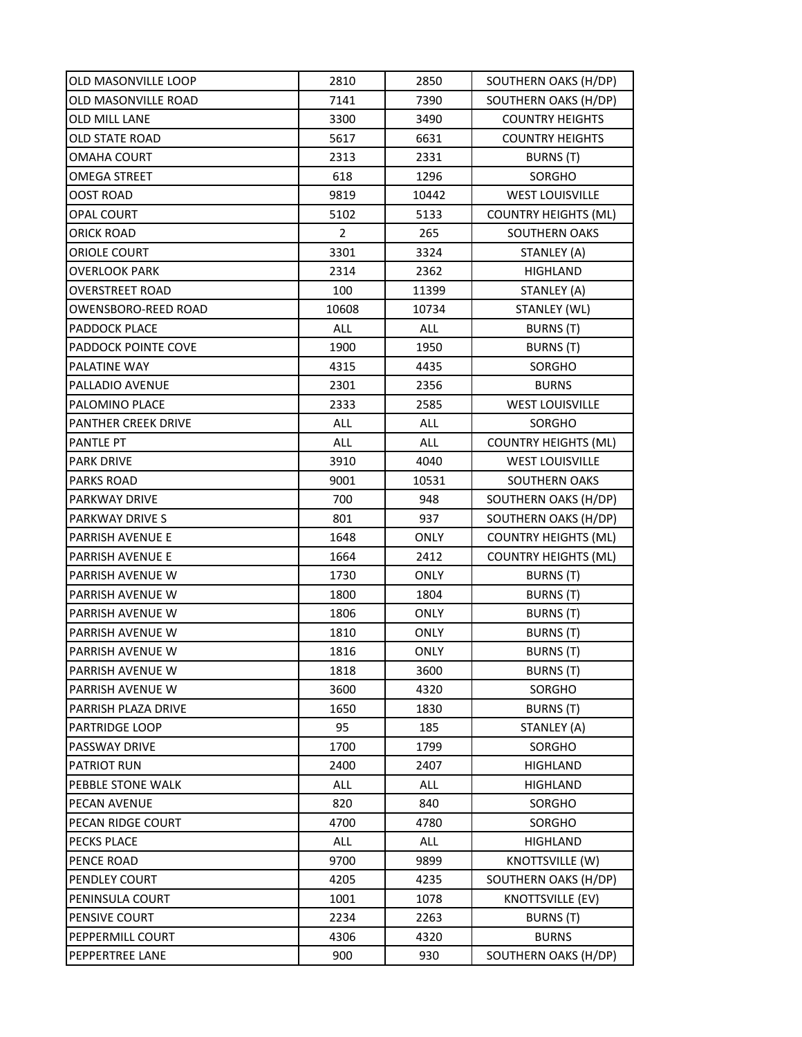| OLD MASONVILLE LOOP | 2810 | 2850 | SOUTHERN OAKS (H/DP) |
|---|---|---|---|
| OLD MASONVILLE ROAD | 7141 | 7390 | SOUTHERN OAKS (H/DP) |
| OLD MILL LANE | 3300 | 3490 | COUNTRY HEIGHTS |
| OLD STATE ROAD | 5617 | 6631 | COUNTRY HEIGHTS |
| OMAHA COURT | 2313 | 2331 | BURNS (T) |
| OMEGA STREET | 618 | 1296 | SORGHO |
| OOST ROAD | 9819 | 10442 | WEST LOUISVILLE |
| OPAL COURT | 5102 | 5133 | COUNTRY HEIGHTS (ML) |
| ORICK ROAD | 2 | 265 | SOUTHERN OAKS |
| ORIOLE COURT | 3301 | 3324 | STANLEY (A) |
| OVERLOOK PARK | 2314 | 2362 | HIGHLAND |
| OVERSTREET ROAD | 100 | 11399 | STANLEY (A) |
| OWENSBORO-REED ROAD | 10608 | 10734 | STANLEY (WL) |
| PADDOCK PLACE | ALL | ALL | BURNS (T) |
| PADDOCK POINTE COVE | 1900 | 1950 | BURNS (T) |
| PALATINE WAY | 4315 | 4435 | SORGHO |
| PALLADIO AVENUE | 2301 | 2356 | BURNS |
| PALOMINO PLACE | 2333 | 2585 | WEST LOUISVILLE |
| PANTHER CREEK DRIVE | ALL | ALL | SORGHO |
| PANTLE PT | ALL | ALL | COUNTRY HEIGHTS (ML) |
| PARK DRIVE | 3910 | 4040 | WEST LOUISVILLE |
| PARKS ROAD | 9001 | 10531 | SOUTHERN OAKS |
| PARKWAY DRIVE | 700 | 948 | SOUTHERN OAKS (H/DP) |
| PARKWAY DRIVE S | 801 | 937 | SOUTHERN OAKS (H/DP) |
| PARRISH AVENUE E | 1648 | ONLY | COUNTRY HEIGHTS (ML) |
| PARRISH AVENUE E | 1664 | 2412 | COUNTRY HEIGHTS (ML) |
| PARRISH AVENUE W | 1730 | ONLY | BURNS (T) |
| PARRISH AVENUE W | 1800 | 1804 | BURNS (T) |
| PARRISH AVENUE W | 1806 | ONLY | BURNS (T) |
| PARRISH AVENUE W | 1810 | ONLY | BURNS (T) |
| PARRISH AVENUE W | 1816 | ONLY | BURNS (T) |
| PARRISH AVENUE W | 1818 | 3600 | BURNS (T) |
| PARRISH AVENUE W | 3600 | 4320 | SORGHO |
| PARRISH PLAZA DRIVE | 1650 | 1830 | BURNS (T) |
| PARTRIDGE LOOP | 95 | 185 | STANLEY (A) |
| PASSWAY DRIVE | 1700 | 1799 | SORGHO |
| PATRIOT RUN | 2400 | 2407 | HIGHLAND |
| PEBBLE STONE WALK | ALL | ALL | HIGHLAND |
| PECAN AVENUE | 820 | 840 | SORGHO |
| PECAN RIDGE COURT | 4700 | 4780 | SORGHO |
| PECKS PLACE | ALL | ALL | HIGHLAND |
| PENCE ROAD | 9700 | 9899 | KNOTTSVILLE (W) |
| PENDLEY COURT | 4205 | 4235 | SOUTHERN OAKS (H/DP) |
| PENINSULA COURT | 1001 | 1078 | KNOTTSVILLE (EV) |
| PENSIVE COURT | 2234 | 2263 | BURNS (T) |
| PEPPERMILL COURT | 4306 | 4320 | BURNS |
| PEPPERTREE LANE | 900 | 930 | SOUTHERN OAKS (H/DP) |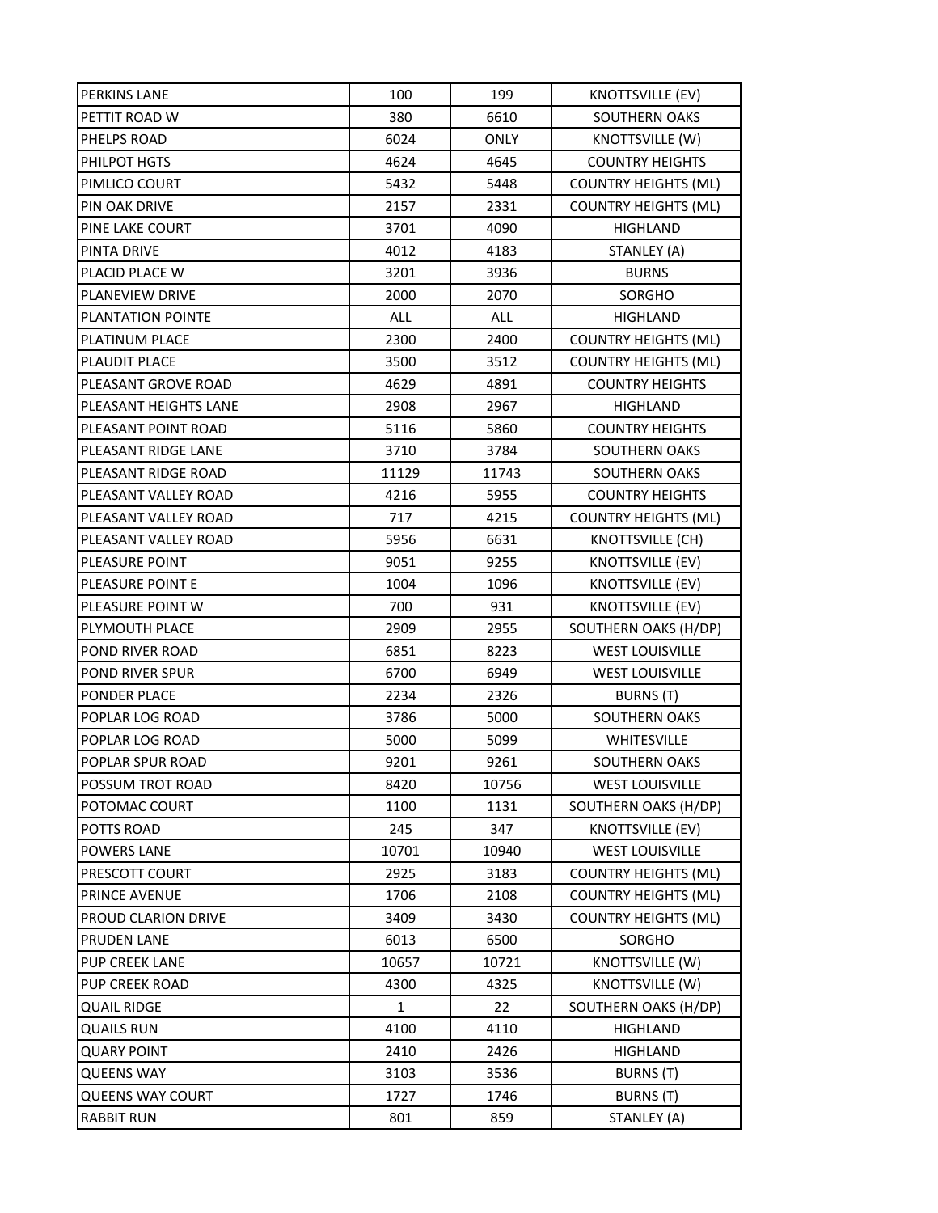| PERKINS LANE | 100 | 199 | KNOTTSVILLE (EV) |
|---|---|---|---|
| PETTIT ROAD W | 380 | 6610 | SOUTHERN OAKS |
| PHELPS ROAD | 6024 | ONLY | KNOTTSVILLE (W) |
| PHILPOT HGTS | 4624 | 4645 | COUNTRY HEIGHTS |
| PIMLICO COURT | 5432 | 5448 | COUNTRY HEIGHTS (ML) |
| PIN OAK DRIVE | 2157 | 2331 | COUNTRY HEIGHTS (ML) |
| PINE LAKE COURT | 3701 | 4090 | HIGHLAND |
| PINTA DRIVE | 4012 | 4183 | STANLEY (A) |
| PLACID PLACE W | 3201 | 3936 | BURNS |
| PLANEVIEW DRIVE | 2000 | 2070 | SORGHO |
| PLANTATION POINTE | ALL | ALL | HIGHLAND |
| PLATINUM PLACE | 2300 | 2400 | COUNTRY HEIGHTS (ML) |
| PLAUDIT PLACE | 3500 | 3512 | COUNTRY HEIGHTS (ML) |
| PLEASANT GROVE ROAD | 4629 | 4891 | COUNTRY HEIGHTS |
| PLEASANT HEIGHTS LANE | 2908 | 2967 | HIGHLAND |
| PLEASANT POINT ROAD | 5116 | 5860 | COUNTRY HEIGHTS |
| PLEASANT RIDGE LANE | 3710 | 3784 | SOUTHERN OAKS |
| PLEASANT RIDGE ROAD | 11129 | 11743 | SOUTHERN OAKS |
| PLEASANT VALLEY ROAD | 4216 | 5955 | COUNTRY HEIGHTS |
| PLEASANT VALLEY ROAD | 717 | 4215 | COUNTRY HEIGHTS (ML) |
| PLEASANT VALLEY ROAD | 5956 | 6631 | KNOTTSVILLE (CH) |
| PLEASURE POINT | 9051 | 9255 | KNOTTSVILLE (EV) |
| PLEASURE POINT E | 1004 | 1096 | KNOTTSVILLE (EV) |
| PLEASURE POINT W | 700 | 931 | KNOTTSVILLE (EV) |
| PLYMOUTH PLACE | 2909 | 2955 | SOUTHERN OAKS (H/DP) |
| POND RIVER ROAD | 6851 | 8223 | WEST LOUISVILLE |
| POND RIVER SPUR | 6700 | 6949 | WEST LOUISVILLE |
| PONDER PLACE | 2234 | 2326 | BURNS (T) |
| POPLAR LOG ROAD | 3786 | 5000 | SOUTHERN OAKS |
| POPLAR LOG ROAD | 5000 | 5099 | WHITESVILLE |
| POPLAR SPUR ROAD | 9201 | 9261 | SOUTHERN OAKS |
| POSSUM TROT ROAD | 8420 | 10756 | WEST LOUISVILLE |
| POTOMAC COURT | 1100 | 1131 | SOUTHERN OAKS (H/DP) |
| POTTS ROAD | 245 | 347 | KNOTTSVILLE (EV) |
| POWERS LANE | 10701 | 10940 | WEST LOUISVILLE |
| PRESCOTT COURT | 2925 | 3183 | COUNTRY HEIGHTS (ML) |
| PRINCE AVENUE | 1706 | 2108 | COUNTRY HEIGHTS (ML) |
| PROUD CLARION DRIVE | 3409 | 3430 | COUNTRY HEIGHTS (ML) |
| PRUDEN LANE | 6013 | 6500 | SORGHO |
| PUP CREEK LANE | 10657 | 10721 | KNOTTSVILLE (W) |
| PUP CREEK ROAD | 4300 | 4325 | KNOTTSVILLE (W) |
| QUAIL RIDGE | 1 | 22 | SOUTHERN OAKS (H/DP) |
| QUAILS RUN | 4100 | 4110 | HIGHLAND |
| QUARY POINT | 2410 | 2426 | HIGHLAND |
| QUEENS WAY | 3103 | 3536 | BURNS (T) |
| QUEENS WAY COURT | 1727 | 1746 | BURNS (T) |
| RABBIT RUN | 801 | 859 | STANLEY (A) |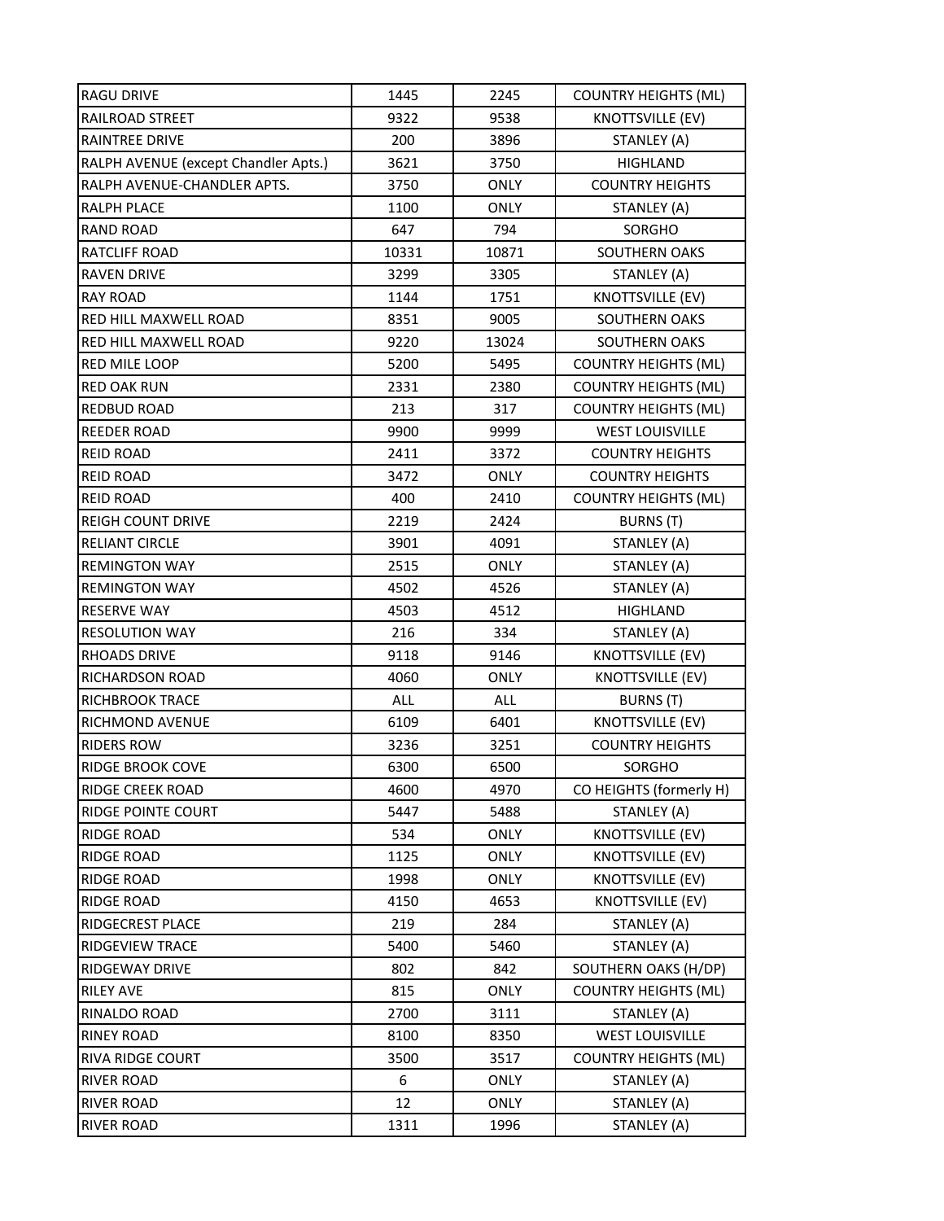| RAGU DRIVE | 1445 | 2245 | COUNTRY HEIGHTS (ML) |
|---|---|---|---|
| RAILROAD STREET | 9322 | 9538 | KNOTTSVILLE (EV) |
| RAINTREE DRIVE | 200 | 3896 | STANLEY (A) |
| RALPH AVENUE (except Chandler Apts.) | 3621 | 3750 | HIGHLAND |
| RALPH AVENUE-CHANDLER APTS. | 3750 | ONLY | COUNTRY HEIGHTS |
| RALPH PLACE | 1100 | ONLY | STANLEY (A) |
| RAND ROAD | 647 | 794 | SORGHO |
| RATCLIFF ROAD | 10331 | 10871 | SOUTHERN OAKS |
| RAVEN DRIVE | 3299 | 3305 | STANLEY (A) |
| RAY ROAD | 1144 | 1751 | KNOTTSVILLE (EV) |
| RED HILL MAXWELL ROAD | 8351 | 9005 | SOUTHERN OAKS |
| RED HILL MAXWELL ROAD | 9220 | 13024 | SOUTHERN OAKS |
| RED MILE LOOP | 5200 | 5495 | COUNTRY HEIGHTS (ML) |
| RED OAK RUN | 2331 | 2380 | COUNTRY HEIGHTS (ML) |
| REDBUD ROAD | 213 | 317 | COUNTRY HEIGHTS (ML) |
| REEDER ROAD | 9900 | 9999 | WEST LOUISVILLE |
| REID ROAD | 2411 | 3372 | COUNTRY HEIGHTS |
| REID ROAD | 3472 | ONLY | COUNTRY HEIGHTS |
| REID ROAD | 400 | 2410 | COUNTRY HEIGHTS (ML) |
| REIGH COUNT DRIVE | 2219 | 2424 | BURNS (T) |
| RELIANT CIRCLE | 3901 | 4091 | STANLEY (A) |
| REMINGTON WAY | 2515 | ONLY | STANLEY (A) |
| REMINGTON WAY | 4502 | 4526 | STANLEY (A) |
| RESERVE WAY | 4503 | 4512 | HIGHLAND |
| RESOLUTION WAY | 216 | 334 | STANLEY (A) |
| RHOADS DRIVE | 9118 | 9146 | KNOTTSVILLE (EV) |
| RICHARDSON ROAD | 4060 | ONLY | KNOTTSVILLE (EV) |
| RICHBROOK TRACE | ALL | ALL | BURNS (T) |
| RICHMOND AVENUE | 6109 | 6401 | KNOTTSVILLE (EV) |
| RIDERS ROW | 3236 | 3251 | COUNTRY HEIGHTS |
| RIDGE BROOK COVE | 6300 | 6500 | SORGHO |
| RIDGE CREEK ROAD | 4600 | 4970 | CO HEIGHTS (formerly H) |
| RIDGE POINTE COURT | 5447 | 5488 | STANLEY (A) |
| RIDGE ROAD | 534 | ONLY | KNOTTSVILLE (EV) |
| RIDGE ROAD | 1125 | ONLY | KNOTTSVILLE (EV) |
| RIDGE ROAD | 1998 | ONLY | KNOTTSVILLE (EV) |
| RIDGE ROAD | 4150 | 4653 | KNOTTSVILLE (EV) |
| RIDGECREST PLACE | 219 | 284 | STANLEY (A) |
| RIDGEVIEW TRACE | 5400 | 5460 | STANLEY (A) |
| RIDGEWAY DRIVE | 802 | 842 | SOUTHERN OAKS (H/DP) |
| RILEY AVE | 815 | ONLY | COUNTRY HEIGHTS (ML) |
| RINALDO ROAD | 2700 | 3111 | STANLEY (A) |
| RINEY ROAD | 8100 | 8350 | WEST LOUISVILLE |
| RIVA RIDGE COURT | 3500 | 3517 | COUNTRY HEIGHTS (ML) |
| RIVER ROAD | 6 | ONLY | STANLEY (A) |
| RIVER ROAD | 12 | ONLY | STANLEY (A) |
| RIVER ROAD | 1311 | 1996 | STANLEY (A) |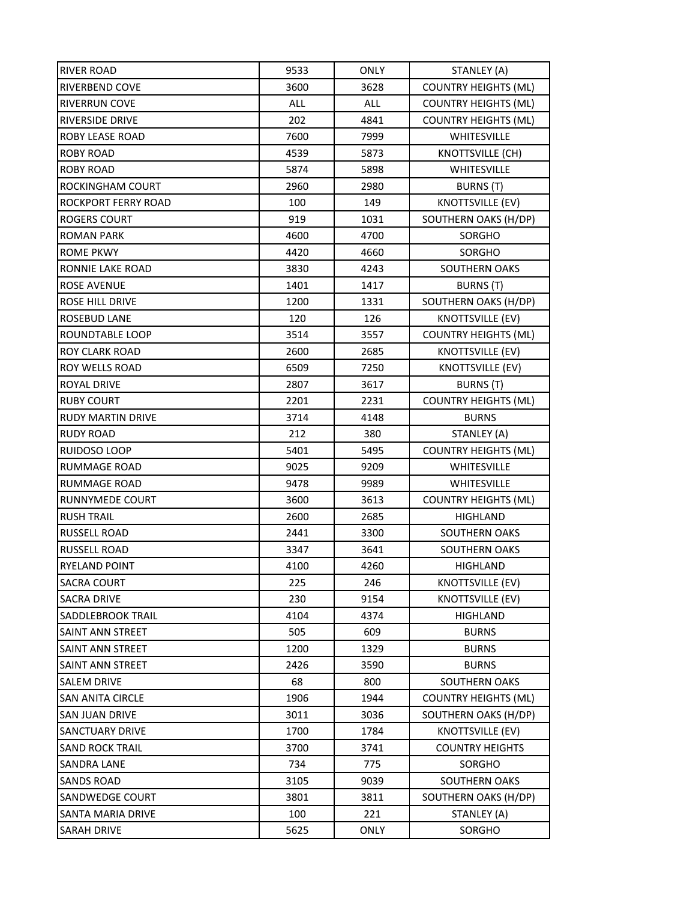| RIVER ROAD | 9533 | ONLY | STANLEY (A) |
|---|---|---|---|
| RIVERBEND COVE | 3600 | 3628 | COUNTRY HEIGHTS (ML) |
| RIVERRUN COVE | ALL | ALL | COUNTRY HEIGHTS (ML) |
| RIVERSIDE DRIVE | 202 | 4841 | COUNTRY HEIGHTS (ML) |
| ROBY LEASE ROAD | 7600 | 7999 | WHITESVILLE |
| ROBY ROAD | 4539 | 5873 | KNOTTSVILLE (CH) |
| ROBY ROAD | 5874 | 5898 | WHITESVILLE |
| ROCKINGHAM COURT | 2960 | 2980 | BURNS (T) |
| ROCKPORT FERRY ROAD | 100 | 149 | KNOTTSVILLE (EV) |
| ROGERS COURT | 919 | 1031 | SOUTHERN OAKS (H/DP) |
| ROMAN PARK | 4600 | 4700 | SORGHO |
| ROME PKWY | 4420 | 4660 | SORGHO |
| RONNIE LAKE ROAD | 3830 | 4243 | SOUTHERN OAKS |
| ROSE AVENUE | 1401 | 1417 | BURNS (T) |
| ROSE HILL DRIVE | 1200 | 1331 | SOUTHERN OAKS (H/DP) |
| ROSEBUD LANE | 120 | 126 | KNOTTSVILLE (EV) |
| ROUNDTABLE LOOP | 3514 | 3557 | COUNTRY HEIGHTS (ML) |
| ROY CLARK ROAD | 2600 | 2685 | KNOTTSVILLE (EV) |
| ROY WELLS ROAD | 6509 | 7250 | KNOTTSVILLE (EV) |
| ROYAL DRIVE | 2807 | 3617 | BURNS (T) |
| RUBY COURT | 2201 | 2231 | COUNTRY HEIGHTS (ML) |
| RUDY MARTIN DRIVE | 3714 | 4148 | BURNS |
| RUDY ROAD | 212 | 380 | STANLEY (A) |
| RUIDOSO LOOP | 5401 | 5495 | COUNTRY HEIGHTS (ML) |
| RUMMAGE ROAD | 9025 | 9209 | WHITESVILLE |
| RUMMAGE ROAD | 9478 | 9989 | WHITESVILLE |
| RUNNYMEDE COURT | 3600 | 3613 | COUNTRY HEIGHTS (ML) |
| RUSH TRAIL | 2600 | 2685 | HIGHLAND |
| RUSSELL ROAD | 2441 | 3300 | SOUTHERN OAKS |
| RUSSELL ROAD | 3347 | 3641 | SOUTHERN OAKS |
| RYELAND POINT | 4100 | 4260 | HIGHLAND |
| SACRA COURT | 225 | 246 | KNOTTSVILLE (EV) |
| SACRA DRIVE | 230 | 9154 | KNOTTSVILLE (EV) |
| SADDLEBROOK TRAIL | 4104 | 4374 | HIGHLAND |
| SAINT ANN STREET | 505 | 609 | BURNS |
| SAINT ANN STREET | 1200 | 1329 | BURNS |
| SAINT ANN STREET | 2426 | 3590 | BURNS |
| SALEM DRIVE | 68 | 800 | SOUTHERN OAKS |
| SAN ANITA CIRCLE | 1906 | 1944 | COUNTRY HEIGHTS (ML) |
| SAN JUAN DRIVE | 3011 | 3036 | SOUTHERN OAKS (H/DP) |
| SANCTUARY DRIVE | 1700 | 1784 | KNOTTSVILLE (EV) |
| SAND ROCK TRAIL | 3700 | 3741 | COUNTRY HEIGHTS |
| SANDRA LANE | 734 | 775 | SORGHO |
| SANDS ROAD | 3105 | 9039 | SOUTHERN OAKS |
| SANDWEDGE COURT | 3801 | 3811 | SOUTHERN OAKS (H/DP) |
| SANTA MARIA DRIVE | 100 | 221 | STANLEY (A) |
| SARAH DRIVE | 5625 | ONLY | SORGHO |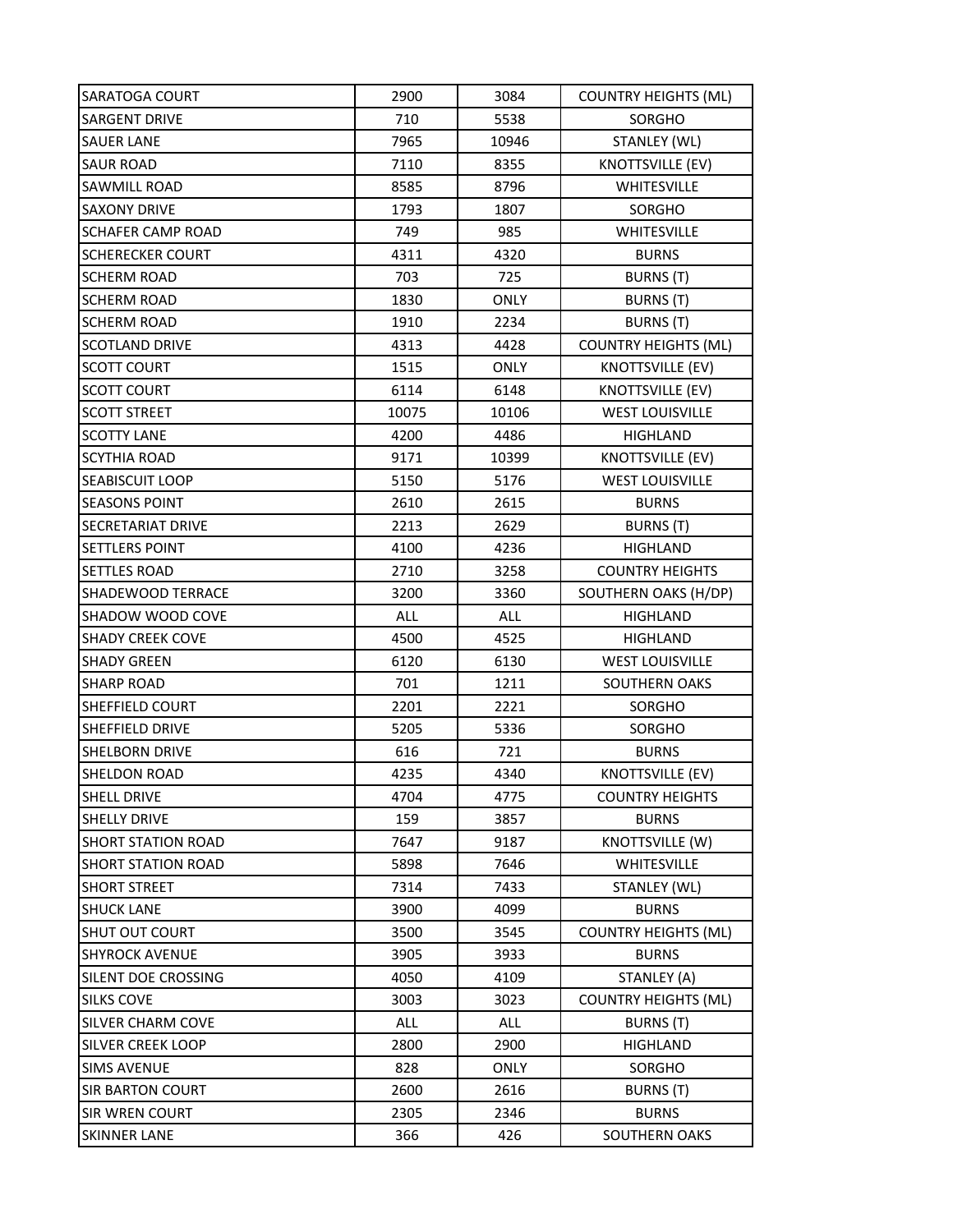| SARATOGA COURT | 2900 | 3084 | COUNTRY HEIGHTS (ML) |
|---|---|---|---|
| SARGENT DRIVE | 710 | 5538 | SORGHO |
| SAUER LANE | 7965 | 10946 | STANLEY (WL) |
| SAUR ROAD | 7110 | 8355 | KNOTTSVILLE (EV) |
| SAWMILL ROAD | 8585 | 8796 | WHITESVILLE |
| SAXONY DRIVE | 1793 | 1807 | SORGHO |
| SCHAFER CAMP ROAD | 749 | 985 | WHITESVILLE |
| SCHERECKER COURT | 4311 | 4320 | BURNS |
| SCHERM ROAD | 703 | 725 | BURNS (T) |
| SCHERM ROAD | 1830 | ONLY | BURNS (T) |
| SCHERM ROAD | 1910 | 2234 | BURNS (T) |
| SCOTLAND DRIVE | 4313 | 4428 | COUNTRY HEIGHTS (ML) |
| SCOTT COURT | 1515 | ONLY | KNOTTSVILLE (EV) |
| SCOTT COURT | 6114 | 6148 | KNOTTSVILLE (EV) |
| SCOTT STREET | 10075 | 10106 | WEST LOUISVILLE |
| SCOTTY LANE | 4200 | 4486 | HIGHLAND |
| SCYTHIA ROAD | 9171 | 10399 | KNOTTSVILLE (EV) |
| SEABISCUIT LOOP | 5150 | 5176 | WEST LOUISVILLE |
| SEASONS POINT | 2610 | 2615 | BURNS |
| SECRETARIAT DRIVE | 2213 | 2629 | BURNS (T) |
| SETTLERS POINT | 4100 | 4236 | HIGHLAND |
| SETTLES ROAD | 2710 | 3258 | COUNTRY HEIGHTS |
| SHADEWOOD TERRACE | 3200 | 3360 | SOUTHERN OAKS (H/DP) |
| SHADOW WOOD COVE | ALL | ALL | HIGHLAND |
| SHADY CREEK COVE | 4500 | 4525 | HIGHLAND |
| SHADY GREEN | 6120 | 6130 | WEST LOUISVILLE |
| SHARP ROAD | 701 | 1211 | SOUTHERN OAKS |
| SHEFFIELD COURT | 2201 | 2221 | SORGHO |
| SHEFFIELD DRIVE | 5205 | 5336 | SORGHO |
| SHELBORN DRIVE | 616 | 721 | BURNS |
| SHELDON ROAD | 4235 | 4340 | KNOTTSVILLE (EV) |
| SHELL DRIVE | 4704 | 4775 | COUNTRY HEIGHTS |
| SHELLY DRIVE | 159 | 3857 | BURNS |
| SHORT STATION ROAD | 7647 | 9187 | KNOTTSVILLE (W) |
| SHORT STATION ROAD | 5898 | 7646 | WHITESVILLE |
| SHORT STREET | 7314 | 7433 | STANLEY (WL) |
| SHUCK LANE | 3900 | 4099 | BURNS |
| SHUT OUT COURT | 3500 | 3545 | COUNTRY HEIGHTS (ML) |
| SHYROCK AVENUE | 3905 | 3933 | BURNS |
| SILENT DOE CROSSING | 4050 | 4109 | STANLEY (A) |
| SILKS COVE | 3003 | 3023 | COUNTRY HEIGHTS (ML) |
| SILVER CHARM COVE | ALL | ALL | BURNS (T) |
| SILVER CREEK LOOP | 2800 | 2900 | HIGHLAND |
| SIMS AVENUE | 828 | ONLY | SORGHO |
| SIR BARTON COURT | 2600 | 2616 | BURNS (T) |
| SIR WREN COURT | 2305 | 2346 | BURNS |
| SKINNER LANE | 366 | 426 | SOUTHERN OAKS |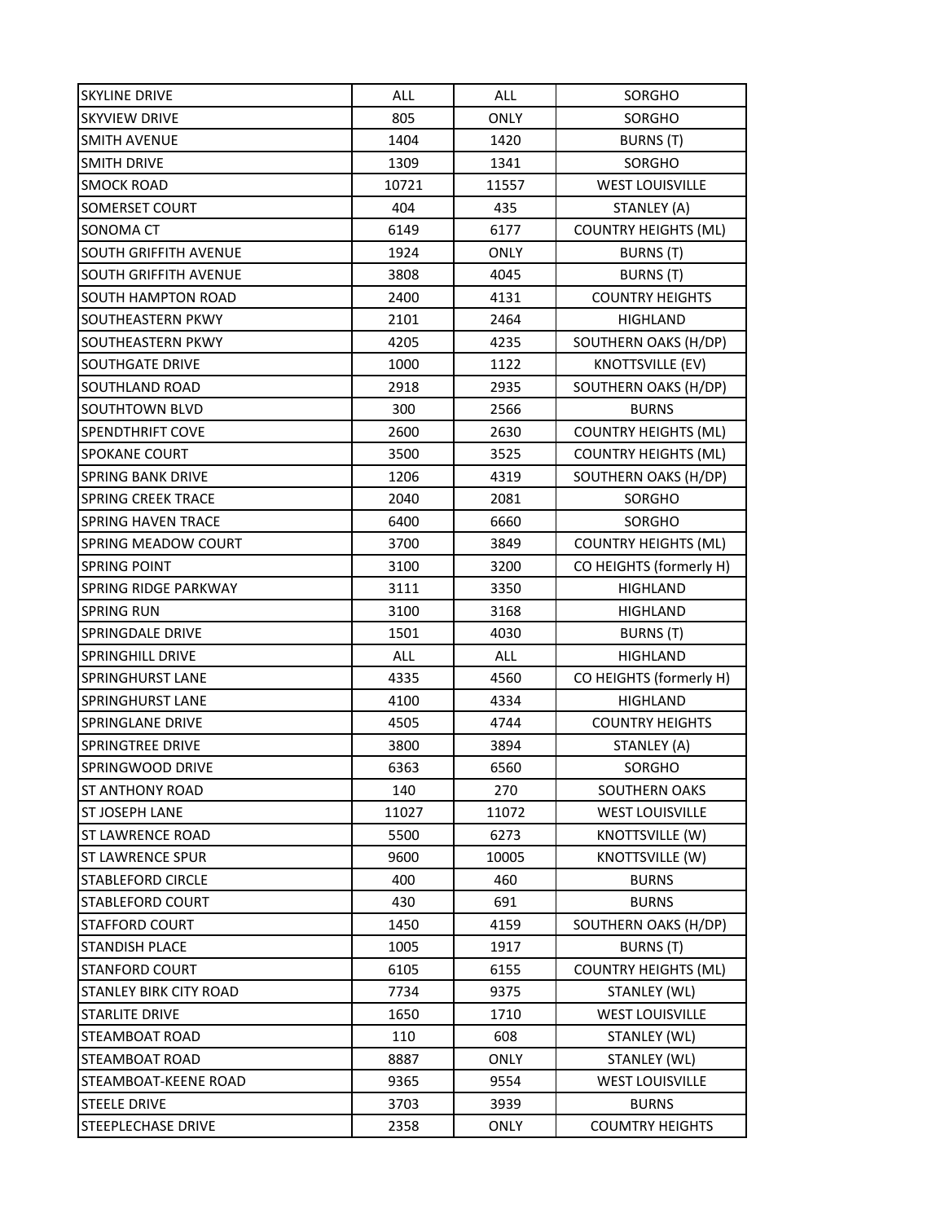| SKYLINE DRIVE | ALL | ALL | SORGHO |
|---|---|---|---|
| SKYVIEW DRIVE | 805 | ONLY | SORGHO |
| SMITH AVENUE | 1404 | 1420 | BURNS (T) |
| SMITH DRIVE | 1309 | 1341 | SORGHO |
| SMOCK ROAD | 10721 | 11557 | WEST LOUISVILLE |
| SOMERSET COURT | 404 | 435 | STANLEY (A) |
| SONOMA CT | 6149 | 6177 | COUNTRY HEIGHTS (ML) |
| SOUTH GRIFFITH AVENUE | 1924 | ONLY | BURNS (T) |
| SOUTH GRIFFITH AVENUE | 3808 | 4045 | BURNS (T) |
| SOUTH HAMPTON ROAD | 2400 | 4131 | COUNTRY HEIGHTS |
| SOUTHEASTERN PKWY | 2101 | 2464 | HIGHLAND |
| SOUTHEASTERN PKWY | 4205 | 4235 | SOUTHERN OAKS (H/DP) |
| SOUTHGATE DRIVE | 1000 | 1122 | KNOTTSVILLE (EV) |
| SOUTHLAND ROAD | 2918 | 2935 | SOUTHERN OAKS (H/DP) |
| SOUTHTOWN BLVD | 300 | 2566 | BURNS |
| SPENDTHRIFT COVE | 2600 | 2630 | COUNTRY HEIGHTS (ML) |
| SPOKANE COURT | 3500 | 3525 | COUNTRY HEIGHTS (ML) |
| SPRING BANK DRIVE | 1206 | 4319 | SOUTHERN OAKS (H/DP) |
| SPRING CREEK TRACE | 2040 | 2081 | SORGHO |
| SPRING HAVEN TRACE | 6400 | 6660 | SORGHO |
| SPRING MEADOW COURT | 3700 | 3849 | COUNTRY HEIGHTS (ML) |
| SPRING POINT | 3100 | 3200 | CO HEIGHTS (formerly H) |
| SPRING RIDGE PARKWAY | 3111 | 3350 | HIGHLAND |
| SPRING RUN | 3100 | 3168 | HIGHLAND |
| SPRINGDALE DRIVE | 1501 | 4030 | BURNS (T) |
| SPRINGHILL DRIVE | ALL | ALL | HIGHLAND |
| SPRINGHURST LANE | 4335 | 4560 | CO HEIGHTS (formerly H) |
| SPRINGHURST LANE | 4100 | 4334 | HIGHLAND |
| SPRINGLANE DRIVE | 4505 | 4744 | COUNTRY HEIGHTS |
| SPRINGTREE DRIVE | 3800 | 3894 | STANLEY (A) |
| SPRINGWOOD DRIVE | 6363 | 6560 | SORGHO |
| ST ANTHONY ROAD | 140 | 270 | SOUTHERN OAKS |
| ST JOSEPH LANE | 11027 | 11072 | WEST LOUISVILLE |
| ST LAWRENCE ROAD | 5500 | 6273 | KNOTTSVILLE (W) |
| ST LAWRENCE SPUR | 9600 | 10005 | KNOTTSVILLE (W) |
| STABLEFORD CIRCLE | 400 | 460 | BURNS |
| STABLEFORD COURT | 430 | 691 | BURNS |
| STAFFORD COURT | 1450 | 4159 | SOUTHERN OAKS (H/DP) |
| STANDISH PLACE | 1005 | 1917 | BURNS (T) |
| STANFORD COURT | 6105 | 6155 | COUNTRY HEIGHTS (ML) |
| STANLEY BIRK CITY ROAD | 7734 | 9375 | STANLEY (WL) |
| STARLITE DRIVE | 1650 | 1710 | WEST LOUISVILLE |
| STEAMBOAT ROAD | 110 | 608 | STANLEY (WL) |
| STEAMBOAT ROAD | 8887 | ONLY | STANLEY (WL) |
| STEAMBOAT-KEENE ROAD | 9365 | 9554 | WEST LOUISVILLE |
| STEELE DRIVE | 3703 | 3939 | BURNS |
| STEEPLECHASE DRIVE | 2358 | ONLY | COUMTRY HEIGHTS |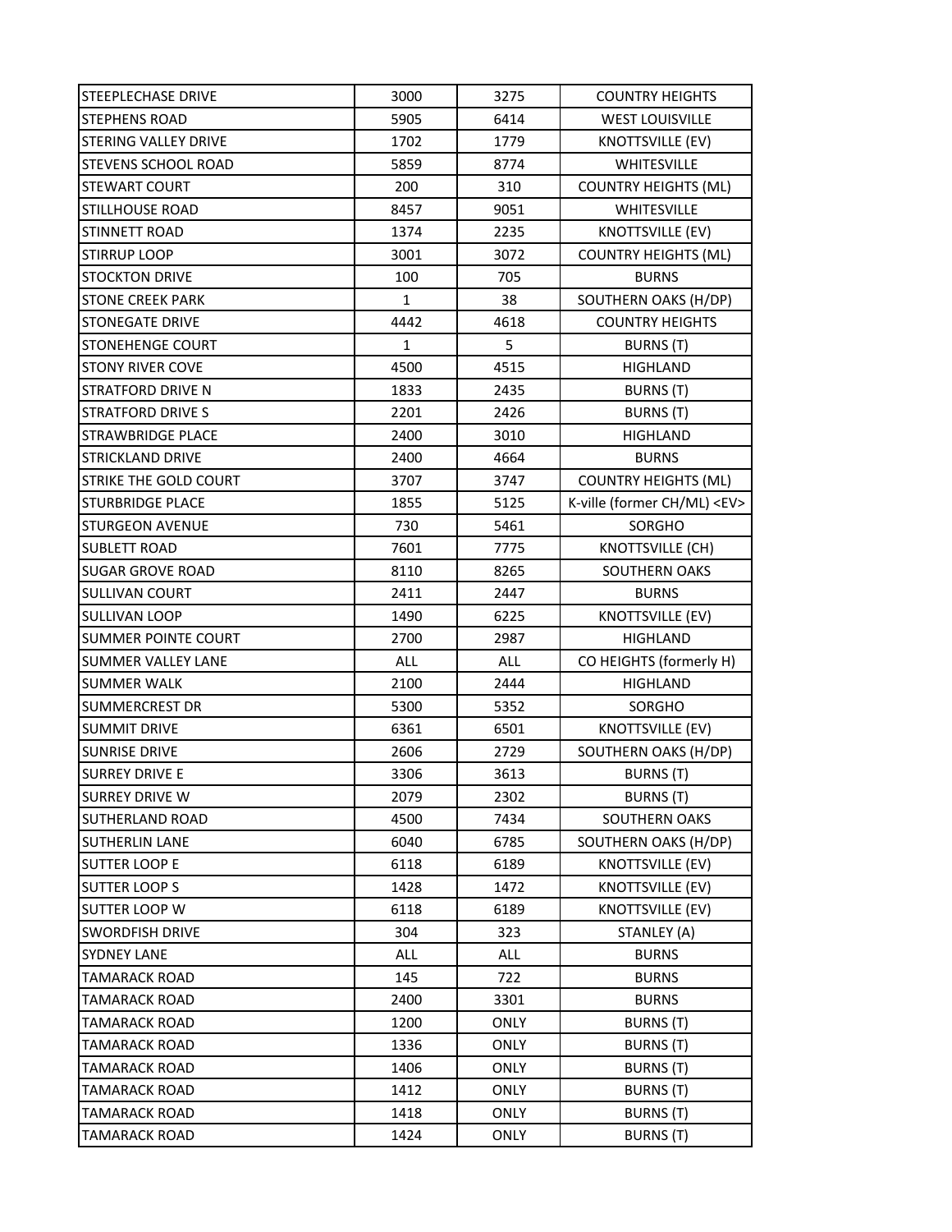| | | | |
|---|---|---|---|
| STEEPLECHASE DRIVE | 3000 | 3275 | COUNTRY HEIGHTS |
| STEPHENS ROAD | 5905 | 6414 | WEST LOUISVILLE |
| STERING VALLEY DRIVE | 1702 | 1779 | KNOTTSVILLE (EV) |
| STEVENS SCHOOL ROAD | 5859 | 8774 | WHITESVILLE |
| STEWART COURT | 200 | 310 | COUNTRY HEIGHTS (ML) |
| STILLHOUSE ROAD | 8457 | 9051 | WHITESVILLE |
| STINNETT ROAD | 1374 | 2235 | KNOTTSVILLE (EV) |
| STIRRUP LOOP | 3001 | 3072 | COUNTRY HEIGHTS (ML) |
| STOCKTON DRIVE | 100 | 705 | BURNS |
| STONE CREEK PARK | 1 | 38 | SOUTHERN OAKS (H/DP) |
| STONEGATE DRIVE | 4442 | 4618 | COUNTRY HEIGHTS |
| STONEHENGE COURT | 1 | 5 | BURNS (T) |
| STONY RIVER COVE | 4500 | 4515 | HIGHLAND |
| STRATFORD DRIVE N | 1833 | 2435 | BURNS (T) |
| STRATFORD DRIVE S | 2201 | 2426 | BURNS (T) |
| STRAWBRIDGE PLACE | 2400 | 3010 | HIGHLAND |
| STRICKLAND DRIVE | 2400 | 4664 | BURNS |
| STRIKE THE GOLD COURT | 3707 | 3747 | COUNTRY HEIGHTS (ML) |
| STURBRIDGE PLACE | 1855 | 5125 | K-ville (former CH/ML) <EV> |
| STURGEON AVENUE | 730 | 5461 | SORGHO |
| SUBLETT ROAD | 7601 | 7775 | KNOTTSVILLE (CH) |
| SUGAR GROVE ROAD | 8110 | 8265 | SOUTHERN OAKS |
| SULLIVAN COURT | 2411 | 2447 | BURNS |
| SULLIVAN LOOP | 1490 | 6225 | KNOTTSVILLE (EV) |
| SUMMER POINTE COURT | 2700 | 2987 | HIGHLAND |
| SUMMER VALLEY LANE | ALL | ALL | CO HEIGHTS (formerly H) |
| SUMMER WALK | 2100 | 2444 | HIGHLAND |
| SUMMERCREST DR | 5300 | 5352 | SORGHO |
| SUMMIT DRIVE | 6361 | 6501 | KNOTTSVILLE (EV) |
| SUNRISE DRIVE | 2606 | 2729 | SOUTHERN OAKS (H/DP) |
| SURREY DRIVE E | 3306 | 3613 | BURNS (T) |
| SURREY DRIVE W | 2079 | 2302 | BURNS (T) |
| SUTHERLAND ROAD | 4500 | 7434 | SOUTHERN OAKS |
| SUTHERLIN LANE | 6040 | 6785 | SOUTHERN OAKS (H/DP) |
| SUTTER LOOP E | 6118 | 6189 | KNOTTSVILLE (EV) |
| SUTTER LOOP S | 1428 | 1472 | KNOTTSVILLE (EV) |
| SUTTER LOOP W | 6118 | 6189 | KNOTTSVILLE (EV) |
| SWORDFISH DRIVE | 304 | 323 | STANLEY (A) |
| SYDNEY LANE | ALL | ALL | BURNS |
| TAMARACK ROAD | 145 | 722 | BURNS |
| TAMARACK ROAD | 2400 | 3301 | BURNS |
| TAMARACK ROAD | 1200 | ONLY | BURNS (T) |
| TAMARACK ROAD | 1336 | ONLY | BURNS (T) |
| TAMARACK ROAD | 1406 | ONLY | BURNS (T) |
| TAMARACK ROAD | 1412 | ONLY | BURNS (T) |
| TAMARACK ROAD | 1418 | ONLY | BURNS (T) |
| TAMARACK ROAD | 1424 | ONLY | BURNS (T) |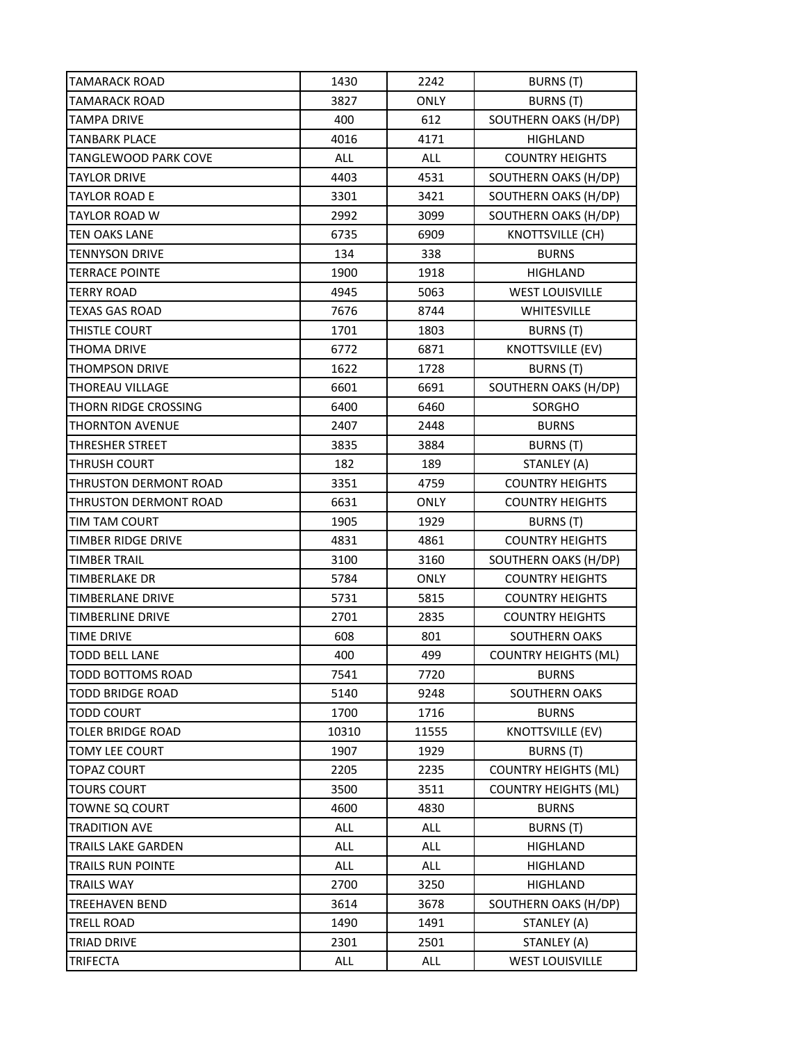| | | | |
|---|---|---|---|
| TAMARACK ROAD | 1430 | 2242 | BURNS (T) |
| TAMARACK ROAD | 3827 | ONLY | BURNS (T) |
| TAMPA DRIVE | 400 | 612 | SOUTHERN OAKS (H/DP) |
| TANBARK PLACE | 4016 | 4171 | HIGHLAND |
| TANGLEWOOD PARK COVE | ALL | ALL | COUNTRY HEIGHTS |
| TAYLOR DRIVE | 4403 | 4531 | SOUTHERN OAKS (H/DP) |
| TAYLOR ROAD E | 3301 | 3421 | SOUTHERN OAKS (H/DP) |
| TAYLOR ROAD W | 2992 | 3099 | SOUTHERN OAKS (H/DP) |
| TEN OAKS LANE | 6735 | 6909 | KNOTTSVILLE (CH) |
| TENNYSON DRIVE | 134 | 338 | BURNS |
| TERRACE POINTE | 1900 | 1918 | HIGHLAND |
| TERRY ROAD | 4945 | 5063 | WEST LOUISVILLE |
| TEXAS GAS ROAD | 7676 | 8744 | WHITESVILLE |
| THISTLE COURT | 1701 | 1803 | BURNS (T) |
| THOMA DRIVE | 6772 | 6871 | KNOTTSVILLE (EV) |
| THOMPSON DRIVE | 1622 | 1728 | BURNS (T) |
| THOREAU VILLAGE | 6601 | 6691 | SOUTHERN OAKS (H/DP) |
| THORN RIDGE CROSSING | 6400 | 6460 | SORGHO |
| THORNTON AVENUE | 2407 | 2448 | BURNS |
| THRESHER STREET | 3835 | 3884 | BURNS (T) |
| THRUSH COURT | 182 | 189 | STANLEY (A) |
| THRUSTON DERMONT ROAD | 3351 | 4759 | COUNTRY HEIGHTS |
| THRUSTON DERMONT ROAD | 6631 | ONLY | COUNTRY HEIGHTS |
| TIM TAM COURT | 1905 | 1929 | BURNS (T) |
| TIMBER RIDGE DRIVE | 4831 | 4861 | COUNTRY HEIGHTS |
| TIMBER TRAIL | 3100 | 3160 | SOUTHERN OAKS (H/DP) |
| TIMBERLAKE DR | 5784 | ONLY | COUNTRY HEIGHTS |
| TIMBERLANE DRIVE | 5731 | 5815 | COUNTRY HEIGHTS |
| TIMBERLINE DRIVE | 2701 | 2835 | COUNTRY HEIGHTS |
| TIME DRIVE | 608 | 801 | SOUTHERN OAKS |
| TODD BELL LANE | 400 | 499 | COUNTRY HEIGHTS (ML) |
| TODD BOTTOMS ROAD | 7541 | 7720 | BURNS |
| TODD BRIDGE ROAD | 5140 | 9248 | SOUTHERN OAKS |
| TODD COURT | 1700 | 1716 | BURNS |
| TOLER BRIDGE ROAD | 10310 | 11555 | KNOTTSVILLE (EV) |
| TOMY LEE COURT | 1907 | 1929 | BURNS (T) |
| TOPAZ COURT | 2205 | 2235 | COUNTRY HEIGHTS (ML) |
| TOURS COURT | 3500 | 3511 | COUNTRY HEIGHTS (ML) |
| TOWNE SQ COURT | 4600 | 4830 | BURNS |
| TRADITION AVE | ALL | ALL | BURNS (T) |
| TRAILS LAKE GARDEN | ALL | ALL | HIGHLAND |
| TRAILS RUN POINTE | ALL | ALL | HIGHLAND |
| TRAILS WAY | 2700 | 3250 | HIGHLAND |
| TREEHAVEN BEND | 3614 | 3678 | SOUTHERN OAKS (H/DP) |
| TRELL ROAD | 1490 | 1491 | STANLEY (A) |
| TRIAD DRIVE | 2301 | 2501 | STANLEY (A) |
| TRIFECTA | ALL | ALL | WEST LOUISVILLE |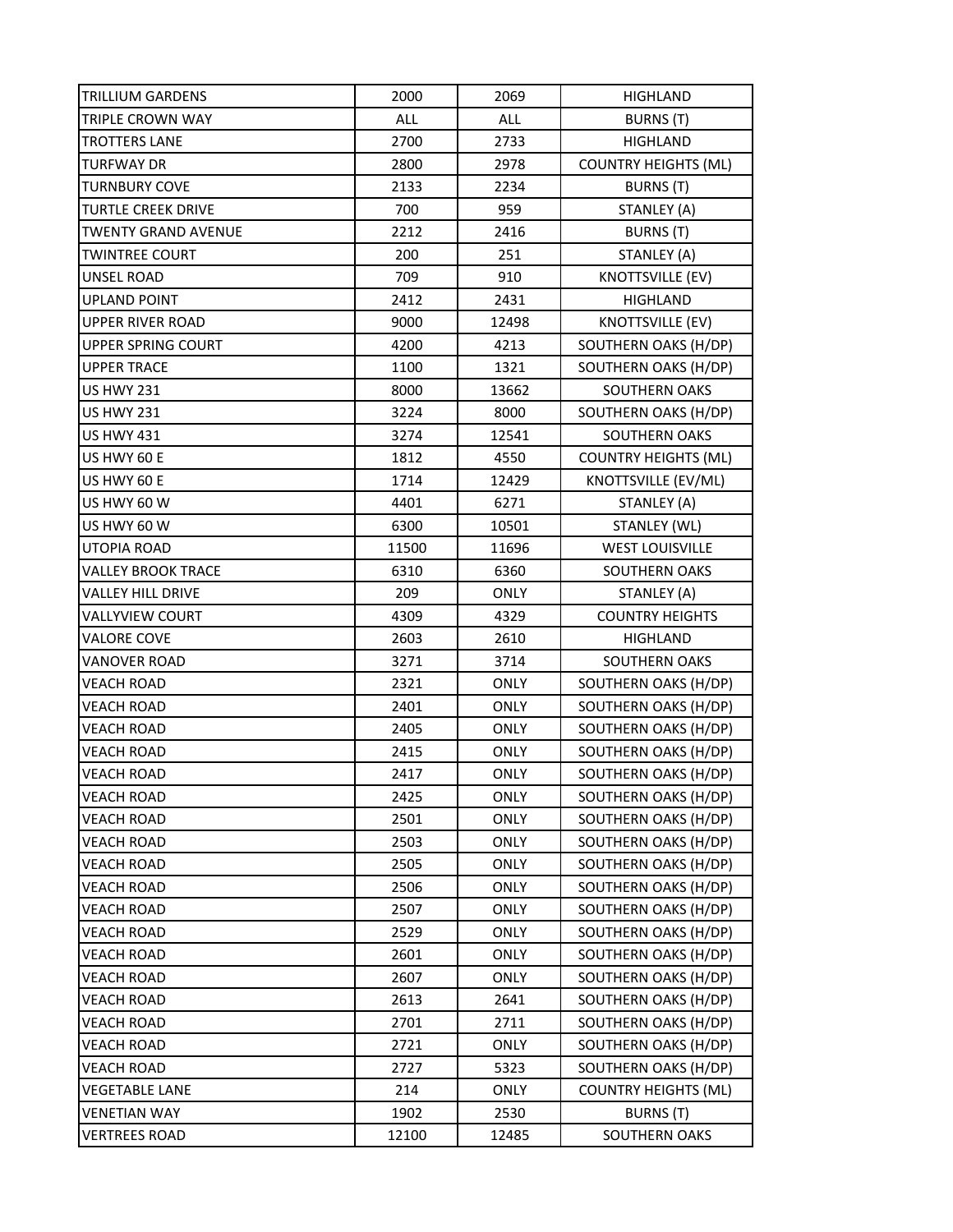| TRILLIUM GARDENS | 2000 | 2069 | HIGHLAND |
|---|---|---|---|
| TRIPLE CROWN WAY | ALL | ALL | BURNS (T) |
| TROTTERS LANE | 2700 | 2733 | HIGHLAND |
| TURFWAY DR | 2800 | 2978 | COUNTRY HEIGHTS (ML) |
| TURNBURY COVE | 2133 | 2234 | BURNS (T) |
| TURTLE CREEK DRIVE | 700 | 959 | STANLEY (A) |
| TWENTY GRAND AVENUE | 2212 | 2416 | BURNS (T) |
| TWINTREE COURT | 200 | 251 | STANLEY (A) |
| UNSEL ROAD | 709 | 910 | KNOTTSVILLE (EV) |
| UPLAND POINT | 2412 | 2431 | HIGHLAND |
| UPPER RIVER ROAD | 9000 | 12498 | KNOTTSVILLE (EV) |
| UPPER SPRING COURT | 4200 | 4213 | SOUTHERN OAKS (H/DP) |
| UPPER TRACE | 1100 | 1321 | SOUTHERN OAKS (H/DP) |
| US HWY 231 | 8000 | 13662 | SOUTHERN OAKS |
| US HWY 231 | 3224 | 8000 | SOUTHERN OAKS (H/DP) |
| US HWY 431 | 3274 | 12541 | SOUTHERN OAKS |
| US HWY 60 E | 1812 | 4550 | COUNTRY HEIGHTS (ML) |
| US HWY 60 E | 1714 | 12429 | KNOTTSVILLE (EV/ML) |
| US HWY 60 W | 4401 | 6271 | STANLEY (A) |
| US HWY 60 W | 6300 | 10501 | STANLEY (WL) |
| UTOPIA ROAD | 11500 | 11696 | WEST LOUISVILLE |
| VALLEY BROOK TRACE | 6310 | 6360 | SOUTHERN OAKS |
| VALLEY HILL DRIVE | 209 | ONLY | STANLEY (A) |
| VALLYVIEW COURT | 4309 | 4329 | COUNTRY HEIGHTS |
| VALORE COVE | 2603 | 2610 | HIGHLAND |
| VANOVER ROAD | 3271 | 3714 | SOUTHERN OAKS |
| VEACH ROAD | 2321 | ONLY | SOUTHERN OAKS (H/DP) |
| VEACH ROAD | 2401 | ONLY | SOUTHERN OAKS (H/DP) |
| VEACH ROAD | 2405 | ONLY | SOUTHERN OAKS (H/DP) |
| VEACH ROAD | 2415 | ONLY | SOUTHERN OAKS (H/DP) |
| VEACH ROAD | 2417 | ONLY | SOUTHERN OAKS (H/DP) |
| VEACH ROAD | 2425 | ONLY | SOUTHERN OAKS (H/DP) |
| VEACH ROAD | 2501 | ONLY | SOUTHERN OAKS (H/DP) |
| VEACH ROAD | 2503 | ONLY | SOUTHERN OAKS (H/DP) |
| VEACH ROAD | 2505 | ONLY | SOUTHERN OAKS (H/DP) |
| VEACH ROAD | 2506 | ONLY | SOUTHERN OAKS (H/DP) |
| VEACH ROAD | 2507 | ONLY | SOUTHERN OAKS (H/DP) |
| VEACH ROAD | 2529 | ONLY | SOUTHERN OAKS (H/DP) |
| VEACH ROAD | 2601 | ONLY | SOUTHERN OAKS (H/DP) |
| VEACH ROAD | 2607 | ONLY | SOUTHERN OAKS (H/DP) |
| VEACH ROAD | 2613 | 2641 | SOUTHERN OAKS (H/DP) |
| VEACH ROAD | 2701 | 2711 | SOUTHERN OAKS (H/DP) |
| VEACH ROAD | 2721 | ONLY | SOUTHERN OAKS (H/DP) |
| VEACH ROAD | 2727 | 5323 | SOUTHERN OAKS (H/DP) |
| VEGETABLE LANE | 214 | ONLY | COUNTRY HEIGHTS (ML) |
| VENETIAN WAY | 1902 | 2530 | BURNS (T) |
| VERTREES ROAD | 12100 | 12485 | SOUTHERN OAKS |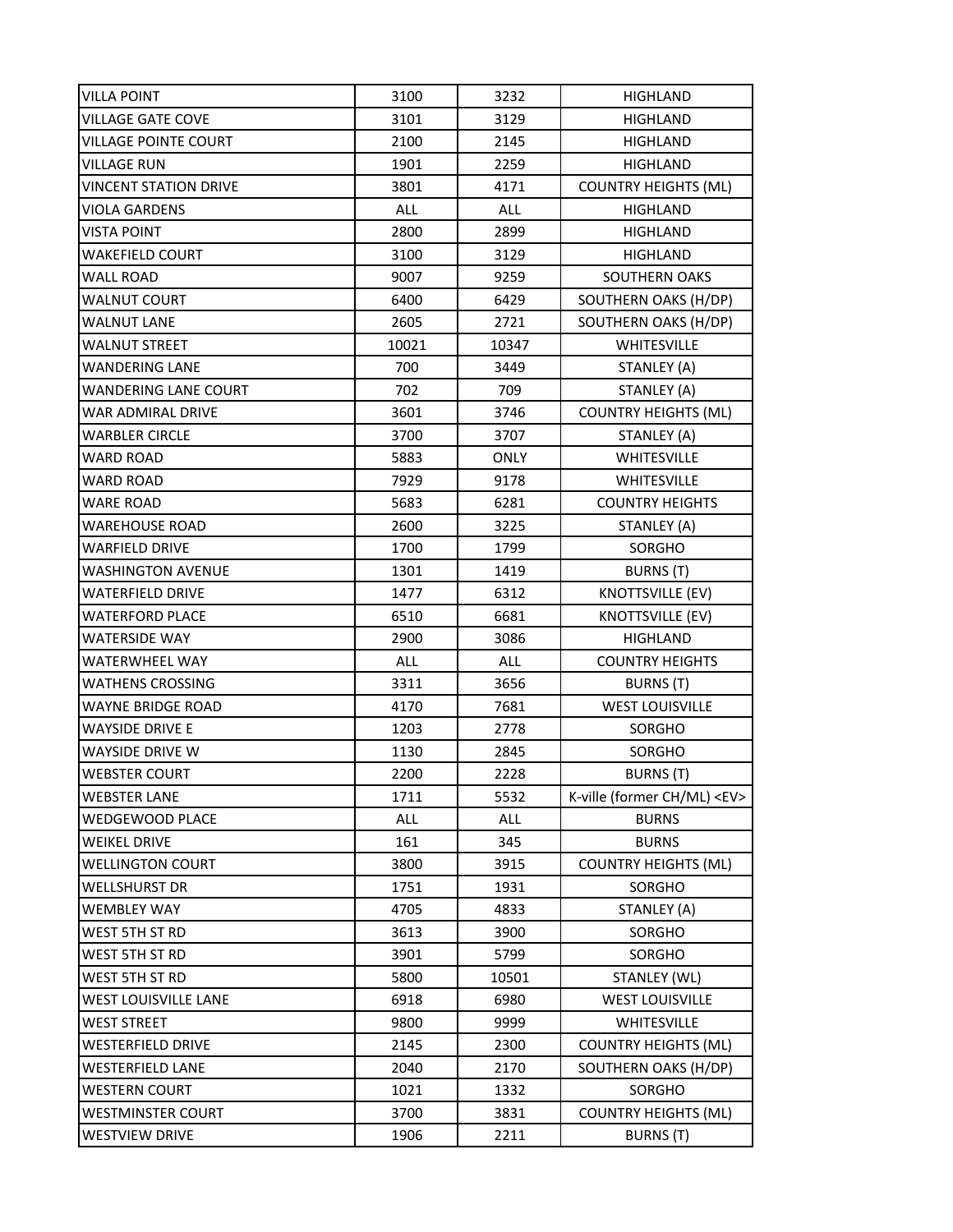| VILLA POINT | 3100 | 3232 | HIGHLAND |
|---|---|---|---|
| VILLAGE GATE COVE | 3101 | 3129 | HIGHLAND |
| VILLAGE POINTE COURT | 2100 | 2145 | HIGHLAND |
| VILLAGE RUN | 1901 | 2259 | HIGHLAND |
| VINCENT STATION DRIVE | 3801 | 4171 | COUNTRY HEIGHTS (ML) |
| VIOLA GARDENS | ALL | ALL | HIGHLAND |
| VISTA POINT | 2800 | 2899 | HIGHLAND |
| WAKEFIELD COURT | 3100 | 3129 | HIGHLAND |
| WALL ROAD | 9007 | 9259 | SOUTHERN OAKS |
| WALNUT COURT | 6400 | 6429 | SOUTHERN OAKS (H/DP) |
| WALNUT LANE | 2605 | 2721 | SOUTHERN OAKS (H/DP) |
| WALNUT STREET | 10021 | 10347 | WHITESVILLE |
| WANDERING LANE | 700 | 3449 | STANLEY (A) |
| WANDERING LANE COURT | 702 | 709 | STANLEY (A) |
| WAR ADMIRAL DRIVE | 3601 | 3746 | COUNTRY HEIGHTS (ML) |
| WARBLER CIRCLE | 3700 | 3707 | STANLEY (A) |
| WARD ROAD | 5883 | ONLY | WHITESVILLE |
| WARD ROAD | 7929 | 9178 | WHITESVILLE |
| WARE ROAD | 5683 | 6281 | COUNTRY HEIGHTS |
| WAREHOUSE ROAD | 2600 | 3225 | STANLEY (A) |
| WARFIELD DRIVE | 1700 | 1799 | SORGHO |
| WASHINGTON AVENUE | 1301 | 1419 | BURNS (T) |
| WATERFIELD DRIVE | 1477 | 6312 | KNOTTSVILLE (EV) |
| WATERFORD PLACE | 6510 | 6681 | KNOTTSVILLE (EV) |
| WATERSIDE WAY | 2900 | 3086 | HIGHLAND |
| WATERWHEEL WAY | ALL | ALL | COUNTRY HEIGHTS |
| WATHENS CROSSING | 3311 | 3656 | BURNS (T) |
| WAYNE BRIDGE ROAD | 4170 | 7681 | WEST LOUISVILLE |
| WAYSIDE DRIVE E | 1203 | 2778 | SORGHO |
| WAYSIDE DRIVE W | 1130 | 2845 | SORGHO |
| WEBSTER COURT | 2200 | 2228 | BURNS (T) |
| WEBSTER LANE | 1711 | 5532 | K-ville (former CH/ML) <EV> |
| WEDGEWOOD PLACE | ALL | ALL | BURNS |
| WEIKEL DRIVE | 161 | 345 | BURNS |
| WELLINGTON COURT | 3800 | 3915 | COUNTRY HEIGHTS (ML) |
| WELLSHURST DR | 1751 | 1931 | SORGHO |
| WEMBLEY WAY | 4705 | 4833 | STANLEY (A) |
| WEST 5TH ST RD | 3613 | 3900 | SORGHO |
| WEST 5TH ST RD | 3901 | 5799 | SORGHO |
| WEST 5TH ST RD | 5800 | 10501 | STANLEY (WL) |
| WEST LOUISVILLE LANE | 6918 | 6980 | WEST LOUISVILLE |
| WEST STREET | 9800 | 9999 | WHITESVILLE |
| WESTERFIELD DRIVE | 2145 | 2300 | COUNTRY HEIGHTS (ML) |
| WESTERFIELD LANE | 2040 | 2170 | SOUTHERN OAKS (H/DP) |
| WESTERN COURT | 1021 | 1332 | SORGHO |
| WESTMINSTER COURT | 3700 | 3831 | COUNTRY HEIGHTS (ML) |
| WESTVIEW DRIVE | 1906 | 2211 | BURNS (T) |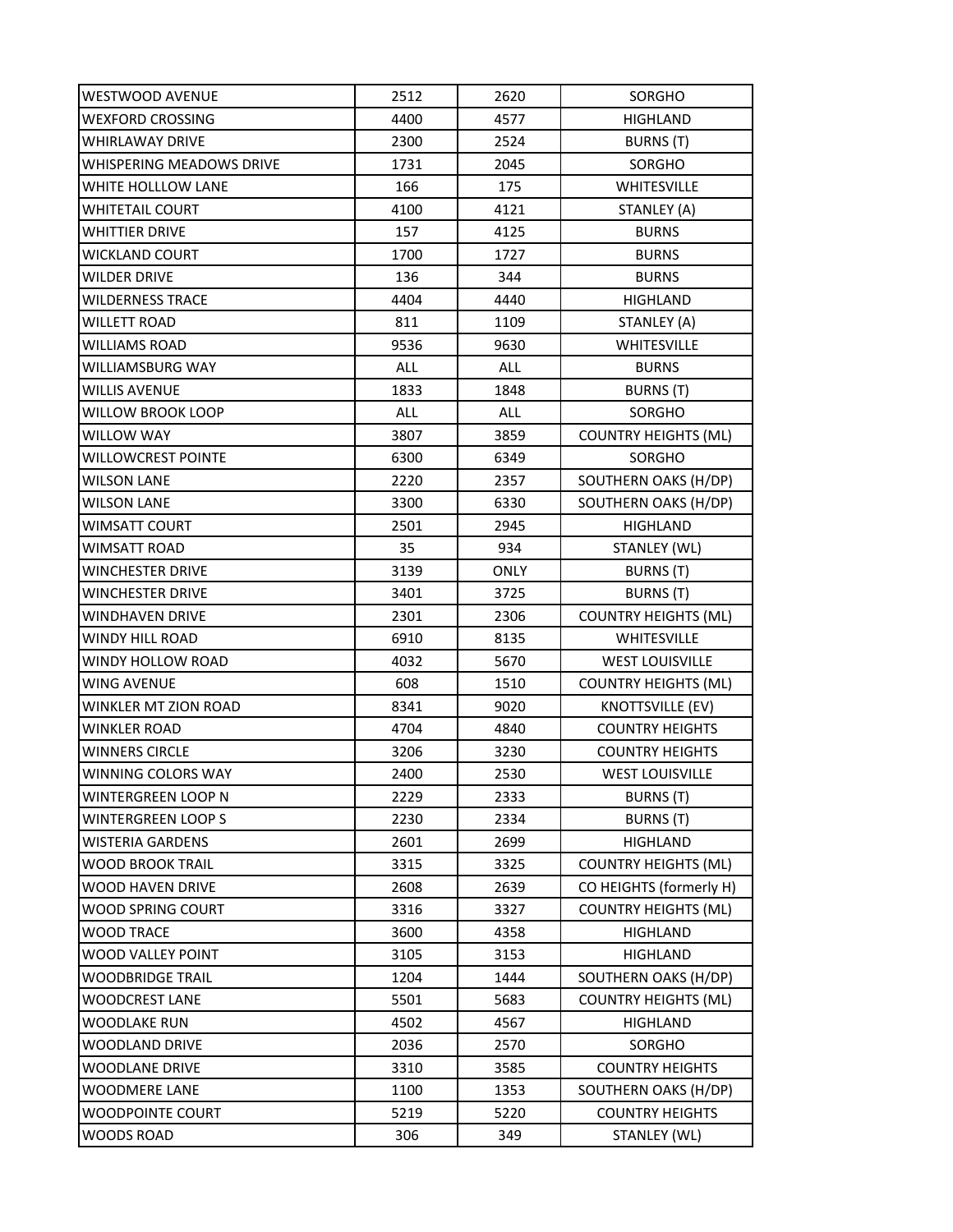| WESTWOOD AVENUE | 2512 | 2620 | SORGHO |
|---|---|---|---|
| WEXFORD CROSSING | 4400 | 4577 | HIGHLAND |
| WHIRLAWAY DRIVE | 2300 | 2524 | BURNS (T) |
| WHISPERING MEADOWS DRIVE | 1731 | 2045 | SORGHO |
| WHITE HOLLLOW LANE | 166 | 175 | WHITESVILLE |
| WHITETAIL COURT | 4100 | 4121 | STANLEY (A) |
| WHITTIER DRIVE | 157 | 4125 | BURNS |
| WICKLAND COURT | 1700 | 1727 | BURNS |
| WILDER DRIVE | 136 | 344 | BURNS |
| WILDERNESS TRACE | 4404 | 4440 | HIGHLAND |
| WILLETT ROAD | 811 | 1109 | STANLEY (A) |
| WILLIAMS ROAD | 9536 | 9630 | WHITESVILLE |
| WILLIAMSBURG WAY | ALL | ALL | BURNS |
| WILLIS AVENUE | 1833 | 1848 | BURNS (T) |
| WILLOW BROOK LOOP | ALL | ALL | SORGHO |
| WILLOW WAY | 3807 | 3859 | COUNTRY HEIGHTS (ML) |
| WILLOWCREST POINTE | 6300 | 6349 | SORGHO |
| WILSON LANE | 2220 | 2357 | SOUTHERN OAKS (H/DP) |
| WILSON LANE | 3300 | 6330 | SOUTHERN OAKS (H/DP) |
| WIMSATT COURT | 2501 | 2945 | HIGHLAND |
| WIMSATT ROAD | 35 | 934 | STANLEY (WL) |
| WINCHESTER DRIVE | 3139 | ONLY | BURNS (T) |
| WINCHESTER DRIVE | 3401 | 3725 | BURNS (T) |
| WINDHAVEN DRIVE | 2301 | 2306 | COUNTRY HEIGHTS (ML) |
| WINDY HILL ROAD | 6910 | 8135 | WHITESVILLE |
| WINDY HOLLOW ROAD | 4032 | 5670 | WEST LOUISVILLE |
| WING AVENUE | 608 | 1510 | COUNTRY HEIGHTS (ML) |
| WINKLER MT ZION ROAD | 8341 | 9020 | KNOTTSVILLE (EV) |
| WINKLER ROAD | 4704 | 4840 | COUNTRY HEIGHTS |
| WINNERS CIRCLE | 3206 | 3230 | COUNTRY HEIGHTS |
| WINNING COLORS WAY | 2400 | 2530 | WEST LOUISVILLE |
| WINTERGREEN LOOP N | 2229 | 2333 | BURNS (T) |
| WINTERGREEN LOOP S | 2230 | 2334 | BURNS (T) |
| WISTERIA GARDENS | 2601 | 2699 | HIGHLAND |
| WOOD BROOK TRAIL | 3315 | 3325 | COUNTRY HEIGHTS (ML) |
| WOOD HAVEN DRIVE | 2608 | 2639 | CO HEIGHTS (formerly H) |
| WOOD SPRING COURT | 3316 | 3327 | COUNTRY HEIGHTS (ML) |
| WOOD TRACE | 3600 | 4358 | HIGHLAND |
| WOOD VALLEY POINT | 3105 | 3153 | HIGHLAND |
| WOODBRIDGE TRAIL | 1204 | 1444 | SOUTHERN OAKS (H/DP) |
| WOODCREST LANE | 5501 | 5683 | COUNTRY HEIGHTS (ML) |
| WOODLAKE RUN | 4502 | 4567 | HIGHLAND |
| WOODLAND DRIVE | 2036 | 2570 | SORGHO |
| WOODLANE DRIVE | 3310 | 3585 | COUNTRY HEIGHTS |
| WOODMERE LANE | 1100 | 1353 | SOUTHERN OAKS (H/DP) |
| WOODPOINTE COURT | 5219 | 5220 | COUNTRY HEIGHTS |
| WOODS ROAD | 306 | 349 | STANLEY (WL) |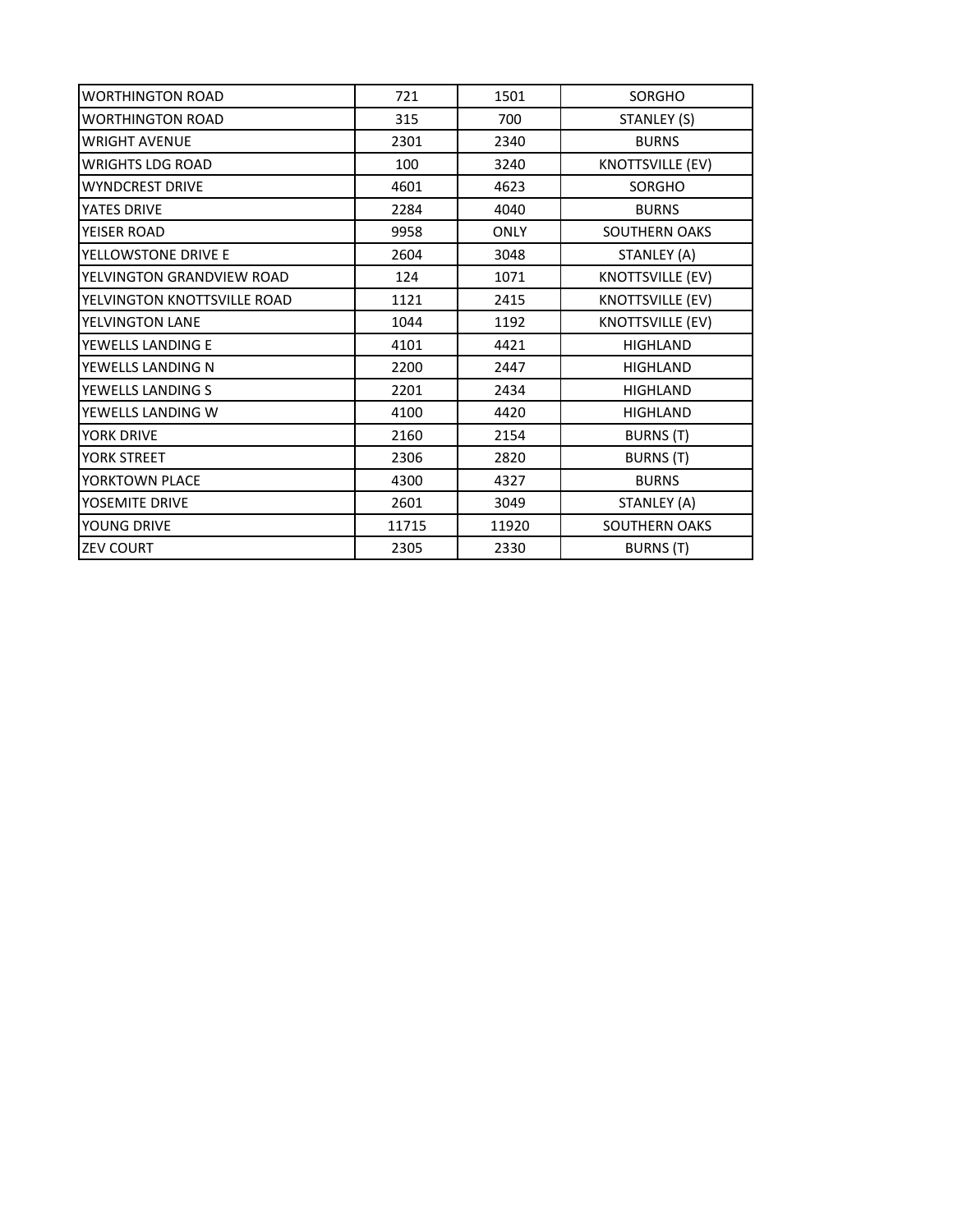| | | | |
|---|---|---|---|
| WORTHINGTON ROAD | 721 | 1501 | SORGHO |
| WORTHINGTON ROAD | 315 | 700 | STANLEY (S) |
| WRIGHT AVENUE | 2301 | 2340 | BURNS |
| WRIGHTS LDG ROAD | 100 | 3240 | KNOTTSVILLE (EV) |
| WYNDCREST DRIVE | 4601 | 4623 | SORGHO |
| YATES DRIVE | 2284 | 4040 | BURNS |
| YEISER ROAD | 9958 | ONLY | SOUTHERN OAKS |
| YELLOWSTONE DRIVE E | 2604 | 3048 | STANLEY (A) |
| YELVINGTON GRANDVIEW ROAD | 124 | 1071 | KNOTTSVILLE (EV) |
| YELVINGTON KNOTTSVILLE ROAD | 1121 | 2415 | KNOTTSVILLE (EV) |
| YELVINGTON LANE | 1044 | 1192 | KNOTTSVILLE (EV) |
| YEWELLS LANDING E | 4101 | 4421 | HIGHLAND |
| YEWELLS LANDING N | 2200 | 2447 | HIGHLAND |
| YEWELLS LANDING S | 2201 | 2434 | HIGHLAND |
| YEWELLS LANDING W | 4100 | 4420 | HIGHLAND |
| YORK DRIVE | 2160 | 2154 | BURNS (T) |
| YORK STREET | 2306 | 2820 | BURNS (T) |
| YORKTOWN PLACE | 4300 | 4327 | BURNS |
| YOSEMITE DRIVE | 2601 | 3049 | STANLEY (A) |
| YOUNG DRIVE | 11715 | 11920 | SOUTHERN OAKS |
| ZEV COURT | 2305 | 2330 | BURNS (T) |